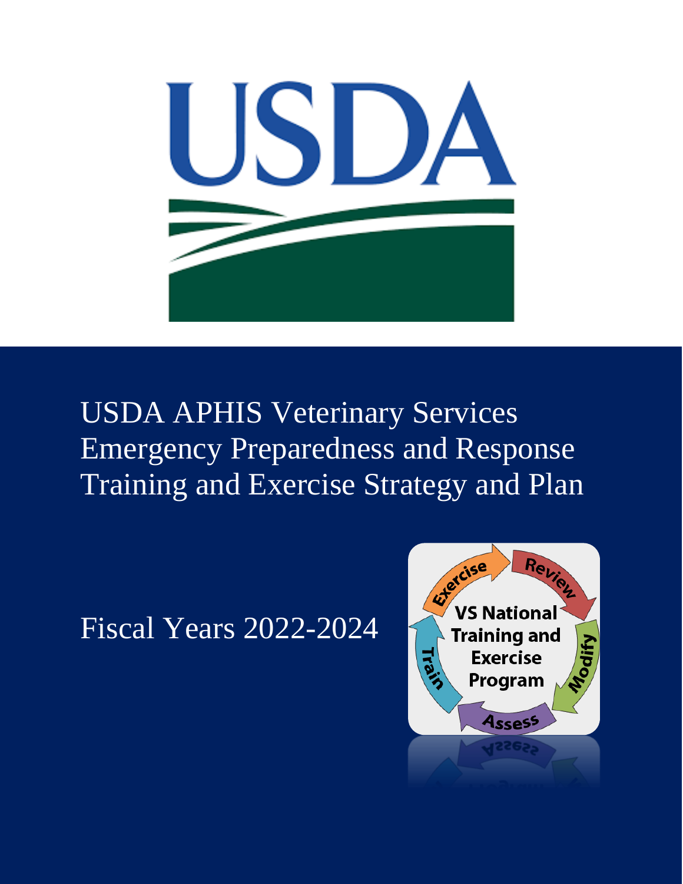# USDA APHIS Veterinary Services Emergency Preparedness and Response Training and Exercise Strategy and Plan

Fiscal Years 2022-2024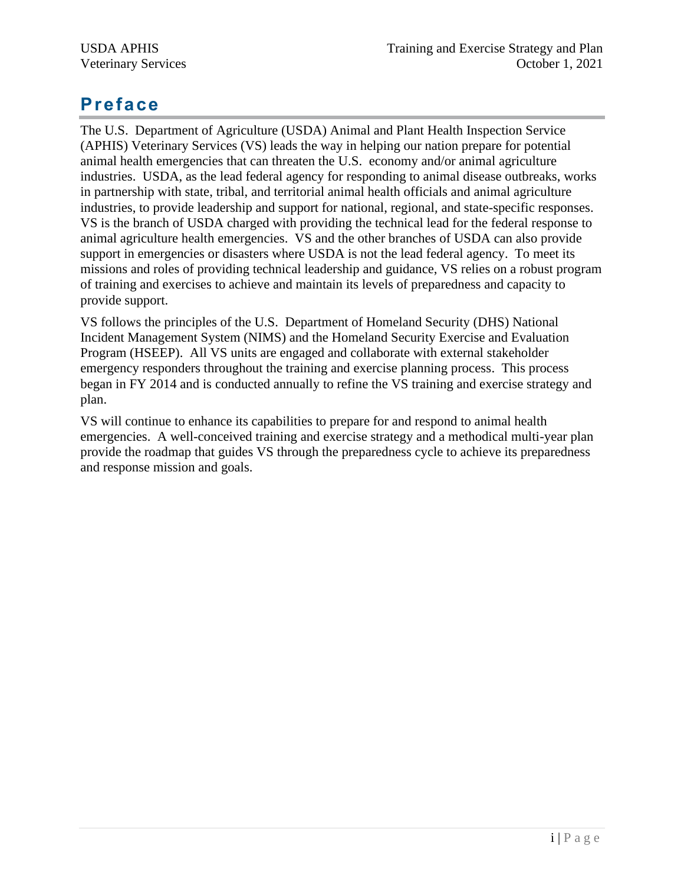# Preface

The U.S. Department of Agriculture (USDA) Animal and Plant Health Inspection Service (APHIS) Veterinary Services (VS) leads the way in helping our nation prepare for potential animal health emergencies that can threaten the U.S. economy and/or animal agriculture industries. USDA, as the lead federal agency for responding to animal disease outbreaks, works in partnership with state, tribal, and territorial animal health officials and animal agriculture industries, to provide leadership and support for national, regional, and state-specific responses. VS is the branch of USDA charged with providing the technical lead for the federal response to animal agriculture health emergencies. VS and the other branches of USDA can also provide support in emergencies or disasters where USDA is not the lead federal agency. To meet its missions and roles of providing technical leadership and guidance, VS relies on a robust program of training and exercises to achieve and maintain its levels of preparedness and capacity to provide support.

VS follows the principles of the U.S. Department of Homeland Security (DHS) National Incident Management System (NIMS) and the Homeland Security Exercise and Evaluation Program (HSEEP). All VS units are engaged and collaborate with external stakeholder emergency responders throughout the training and exercise planning process. This process began in FY 2014 and is conducted annually to refine the VS training and exercise strategy and plan.

VS will continue to enhance its capabilities to prepare for and respond to animal health emergencies. A well-conceived training and exercise strategy and a methodical multi-year plan provide the roadmap that guides VS through the preparedness cycle to achieve its preparedness and response mission and goals.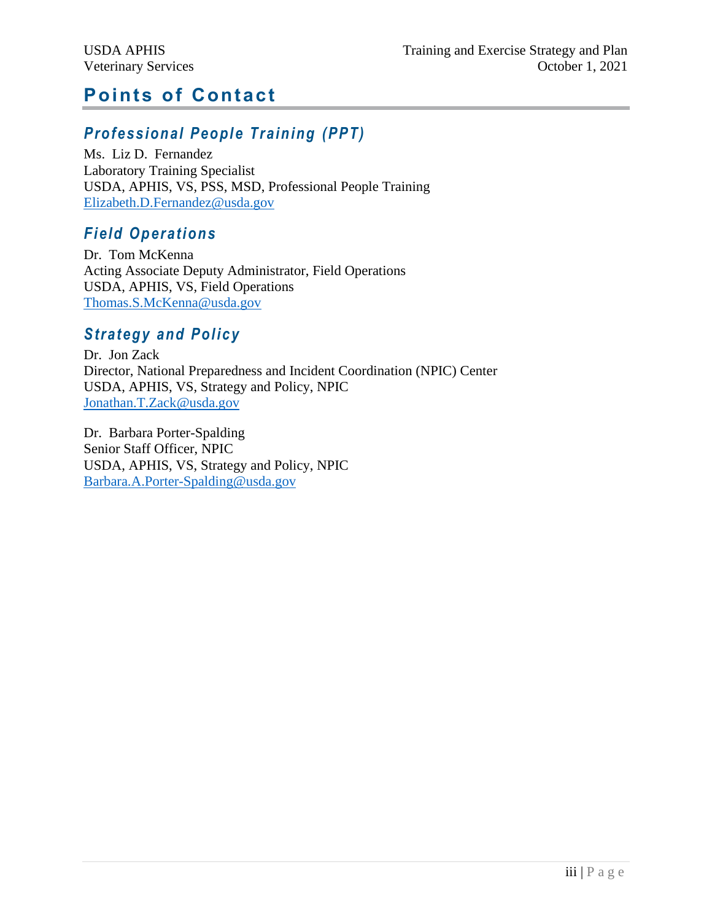# Points of Contact

## Professional People Training (PPT)

Ms. Liz D. Fernandez
Laboratory Training Specialist
USDA, APHIS, VS, PSS, MSD, Professional People Training
Elizabeth.D.Fernandez@usda.gov

## Field Operations

Dr. Tom McKenna
Acting Associate Deputy Administrator, Field Operations
USDA, APHIS, VS, Field Operations
Thomas.S.McKenna@usda.gov

## Strategy and Policy

Dr. Jon Zack
Director, National Preparedness and Incident Coordination (NPIC) Center
USDA, APHIS, VS, Strategy and Policy, NPIC
Jonathan.T.Zack@usda.gov

Dr. Barbara Porter-Spalding
Senior Staff Officer, NPIC
USDA, APHIS, VS, Strategy and Policy, NPIC
Barbara.A.Porter-Spalding@usda.gov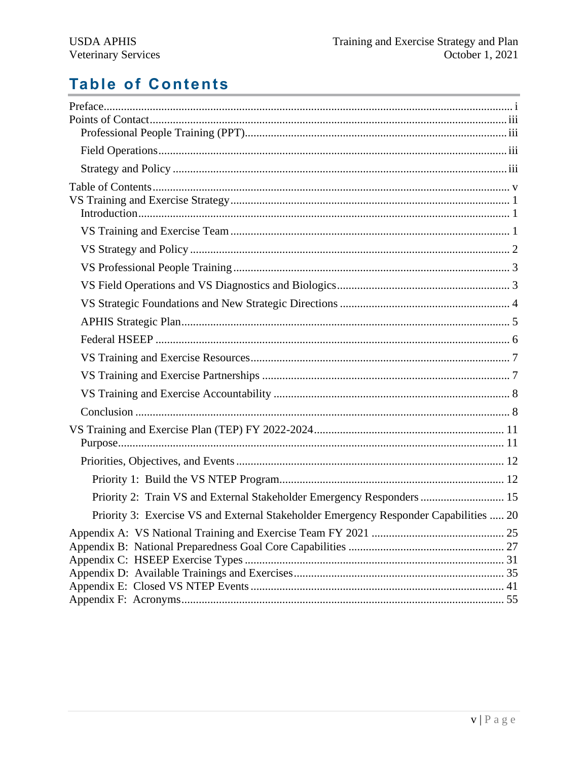# Table of Contents

Preface ........................................................................................................................................... i

Points of Contact ........................................................................................................................ iii

- Professional People Training (PPT) .......................................................................................... iii
- Field Operations ........................................................................................................................ iii
- Strategy and Policy ................................................................................................................... iii

Table of Contents ........................................................................................................................... v

VS Training and Exercise Strategy ................................................................................................ 1

- Introduction ................................................................................................................................ 1
- VS Training and Exercise Team ................................................................................................. 1
- VS Strategy and Policy ............................................................................................................... 2
- VS Professional People Training ................................................................................................ 3
- VS Field Operations and VS Diagnostics and Biologics ............................................................ 3
- VS Strategic Foundations and New Strategic Directions ............................................................ 4
- APHIS Strategic Plan .................................................................................................................. 5
- Federal HSEEP ........................................................................................................................... 6
- VS Training and Exercise Resources .......................................................................................... 7
- VS Training and Exercise Partnerships ...................................................................................... 7
- VS Training and Exercise Accountability .................................................................................. 8
- Conclusion .................................................................................................................................. 8

VS Training and Exercise Plan (TEP) FY 2022-2024 .................................................................. 11

- Purpose ..................................................................................................................................... 11
- Priorities, Objectives, and Events ............................................................................................. 12
  - Priority 1: Build the VS NTEP Program .............................................................................. 12
  - Priority 2: Train VS and External Stakeholder Emergency Responders ............................. 15
  - Priority 3: Exercise VS and External Stakeholder Emergency Responder Capabilities ..... 20

Appendix A: VS National Training and Exercise Team FY 2021 .............................................. 25

Appendix B: National Preparedness Goal Core Capabilities ...................................................... 27

Appendix C: HSEEP Exercise Types .......................................................................................... 31

Appendix D: Available Trainings and Exercises ........................................................................ 35

Appendix E: Closed VS NTEP Events ........................................................................................ 41

Appendix F: Acronyms ................................................................................................................ 55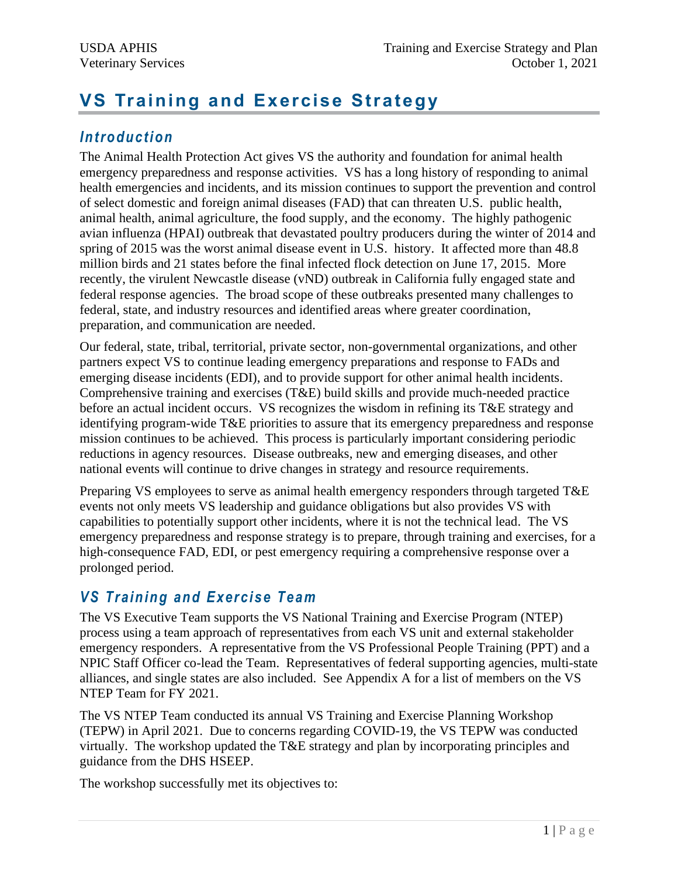# VS Training and Exercise Strategy

## *Introduction*

The Animal Health Protection Act gives VS the authority and foundation for animal health emergency preparedness and response activities. VS has a long history of responding to animal health emergencies and incidents, and its mission continues to support the prevention and control of select domestic and foreign animal diseases (FAD) that can threaten U.S. public health, animal health, animal agriculture, the food supply, and the economy. The highly pathogenic avian influenza (HPAI) outbreak that devastated poultry producers during the winter of 2014 and spring of 2015 was the worst animal disease event in U.S. history. It affected more than 48.8 million birds and 21 states before the final infected flock detection on June 17, 2015. More recently, the virulent Newcastle disease (vND) outbreak in California fully engaged state and federal response agencies. The broad scope of these outbreaks presented many challenges to federal, state, and industry resources and identified areas where greater coordination, preparation, and communication are needed.

Our federal, state, tribal, territorial, private sector, non-governmental organizations, and other partners expect VS to continue leading emergency preparations and response to FADs and emerging disease incidents (EDI), and to provide support for other animal health incidents. Comprehensive training and exercises (T&E) build skills and provide much-needed practice before an actual incident occurs. VS recognizes the wisdom in refining its T&E strategy and identifying program-wide T&E priorities to assure that its emergency preparedness and response mission continues to be achieved. This process is particularly important considering periodic reductions in agency resources. Disease outbreaks, new and emerging diseases, and other national events will continue to drive changes in strategy and resource requirements.

Preparing VS employees to serve as animal health emergency responders through targeted T&E events not only meets VS leadership and guidance obligations but also provides VS with capabilities to potentially support other incidents, where it is not the technical lead. The VS emergency preparedness and response strategy is to prepare, through training and exercises, for a high-consequence FAD, EDI, or pest emergency requiring a comprehensive response over a prolonged period.

## *VS Training and Exercise Team*

The VS Executive Team supports the VS National Training and Exercise Program (NTEP) process using a team approach of representatives from each VS unit and external stakeholder emergency responders. A representative from the VS Professional People Training (PPT) and a NPIC Staff Officer co-lead the Team. Representatives of federal supporting agencies, multi-state alliances, and single states are also included. See Appendix A for a list of members on the VS NTEP Team for FY 2021.

The VS NTEP Team conducted its annual VS Training and Exercise Planning Workshop (TEPW) in April 2021. Due to concerns regarding COVID-19, the VS TEPW was conducted virtually. The workshop updated the T&E strategy and plan by incorporating principles and guidance from the DHS HSEEP.

The workshop successfully met its objectives to: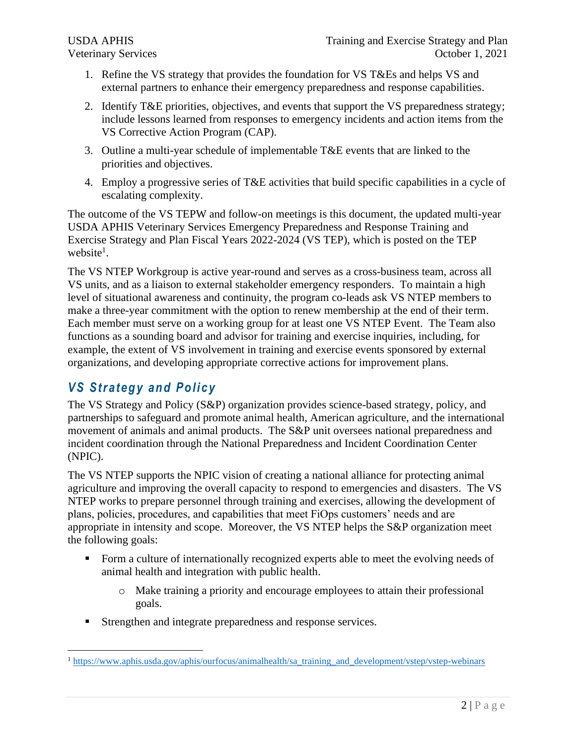1. Refine the VS strategy that provides the foundation for VS T&Es and helps VS and external partners to enhance their emergency preparedness and response capabilities.
2. Identify T&E priorities, objectives, and events that support the VS preparedness strategy; include lessons learned from responses to emergency incidents and action items from the VS Corrective Action Program (CAP).
3. Outline a multi-year schedule of implementable T&E events that are linked to the priorities and objectives.
4. Employ a progressive series of T&E activities that build specific capabilities in a cycle of escalating complexity.

The outcome of the VS TEPW and follow-on meetings is this document, the updated multi-year USDA APHIS Veterinary Services Emergency Preparedness and Response Training and Exercise Strategy and Plan Fiscal Years 2022-2024 (VS TEP), which is posted on the TEP website[1].

The VS NTEP Workgroup is active year-round and serves as a cross-business team, across all VS units, and as a liaison to external stakeholder emergency responders. To maintain a high level of situational awareness and continuity, the program co-leads ask VS NTEP members to make a three-year commitment with the option to renew membership at the end of their term. Each member must serve on a working group for at least one VS NTEP Event. The Team also functions as a sounding board and advisor for training and exercise inquiries, including, for example, the extent of VS involvement in training and exercise events sponsored by external organizations, and developing appropriate corrective actions for improvement plans.

## VS Strategy and Policy

The VS Strategy and Policy (S&P) organization provides science-based strategy, policy, and partnerships to safeguard and promote animal health, American agriculture, and the international movement of animals and animal products. The S&P unit oversees national preparedness and incident coordination through the National Preparedness and Incident Coordination Center (NPIC).

The VS NTEP supports the NPIC vision of creating a national alliance for protecting animal agriculture and improving the overall capacity to respond to emergencies and disasters. The VS NTEP works to prepare personnel through training and exercises, allowing the development of plans, policies, procedures, and capabilities that meet FiOps customers' needs and are appropriate in intensity and scope. Moreover, the VS NTEP helps the S&P organization meet the following goals:

- Form a culture of internationally recognized experts able to meet the evolving needs of animal health and integration with public health.
  - Make training a priority and encourage employees to attain their professional goals.
- Strengthen and integrate preparedness and response services.

[1] https://www.aphis.usda.gov/aphis/ourfocus/animalhealth/sa_training_and_development/vstep/vstep-webinars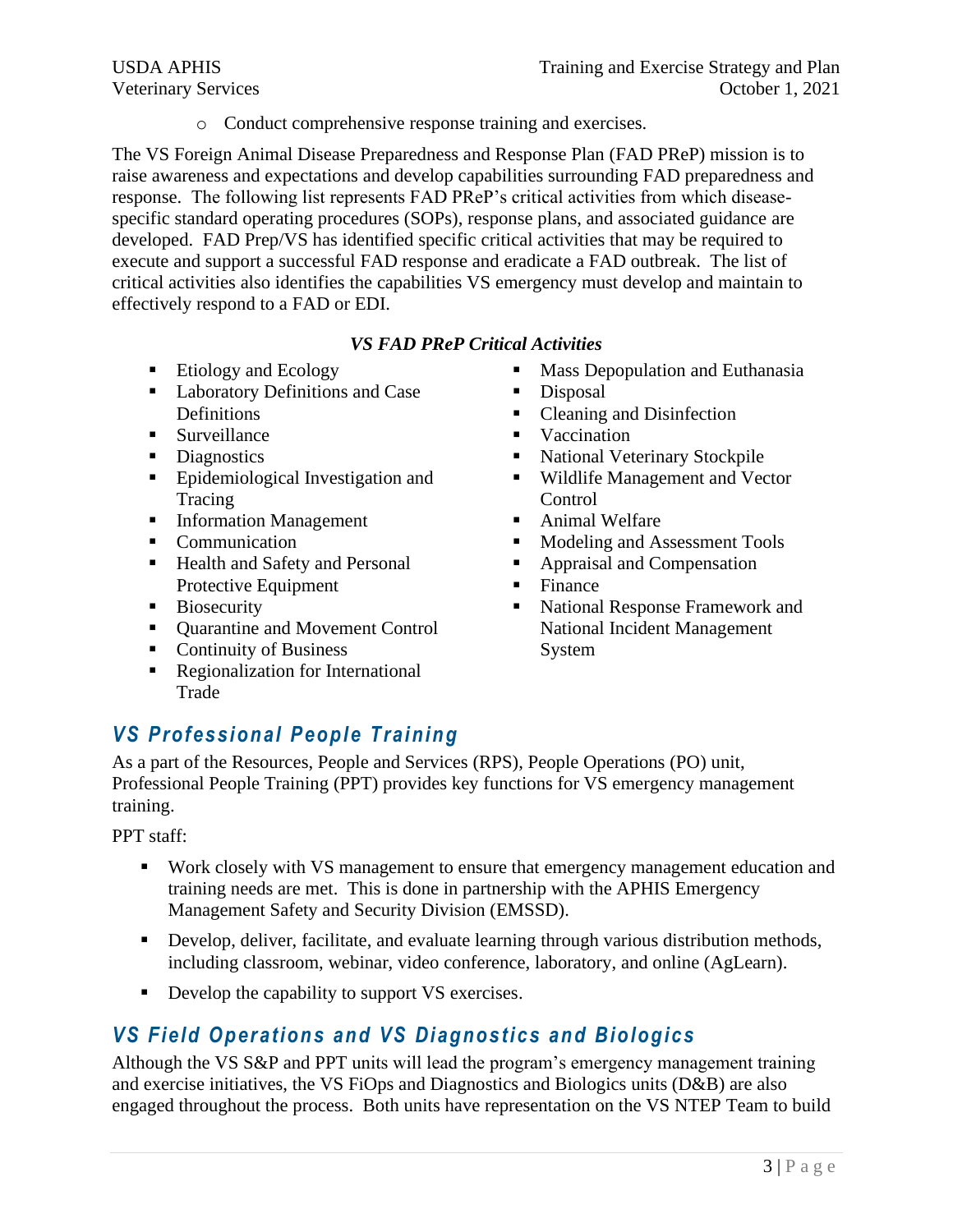- Conduct comprehensive response training and exercises.

The VS Foreign Animal Disease Preparedness and Response Plan (FAD PReP) mission is to raise awareness and expectations and develop capabilities surrounding FAD preparedness and response. The following list represents FAD PReP's critical activities from which disease-specific standard operating procedures (SOPs), response plans, and associated guidance are developed. FAD Prep/VS has identified specific critical activities that may be required to execute and support a successful FAD response and eradicate a FAD outbreak. The list of critical activities also identifies the capabilities VS emergency must develop and maintain to effectively respond to a FAD or EDI.

***VS FAD PReP Critical Activities***

- Etiology and Ecology
- Laboratory Definitions and Case Definitions
- Surveillance
- Diagnostics
- Epidemiological Investigation and Tracing
- Information Management
- Communication
- Health and Safety and Personal Protective Equipment
- Biosecurity
- Quarantine and Movement Control
- Continuity of Business
- Regionalization for International Trade
- Mass Depopulation and Euthanasia
- Disposal
- Cleaning and Disinfection
- Vaccination
- National Veterinary Stockpile
- Wildlife Management and Vector Control
- Animal Welfare
- Modeling and Assessment Tools
- Appraisal and Compensation
- Finance
- National Response Framework and National Incident Management System

## *VS Professional People Training*

As a part of the Resources, People and Services (RPS), People Operations (PO) unit, Professional People Training (PPT) provides key functions for VS emergency management training.

PPT staff:

- Work closely with VS management to ensure that emergency management education and training needs are met. This is done in partnership with the APHIS Emergency Management Safety and Security Division (EMSSD).
- Develop, deliver, facilitate, and evaluate learning through various distribution methods, including classroom, webinar, video conference, laboratory, and online (AgLearn).
- Develop the capability to support VS exercises.

## *VS Field Operations and VS Diagnostics and Biologics*

Although the VS S&P and PPT units will lead the program's emergency management training and exercise initiatives, the VS FiOps and Diagnostics and Biologics units (D&B) are also engaged throughout the process. Both units have representation on the VS NTEP Team to build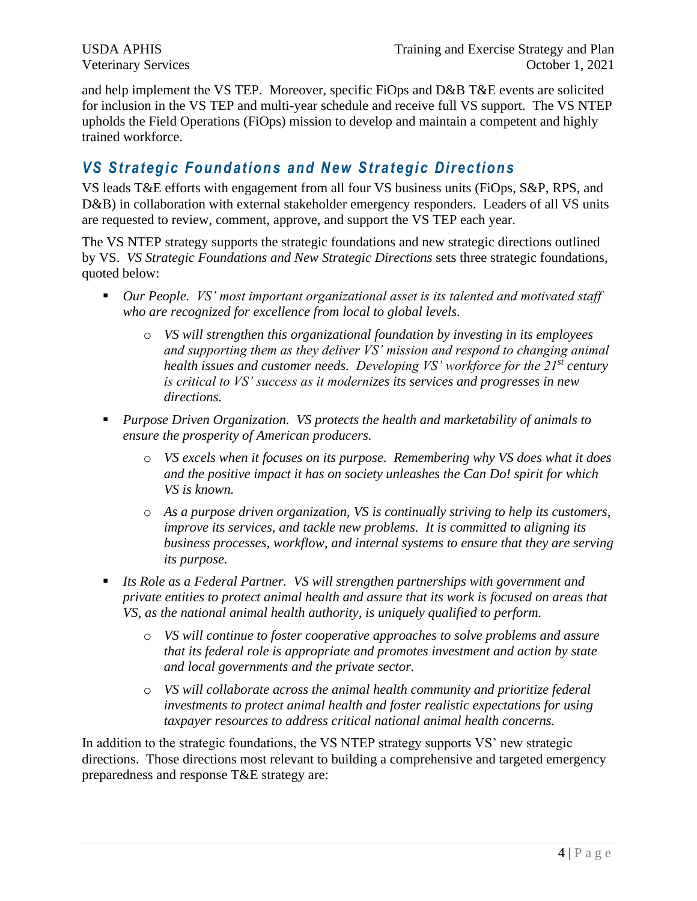and help implement the VS TEP. Moreover, specific FiOps and D&B T&E events are solicited for inclusion in the VS TEP and multi-year schedule and receive full VS support. The VS NTEP upholds the Field Operations (FiOps) mission to develop and maintain a competent and highly trained workforce.

## VS Strategic Foundations and New Strategic Directions

VS leads T&E efforts with engagement from all four VS business units (FiOps, S&P, RPS, and D&B) in collaboration with external stakeholder emergency responders. Leaders of all VS units are requested to review, comment, approve, and support the VS TEP each year.

The VS NTEP strategy supports the strategic foundations and new strategic directions outlined by VS. *VS Strategic Foundations and New Strategic Directions* sets three strategic foundations, quoted below:

- *Our People. VS' most important organizational asset is its talented and motivated staff who are recognized for excellence from local to global levels.*
    - *VS will strengthen this organizational foundation by investing in its employees and supporting them as they deliver VS' mission and respond to changing animal health issues and customer needs. Developing VS' workforce for the 21st century is critical to VS' success as it modernizes its services and progresses in new directions.*
- *Purpose Driven Organization. VS protects the health and marketability of animals to ensure the prosperity of American producers.*
    - *VS excels when it focuses on its purpose. Remembering why VS does what it does and the positive impact it has on society unleashes the Can Do! spirit for which VS is known.*
    - *As a purpose driven organization, VS is continually striving to help its customers, improve its services, and tackle new problems. It is committed to aligning its business processes, workflow, and internal systems to ensure that they are serving its purpose.*
- *Its Role as a Federal Partner. VS will strengthen partnerships with government and private entities to protect animal health and assure that its work is focused on areas that VS, as the national animal health authority, is uniquely qualified to perform.*
    - *VS will continue to foster cooperative approaches to solve problems and assure that its federal role is appropriate and promotes investment and action by state and local governments and the private sector.*
    - *VS will collaborate across the animal health community and prioritize federal investments to protect animal health and foster realistic expectations for using taxpayer resources to address critical national animal health concerns.*

In addition to the strategic foundations, the VS NTEP strategy supports VS' new strategic directions. Those directions most relevant to building a comprehensive and targeted emergency preparedness and response T&E strategy are: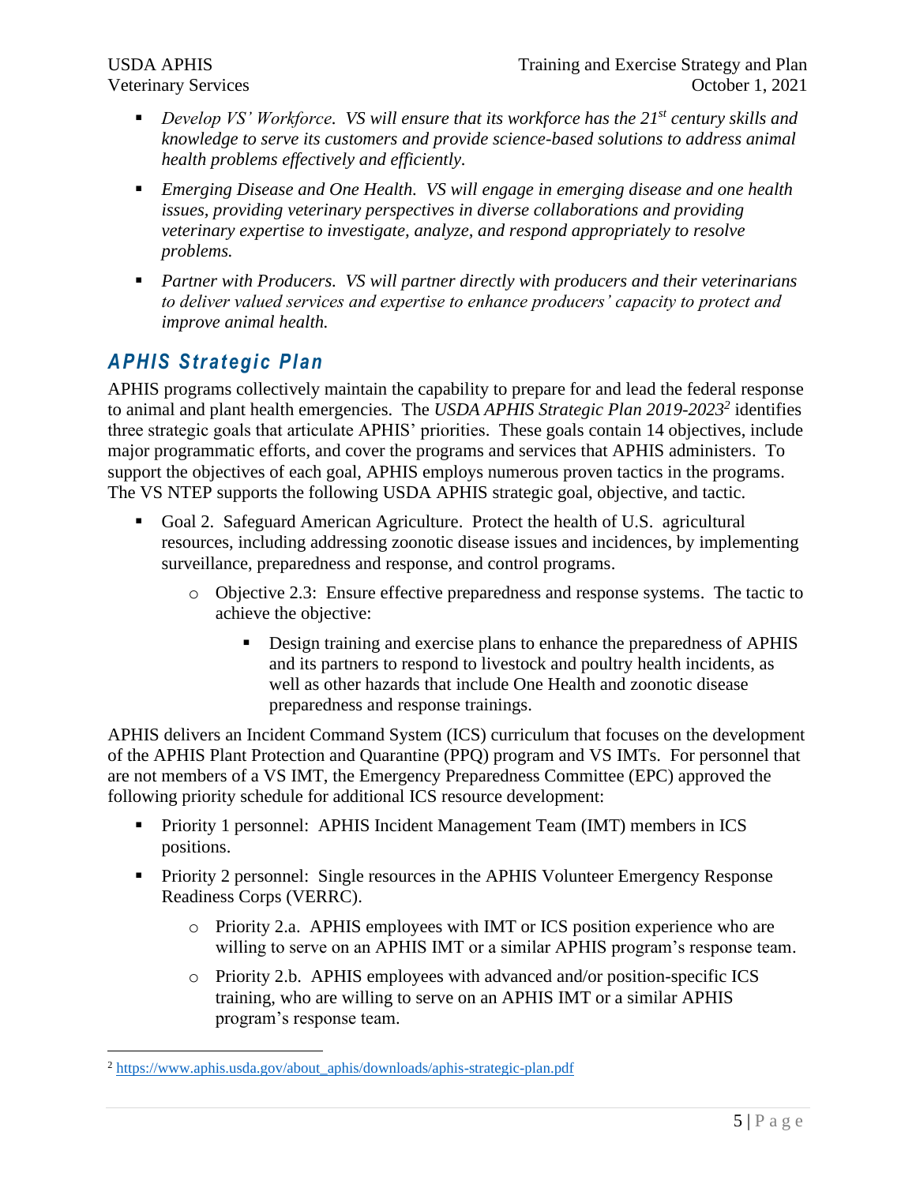- *Develop VS' Workforce. VS will ensure that its workforce has the 21st century skills and knowledge to serve its customers and provide science-based solutions to address animal health problems effectively and efficiently.*
- *Emerging Disease and One Health. VS will engage in emerging disease and one health issues, providing veterinary perspectives in diverse collaborations and providing veterinary expertise to investigate, analyze, and respond appropriately to resolve problems.*
- *Partner with Producers. VS will partner directly with producers and their veterinarians to deliver valued services and expertise to enhance producers' capacity to protect and improve animal health.*

## APHIS Strategic Plan

APHIS programs collectively maintain the capability to prepare for and lead the federal response to animal and plant health emergencies. The *USDA APHIS Strategic Plan 2019-2023*[2] identifies three strategic goals that articulate APHIS' priorities. These goals contain 14 objectives, include major programmatic efforts, and cover the programs and services that APHIS administers. To support the objectives of each goal, APHIS employs numerous proven tactics in the programs. The VS NTEP supports the following USDA APHIS strategic goal, objective, and tactic.

- Goal 2. Safeguard American Agriculture. Protect the health of U.S. agricultural resources, including addressing zoonotic disease issues and incidences, by implementing surveillance, preparedness and response, and control programs.
  - Objective 2.3: Ensure effective preparedness and response systems. The tactic to achieve the objective:
    - Design training and exercise plans to enhance the preparedness of APHIS and its partners to respond to livestock and poultry health incidents, as well as other hazards that include One Health and zoonotic disease preparedness and response trainings.

APHIS delivers an Incident Command System (ICS) curriculum that focuses on the development of the APHIS Plant Protection and Quarantine (PPQ) program and VS IMTs. For personnel that are not members of a VS IMT, the Emergency Preparedness Committee (EPC) approved the following priority schedule for additional ICS resource development:

- Priority 1 personnel: APHIS Incident Management Team (IMT) members in ICS positions.
- Priority 2 personnel: Single resources in the APHIS Volunteer Emergency Response Readiness Corps (VERRC).
  - Priority 2.a. APHIS employees with IMT or ICS position experience who are willing to serve on an APHIS IMT or a similar APHIS program's response team.
  - Priority 2.b. APHIS employees with advanced and/or position-specific ICS training, who are willing to serve on an APHIS IMT or a similar APHIS program's response team.

[2] https://www.aphis.usda.gov/about_aphis/downloads/aphis-strategic-plan.pdf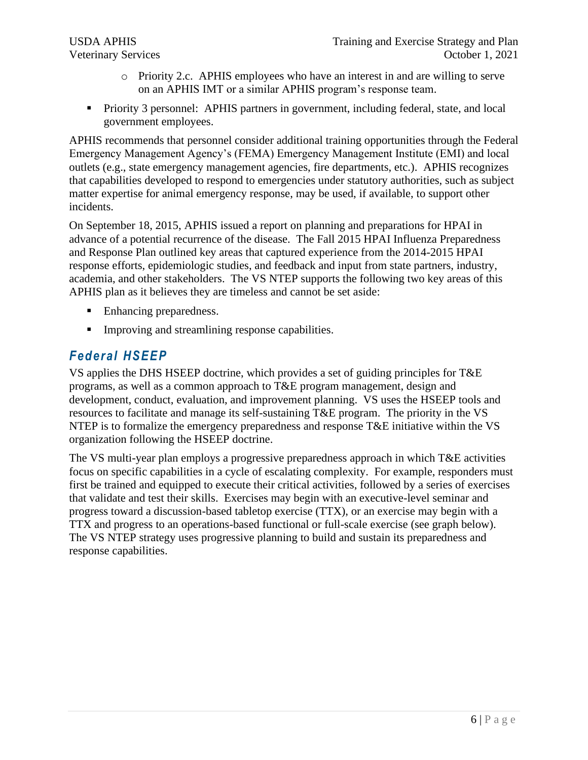- Priority 2.c. APHIS employees who have an interest in and are willing to serve on an APHIS IMT or a similar APHIS program's response team.

- Priority 3 personnel: APHIS partners in government, including federal, state, and local government employees.

APHIS recommends that personnel consider additional training opportunities through the Federal Emergency Management Agency's (FEMA) Emergency Management Institute (EMI) and local outlets (e.g., state emergency management agencies, fire departments, etc.). APHIS recognizes that capabilities developed to respond to emergencies under statutory authorities, such as subject matter expertise for animal emergency response, may be used, if available, to support other incidents.

On September 18, 2015, APHIS issued a report on planning and preparations for HPAI in advance of a potential recurrence of the disease. The Fall 2015 HPAI Influenza Preparedness and Response Plan outlined key areas that captured experience from the 2014-2015 HPAI response efforts, epidemiologic studies, and feedback and input from state partners, industry, academia, and other stakeholders. The VS NTEP supports the following two key areas of this APHIS plan as it believes they are timeless and cannot be set aside:

- Enhancing preparedness.
- Improving and streamlining response capabilities.

## *Federal HSEEP*

VS applies the DHS HSEEP doctrine, which provides a set of guiding principles for T&E programs, as well as a common approach to T&E program management, design and development, conduct, evaluation, and improvement planning. VS uses the HSEEP tools and resources to facilitate and manage its self-sustaining T&E program. The priority in the VS NTEP is to formalize the emergency preparedness and response T&E initiative within the VS organization following the HSEEP doctrine.

The VS multi-year plan employs a progressive preparedness approach in which T&E activities focus on specific capabilities in a cycle of escalating complexity. For example, responders must first be trained and equipped to execute their critical activities, followed by a series of exercises that validate and test their skills. Exercises may begin with an executive-level seminar and progress toward a discussion-based tabletop exercise (TTX), or an exercise may begin with a TTX and progress to an operations-based functional or full-scale exercise (see graph below). The VS NTEP strategy uses progressive planning to build and sustain its preparedness and response capabilities.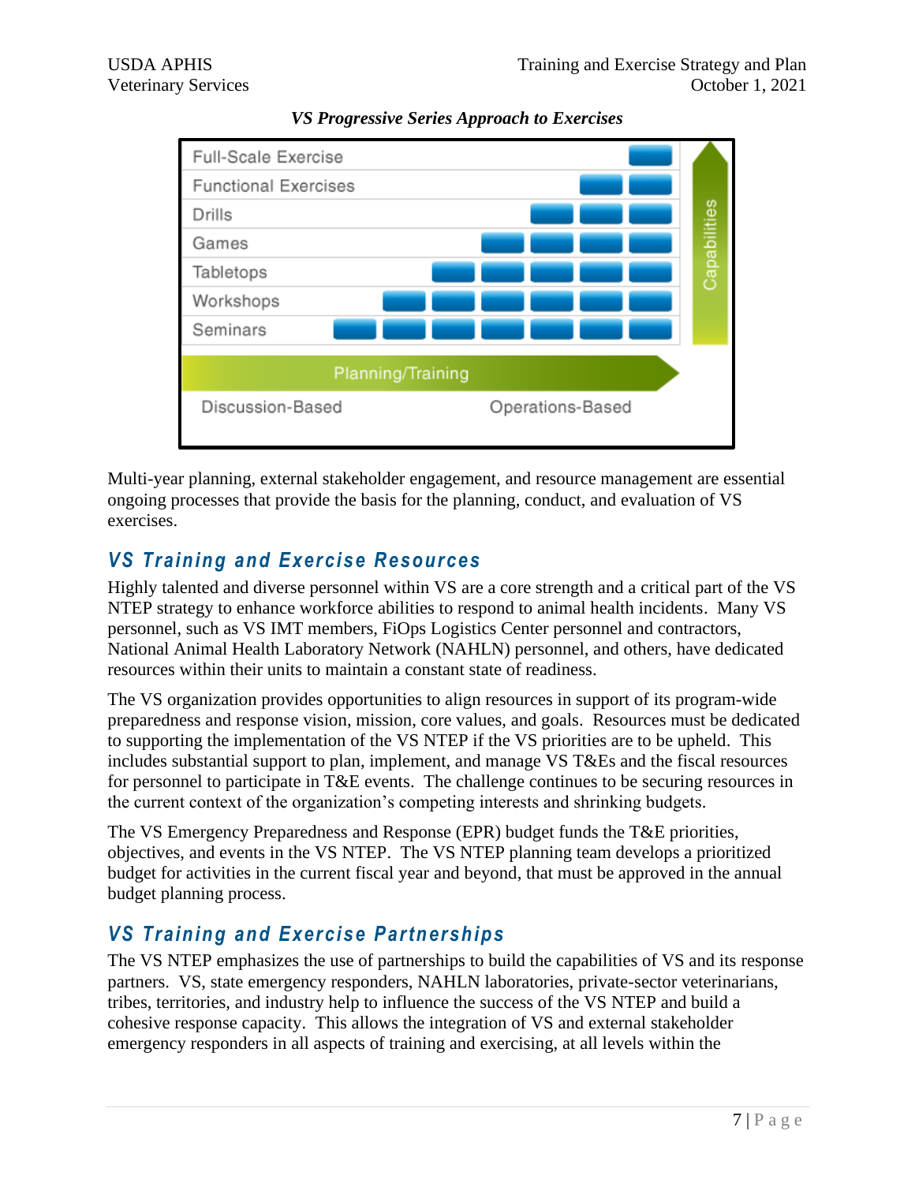*VS Progressive Series Approach to Exercises*

| Full-Scale Exercise |
|---|
| Functional Exercises |
| Drills |
| Games |
| Tabletops |
| Workshops |
| Seminars |

Planning/Training

Discussion-Based — Operations-Based

Capabilities

Multi-year planning, external stakeholder engagement, and resource management are essential ongoing processes that provide the basis for the planning, conduct, and evaluation of VS exercises.

## VS Training and Exercise Resources

Highly talented and diverse personnel within VS are a core strength and a critical part of the VS NTEP strategy to enhance workforce abilities to respond to animal health incidents. Many VS personnel, such as VS IMT members, FiOps Logistics Center personnel and contractors, National Animal Health Laboratory Network (NAHLN) personnel, and others, have dedicated resources within their units to maintain a constant state of readiness.

The VS organization provides opportunities to align resources in support of its program-wide preparedness and response vision, mission, core values, and goals. Resources must be dedicated to supporting the implementation of the VS NTEP if the VS priorities are to be upheld. This includes substantial support to plan, implement, and manage VS T&Es and the fiscal resources for personnel to participate in T&E events. The challenge continues to be securing resources in the current context of the organization's competing interests and shrinking budgets.

The VS Emergency Preparedness and Response (EPR) budget funds the T&E priorities, objectives, and events in the VS NTEP. The VS NTEP planning team develops a prioritized budget for activities in the current fiscal year and beyond, that must be approved in the annual budget planning process.

## VS Training and Exercise Partnerships

The VS NTEP emphasizes the use of partnerships to build the capabilities of VS and its response partners. VS, state emergency responders, NAHLN laboratories, private-sector veterinarians, tribes, territories, and industry help to influence the success of the VS NTEP and build a cohesive response capacity. This allows the integration of VS and external stakeholder emergency responders in all aspects of training and exercising, at all levels within the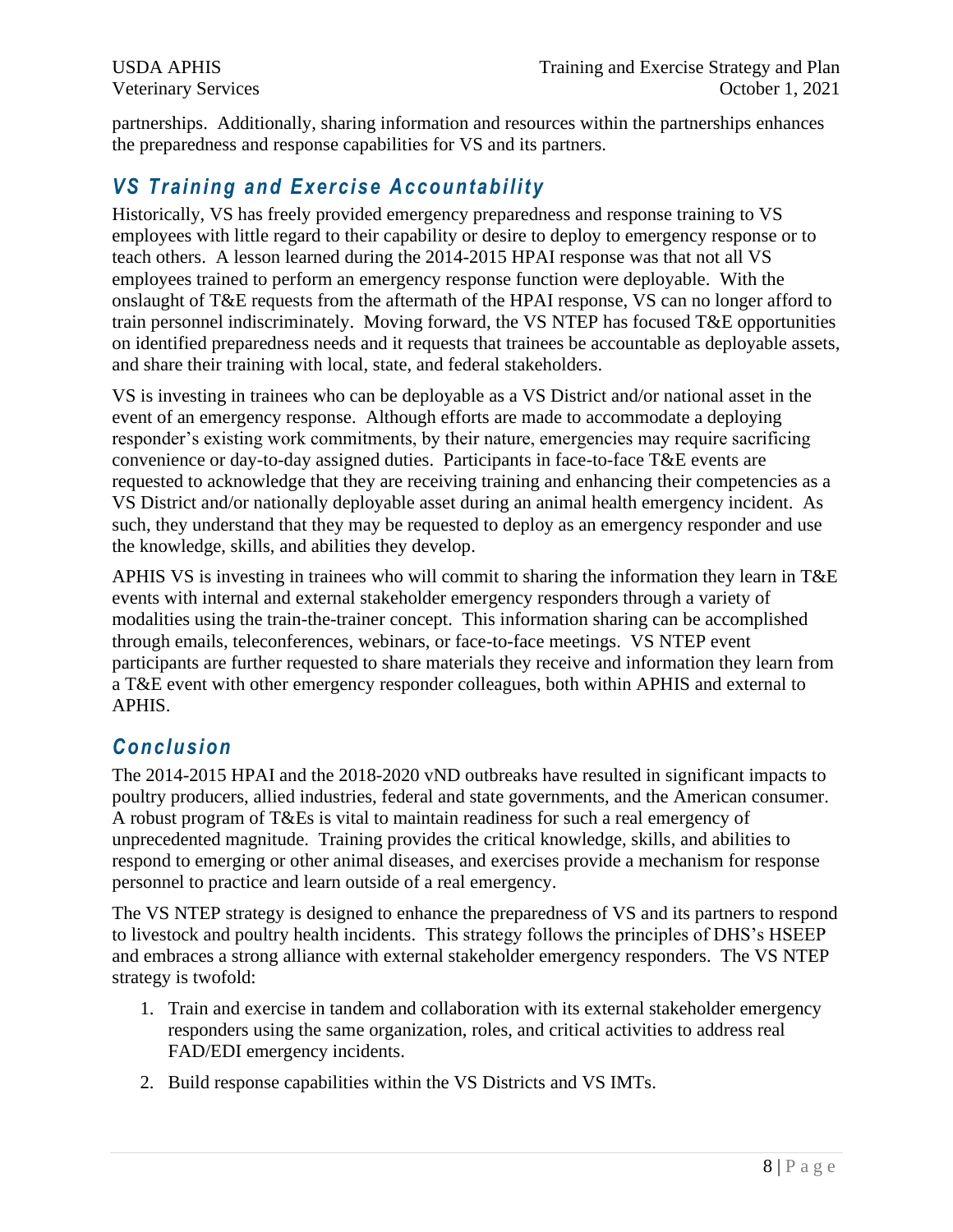partnerships. Additionally, sharing information and resources within the partnerships enhances the preparedness and response capabilities for VS and its partners.

## *VS Training and Exercise Accountability*

Historically, VS has freely provided emergency preparedness and response training to VS employees with little regard to their capability or desire to deploy to emergency response or to teach others. A lesson learned during the 2014-2015 HPAI response was that not all VS employees trained to perform an emergency response function were deployable. With the onslaught of T&E requests from the aftermath of the HPAI response, VS can no longer afford to train personnel indiscriminately. Moving forward, the VS NTEP has focused T&E opportunities on identified preparedness needs and it requests that trainees be accountable as deployable assets, and share their training with local, state, and federal stakeholders.

VS is investing in trainees who can be deployable as a VS District and/or national asset in the event of an emergency response. Although efforts are made to accommodate a deploying responder's existing work commitments, by their nature, emergencies may require sacrificing convenience or day-to-day assigned duties. Participants in face-to-face T&E events are requested to acknowledge that they are receiving training and enhancing their competencies as a VS District and/or nationally deployable asset during an animal health emergency incident. As such, they understand that they may be requested to deploy as an emergency responder and use the knowledge, skills, and abilities they develop.

APHIS VS is investing in trainees who will commit to sharing the information they learn in T&E events with internal and external stakeholder emergency responders through a variety of modalities using the train-the-trainer concept. This information sharing can be accomplished through emails, teleconferences, webinars, or face-to-face meetings. VS NTEP event participants are further requested to share materials they receive and information they learn from a T&E event with other emergency responder colleagues, both within APHIS and external to APHIS.

## *Conclusion*

The 2014-2015 HPAI and the 2018-2020 vND outbreaks have resulted in significant impacts to poultry producers, allied industries, federal and state governments, and the American consumer. A robust program of T&Es is vital to maintain readiness for such a real emergency of unprecedented magnitude. Training provides the critical knowledge, skills, and abilities to respond to emerging or other animal diseases, and exercises provide a mechanism for response personnel to practice and learn outside of a real emergency.

The VS NTEP strategy is designed to enhance the preparedness of VS and its partners to respond to livestock and poultry health incidents. This strategy follows the principles of DHS's HSEEP and embraces a strong alliance with external stakeholder emergency responders. The VS NTEP strategy is twofold:

1. Train and exercise in tandem and collaboration with its external stakeholder emergency responders using the same organization, roles, and critical activities to address real FAD/EDI emergency incidents.
2. Build response capabilities within the VS Districts and VS IMTs.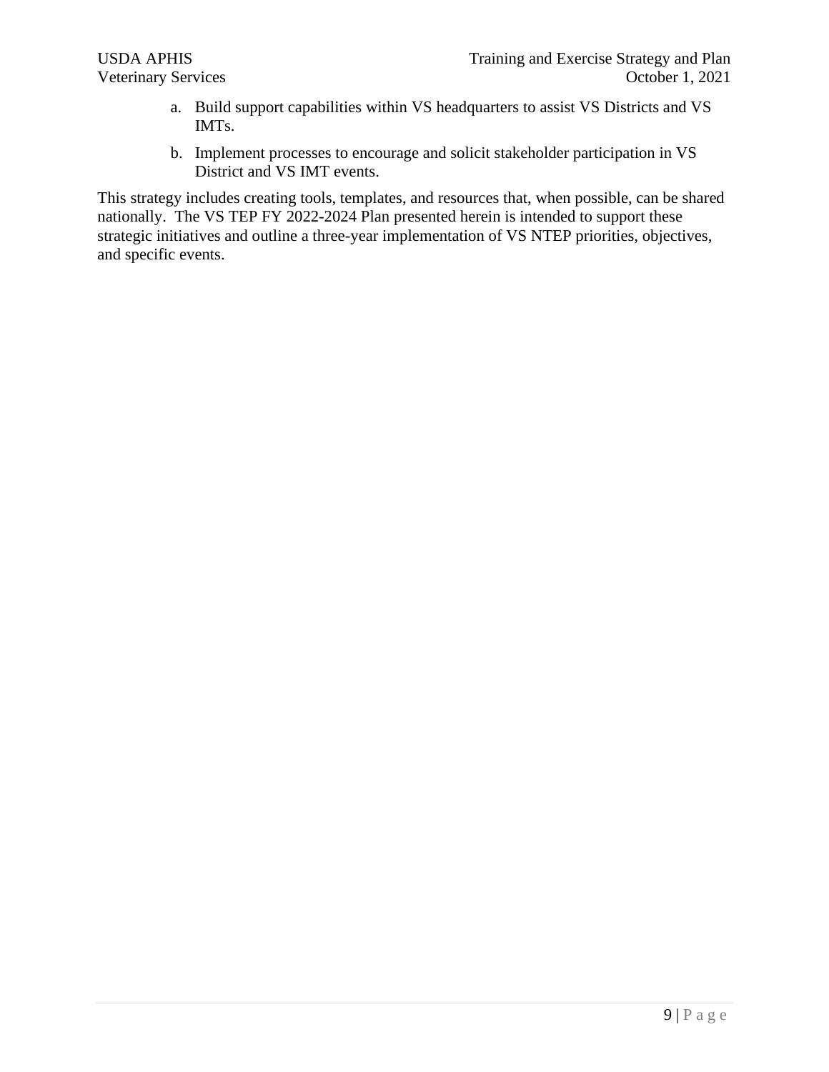a. Build support capabilities within VS headquarters to assist VS Districts and VS IMTs.

b. Implement processes to encourage and solicit stakeholder participation in VS District and VS IMT events.

This strategy includes creating tools, templates, and resources that, when possible, can be shared nationally. The VS TEP FY 2022-2024 Plan presented herein is intended to support these strategic initiatives and outline a three-year implementation of VS NTEP priorities, objectives, and specific events.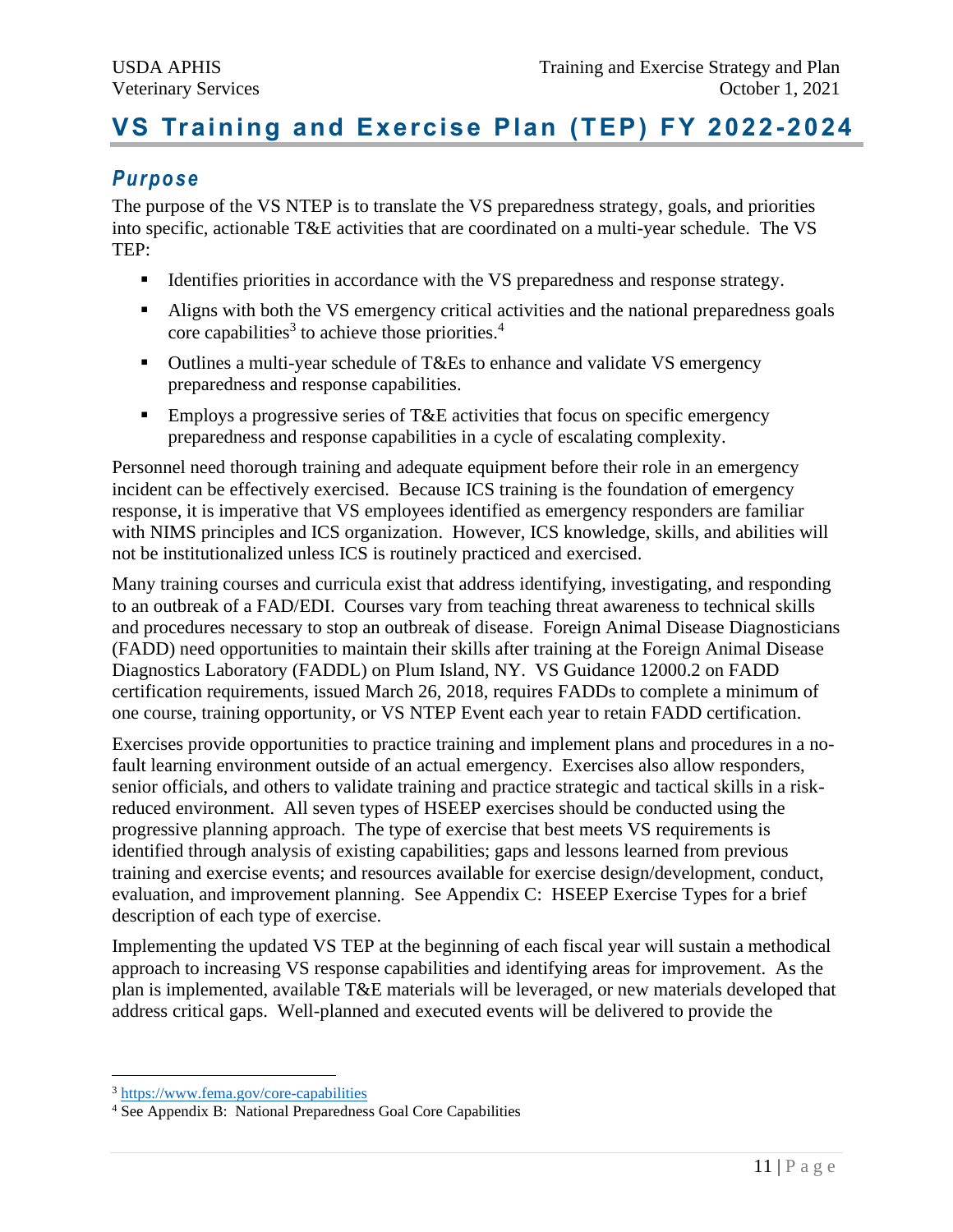# VS Training and Exercise Plan (TEP) FY 2022-2024

## *Purpose*

The purpose of the VS NTEP is to translate the VS preparedness strategy, goals, and priorities into specific, actionable T&E activities that are coordinated on a multi-year schedule. The VS TEP:

- Identifies priorities in accordance with the VS preparedness and response strategy.
- Aligns with both the VS emergency critical activities and the national preparedness goals core capabilities[3] to achieve those priorities.[4]
- Outlines a multi-year schedule of T&Es to enhance and validate VS emergency preparedness and response capabilities.
- Employs a progressive series of T&E activities that focus on specific emergency preparedness and response capabilities in a cycle of escalating complexity.

Personnel need thorough training and adequate equipment before their role in an emergency incident can be effectively exercised. Because ICS training is the foundation of emergency response, it is imperative that VS employees identified as emergency responders are familiar with NIMS principles and ICS organization. However, ICS knowledge, skills, and abilities will not be institutionalized unless ICS is routinely practiced and exercised.

Many training courses and curricula exist that address identifying, investigating, and responding to an outbreak of a FAD/EDI. Courses vary from teaching threat awareness to technical skills and procedures necessary to stop an outbreak of disease. Foreign Animal Disease Diagnosticians (FADD) need opportunities to maintain their skills after training at the Foreign Animal Disease Diagnostics Laboratory (FADDL) on Plum Island, NY. VS Guidance 12000.2 on FADD certification requirements, issued March 26, 2018, requires FADDs to complete a minimum of one course, training opportunity, or VS NTEP Event each year to retain FADD certification.

Exercises provide opportunities to practice training and implement plans and procedures in a no-fault learning environment outside of an actual emergency. Exercises also allow responders, senior officials, and others to validate training and practice strategic and tactical skills in a risk-reduced environment. All seven types of HSEEP exercises should be conducted using the progressive planning approach. The type of exercise that best meets VS requirements is identified through analysis of existing capabilities; gaps and lessons learned from previous training and exercise events; and resources available for exercise design/development, conduct, evaluation, and improvement planning. See Appendix C: HSEEP Exercise Types for a brief description of each type of exercise.

Implementing the updated VS TEP at the beginning of each fiscal year will sustain a methodical approach to increasing VS response capabilities and identifying areas for improvement. As the plan is implemented, available T&E materials will be leveraged, or new materials developed that address critical gaps. Well-planned and executed events will be delivered to provide the

---

[3] https://www.fema.gov/core-capabilities

[4] See Appendix B: National Preparedness Goal Core Capabilities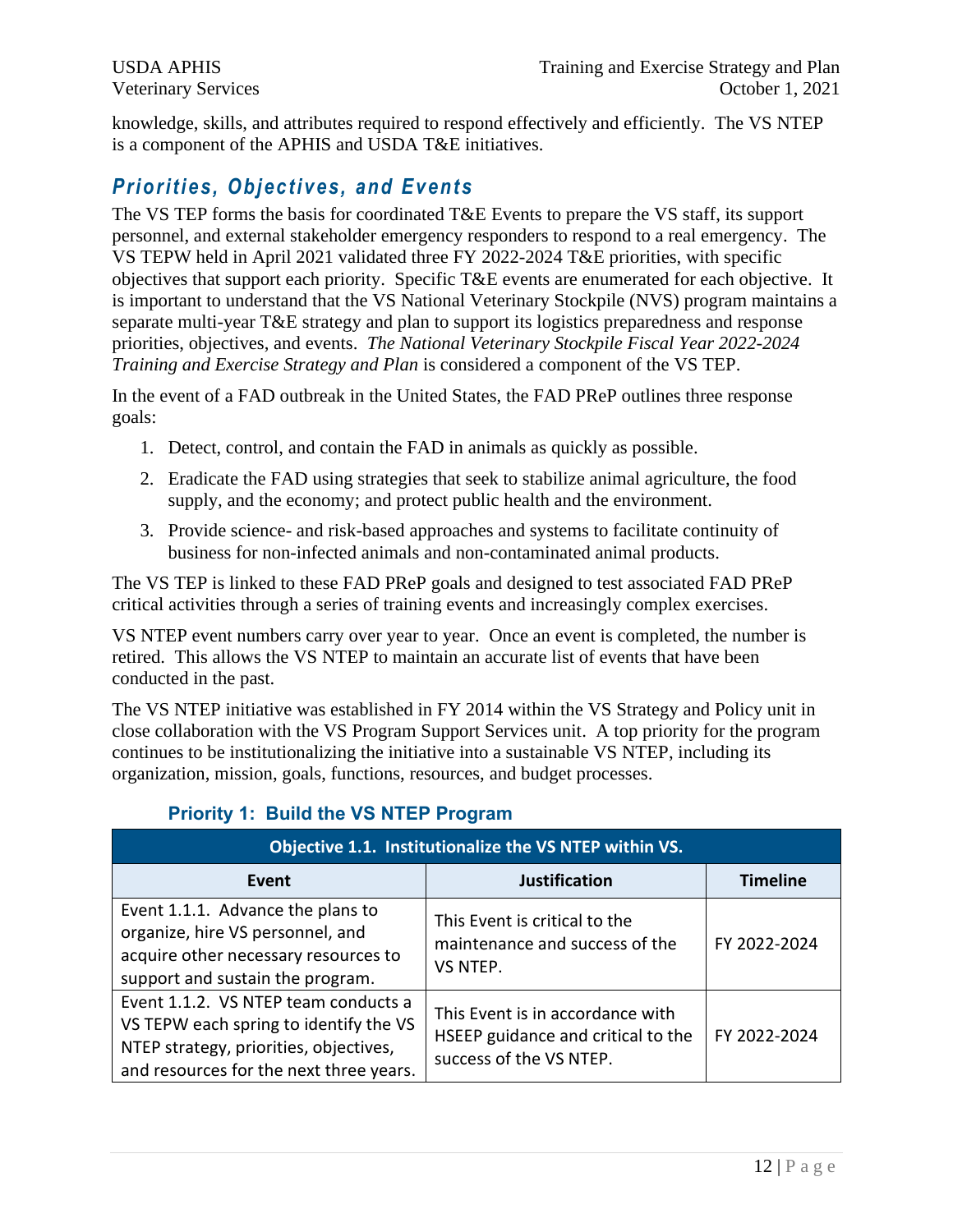knowledge, skills, and attributes required to respond effectively and efficiently. The VS NTEP is a component of the APHIS and USDA T&E initiatives.

## *Priorities, Objectives, and Events*

The VS TEP forms the basis for coordinated T&E Events to prepare the VS staff, its support personnel, and external stakeholder emergency responders to respond to a real emergency. The VS TEPW held in April 2021 validated three FY 2022-2024 T&E priorities, with specific objectives that support each priority. Specific T&E events are enumerated for each objective. It is important to understand that the VS National Veterinary Stockpile (NVS) program maintains a separate multi-year T&E strategy and plan to support its logistics preparedness and response priorities, objectives, and events. *The National Veterinary Stockpile Fiscal Year 2022-2024 Training and Exercise Strategy and Plan* is considered a component of the VS TEP.

In the event of a FAD outbreak in the United States, the FAD PReP outlines three response goals:

1. Detect, control, and contain the FAD in animals as quickly as possible.
2. Eradicate the FAD using strategies that seek to stabilize animal agriculture, the food supply, and the economy; and protect public health and the environment.
3. Provide science- and risk-based approaches and systems to facilitate continuity of business for non-infected animals and non-contaminated animal products.

The VS TEP is linked to these FAD PReP goals and designed to test associated FAD PReP critical activities through a series of training events and increasingly complex exercises.

VS NTEP event numbers carry over year to year. Once an event is completed, the number is retired. This allows the VS NTEP to maintain an accurate list of events that have been conducted in the past.

The VS NTEP initiative was established in FY 2014 within the VS Strategy and Policy unit in close collaboration with the VS Program Support Services unit. A top priority for the program continues to be institutionalizing the initiative into a sustainable VS NTEP, including its organization, mission, goals, functions, resources, and budget processes.

### Priority 1: Build the VS NTEP Program

| **Objective 1.1. Institutionalize the VS NTEP within VS.** | | |
|---|---|---|
| **Event** | **Justification** | **Timeline** |
| Event 1.1.1. Advance the plans to organize, hire VS personnel, and acquire other necessary resources to support and sustain the program. | This Event is critical to the maintenance and success of the VS NTEP. | FY 2022-2024 |
| Event 1.1.2. VS NTEP team conducts a VS TEPW each spring to identify the VS NTEP strategy, priorities, objectives, and resources for the next three years. | This Event is in accordance with HSEEP guidance and critical to the success of the VS NTEP. | FY 2022-2024 |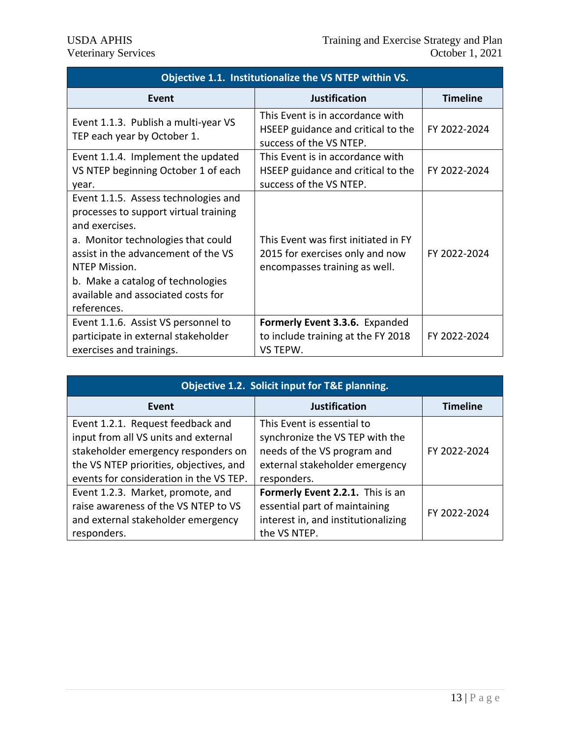| Objective 1.1. Institutionalize the VS NTEP within VS. | | |
|---|---|---|
| **Event** | **Justification** | **Timeline** |
| Event 1.1.3. Publish a multi-year VS TEP each year by October 1. | This Event is in accordance with HSEEP guidance and critical to the success of the VS NTEP. | FY 2022-2024 |
| Event 1.1.4. Implement the updated VS NTEP beginning October 1 of each year. | This Event is in accordance with HSEEP guidance and critical to the success of the VS NTEP. | FY 2022-2024 |
| Event 1.1.5. Assess technologies and processes to support virtual training and exercises.<br>a. Monitor technologies that could assist in the advancement of the VS NTEP Mission.<br>b. Make a catalog of technologies available and associated costs for references. | This Event was first initiated in FY 2015 for exercises only and now encompasses training as well. | FY 2022-2024 |
| Event 1.1.6. Assist VS personnel to participate in external stakeholder exercises and trainings. | **Formerly Event 3.3.6.** Expanded to include training at the FY 2018 VS TEPW. | FY 2022-2024 |

| Objective 1.2. Solicit input for T&E planning. | | |
|---|---|---|
| **Event** | **Justification** | **Timeline** |
| Event 1.2.1. Request feedback and input from all VS units and external stakeholder emergency responders on the VS NTEP priorities, objectives, and events for consideration in the VS TEP. | This Event is essential to synchronize the VS TEP with the needs of the VS program and external stakeholder emergency responders. | FY 2022-2024 |
| Event 1.2.3. Market, promote, and raise awareness of the VS NTEP to VS and external stakeholder emergency responders. | **Formerly Event 2.2.1.** This is an essential part of maintaining interest in, and institutionalizing the VS NTEP. | FY 2022-2024 |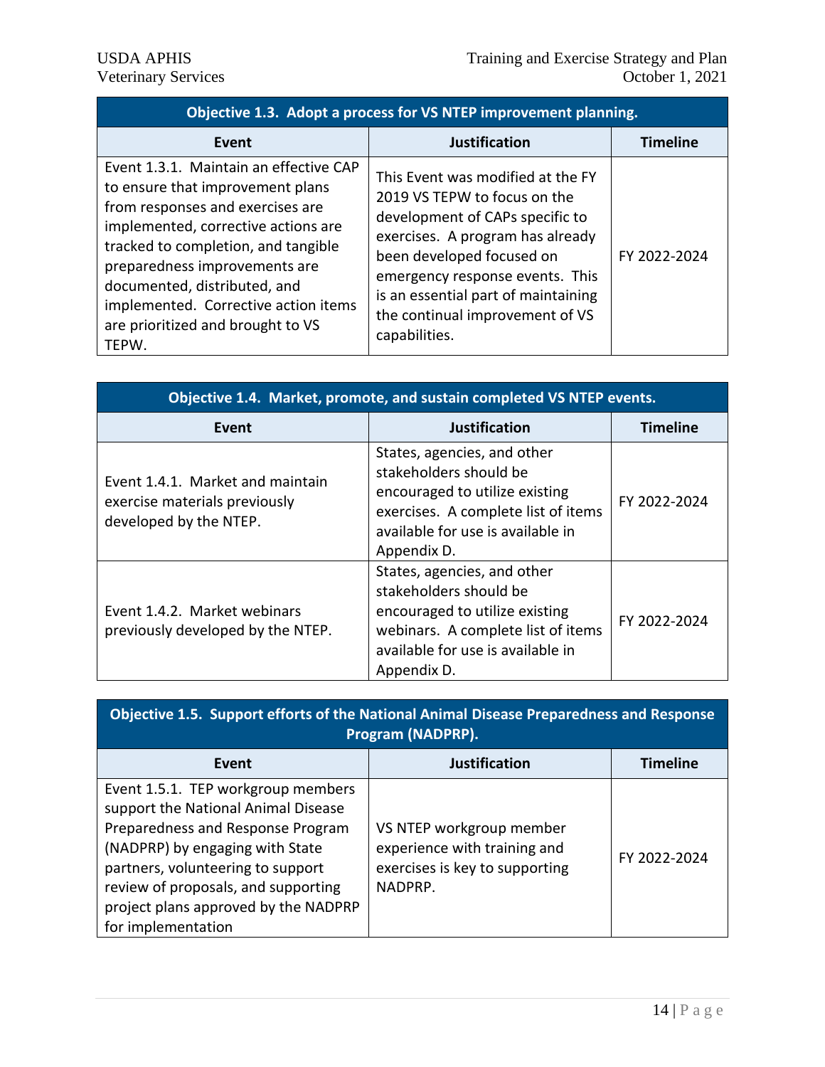| Objective 1.3. Adopt a process for VS NTEP improvement planning. | | |
|---|---|---|
| **Event** | **Justification** | **Timeline** |
| Event 1.3.1. Maintain an effective CAP to ensure that improvement plans from responses and exercises are implemented, corrective actions are tracked to completion, and tangible preparedness improvements are documented, distributed, and implemented. Corrective action items are prioritized and brought to VS TEPW. | This Event was modified at the FY 2019 VS TEPW to focus on the development of CAPs specific to exercises. A program has already been developed focused on emergency response events. This is an essential part of maintaining the continual improvement of VS capabilities. | FY 2022-2024 |

| Objective 1.4. Market, promote, and sustain completed VS NTEP events. | | |
|---|---|---|
| **Event** | **Justification** | **Timeline** |
| Event 1.4.1. Market and maintain exercise materials previously developed by the NTEP. | States, agencies, and other stakeholders should be encouraged to utilize existing exercises. A complete list of items available for use is available in Appendix D. | FY 2022-2024 |
| Event 1.4.2. Market webinars previously developed by the NTEP. | States, agencies, and other stakeholders should be encouraged to utilize existing webinars. A complete list of items available for use is available in Appendix D. | FY 2022-2024 |

| Objective 1.5. Support efforts of the National Animal Disease Preparedness and Response Program (NADPRP). | | |
|---|---|---|
| **Event** | **Justification** | **Timeline** |
| Event 1.5.1. TEP workgroup members support the National Animal Disease Preparedness and Response Program (NADPRP) by engaging with State partners, volunteering to support review of proposals, and supporting project plans approved by the NADPRP for implementation | VS NTEP workgroup member experience with training and exercises is key to supporting NADPRP. | FY 2022-2024 |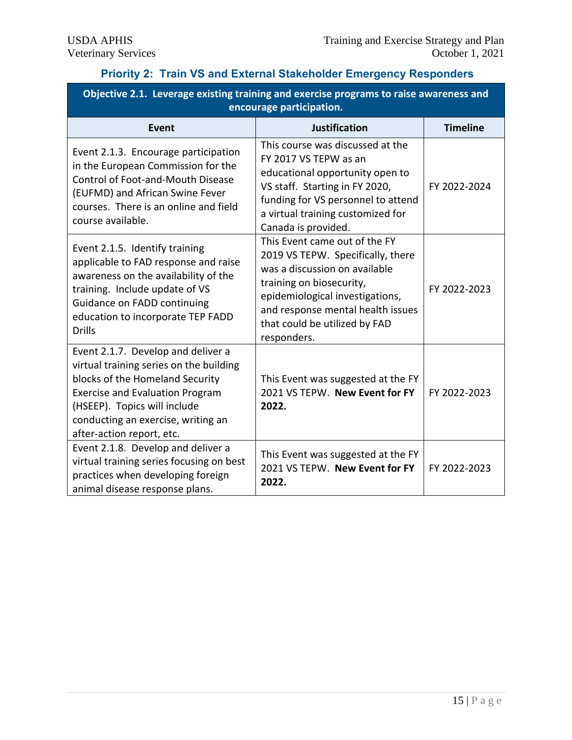### Priority 2: Train VS and External Stakeholder Emergency Responders

| Objective 2.1. Leverage existing training and exercise programs to raise awareness and encourage participation. | | |
|---|---|---|
| **Event** | **Justification** | **Timeline** |
| Event 2.1.3. Encourage participation in the European Commission for the Control of Foot-and-Mouth Disease (EUFMD) and African Swine Fever courses. There is an online and field course available. | This course was discussed at the FY 2017 VS TEPW as an educational opportunity open to VS staff. Starting in FY 2020, funding for VS personnel to attend a virtual training customized for Canada is provided. | FY 2022-2024 |
| Event 2.1.5. Identify training applicable to FAD response and raise awareness on the availability of the training. Include update of VS Guidance on FADD continuing education to incorporate TEP FADD Drills | This Event came out of the FY 2019 VS TEPW. Specifically, there was a discussion on available training on biosecurity, epidemiological investigations, and response mental health issues that could be utilized by FAD responders. | FY 2022-2023 |
| Event 2.1.7. Develop and deliver a virtual training series on the building blocks of the Homeland Security Exercise and Evaluation Program (HSEEP). Topics will include conducting an exercise, writing an after-action report, etc. | This Event was suggested at the FY 2021 VS TEPW. **New Event for FY 2022.** | FY 2022-2023 |
| Event 2.1.8. Develop and deliver a virtual training series focusing on best practices when developing foreign animal disease response plans. | This Event was suggested at the FY 2021 VS TEPW. **New Event for FY 2022.** | FY 2022-2023 |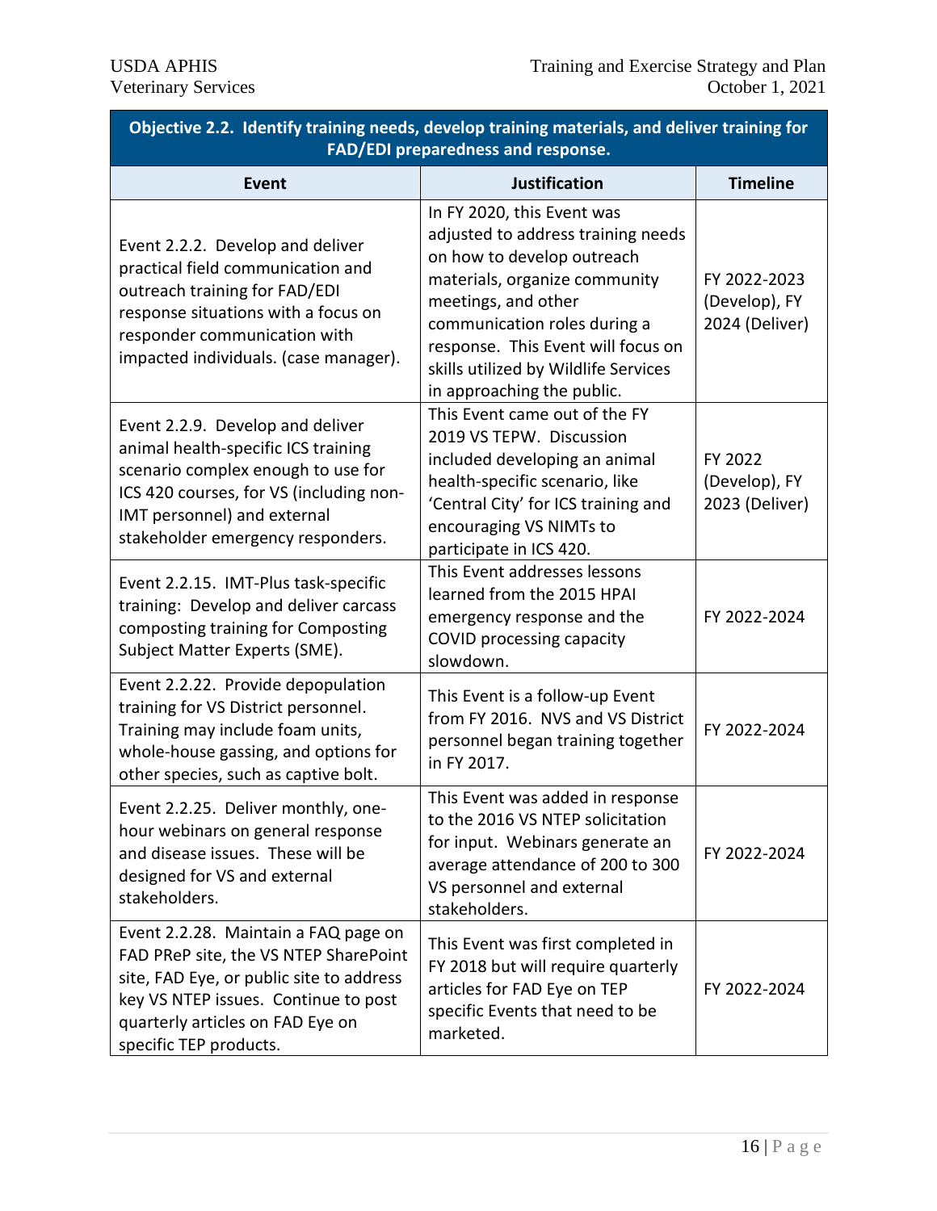| Objective 2.2. Identify training needs, develop training materials, and deliver training for FAD/EDI preparedness and response. | | |
|---|---|---|
| **Event** | **Justification** | **Timeline** |
| Event 2.2.2. Develop and deliver practical field communication and outreach training for FAD/EDI response situations with a focus on responder communication with impacted individuals. (case manager). | In FY 2020, this Event was adjusted to address training needs on how to develop outreach materials, organize community meetings, and other communication roles during a response. This Event will focus on skills utilized by Wildlife Services in approaching the public. | FY 2022-2023 (Develop), FY 2024 (Deliver) |
| Event 2.2.9. Develop and deliver animal health-specific ICS training scenario complex enough to use for ICS 420 courses, for VS (including non-IMT personnel) and external stakeholder emergency responders. | This Event came out of the FY 2019 VS TEPW. Discussion included developing an animal health-specific scenario, like 'Central City' for ICS training and encouraging VS NIMTs to participate in ICS 420. | FY 2022 (Develop), FY 2023 (Deliver) |
| Event 2.2.15. IMT-Plus task-specific training: Develop and deliver carcass composting training for Composting Subject Matter Experts (SME). | This Event addresses lessons learned from the 2015 HPAI emergency response and the COVID processing capacity slowdown. | FY 2022-2024 |
| Event 2.2.22. Provide depopulation training for VS District personnel. Training may include foam units, whole-house gassing, and options for other species, such as captive bolt. | This Event is a follow-up Event from FY 2016. NVS and VS District personnel began training together in FY 2017. | FY 2022-2024 |
| Event 2.2.25. Deliver monthly, one-hour webinars on general response and disease issues. These will be designed for VS and external stakeholders. | This Event was added in response to the 2016 VS NTEP solicitation for input. Webinars generate an average attendance of 200 to 300 VS personnel and external stakeholders. | FY 2022-2024 |
| Event 2.2.28. Maintain a FAQ page on FAD PReP site, the VS NTEP SharePoint site, FAD Eye, or public site to address key VS NTEP issues. Continue to post quarterly articles on FAD Eye on specific TEP products. | This Event was first completed in FY 2018 but will require quarterly articles for FAD Eye on TEP specific Events that need to be marketed. | FY 2022-2024 |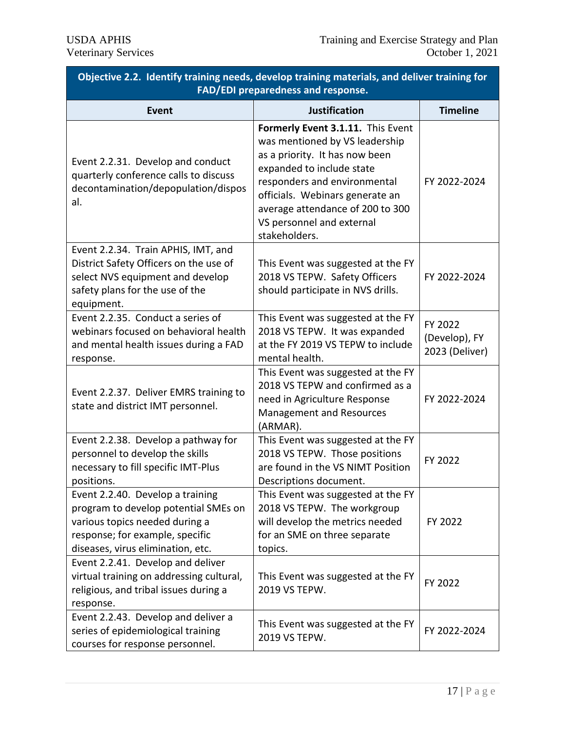| Objective 2.2. Identify training needs, develop training materials, and deliver training for FAD/EDI preparedness and response. | | |
|---|---|---|
| **Event** | **Justification** | **Timeline** |
| Event 2.2.31. Develop and conduct quarterly conference calls to discuss decontamination/depopulation/disposal. | **Formerly Event 3.1.11.** This Event was mentioned by VS leadership as a priority. It has now been expanded to include state responders and environmental officials. Webinars generate an average attendance of 200 to 300 VS personnel and external stakeholders. | FY 2022-2024 |
| Event 2.2.34. Train APHIS, IMT, and District Safety Officers on the use of select NVS equipment and develop safety plans for the use of the equipment. | This Event was suggested at the FY 2018 VS TEPW. Safety Officers should participate in NVS drills. | FY 2022-2024 |
| Event 2.2.35. Conduct a series of webinars focused on behavioral health and mental health issues during a FAD response. | This Event was suggested at the FY 2018 VS TEPW. It was expanded at the FY 2019 VS TEPW to include mental health. | FY 2022 (Develop), FY 2023 (Deliver) |
| Event 2.2.37. Deliver EMRS training to state and district IMT personnel. | This Event was suggested at the FY 2018 VS TEPW and confirmed as a need in Agriculture Response Management and Resources (ARMAR). | FY 2022-2024 |
| Event 2.2.38. Develop a pathway for personnel to develop the skills necessary to fill specific IMT-Plus positions. | This Event was suggested at the FY 2018 VS TEPW. Those positions are found in the VS NIMT Position Descriptions document. | FY 2022 |
| Event 2.2.40. Develop a training program to develop potential SMEs on various topics needed during a response; for example, specific diseases, virus elimination, etc. | This Event was suggested at the FY 2018 VS TEPW. The workgroup will develop the metrics needed for an SME on three separate topics. | FY 2022 |
| Event 2.2.41. Develop and deliver virtual training on addressing cultural, religious, and tribal issues during a response. | This Event was suggested at the FY 2019 VS TEPW. | FY 2022 |
| Event 2.2.43. Develop and deliver a series of epidemiological training courses for response personnel. | This Event was suggested at the FY 2019 VS TEPW. | FY 2022-2024 |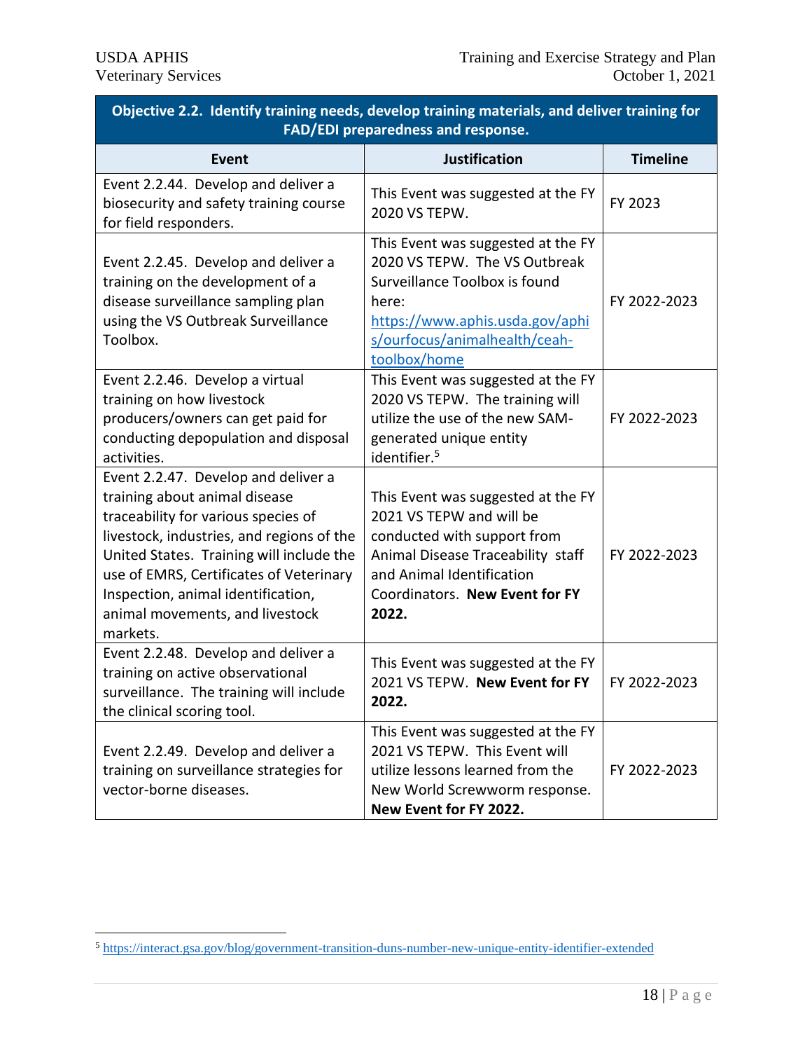| Objective 2.2. Identify training needs, develop training materials, and deliver training for FAD/EDI preparedness and response. | | |
|---|---|---|
| **Event** | **Justification** | **Timeline** |
| Event 2.2.44. Develop and deliver a biosecurity and safety training course for field responders. | This Event was suggested at the FY 2020 VS TEPW. | FY 2023 |
| Event 2.2.45. Develop and deliver a training on the development of a disease surveillance sampling plan using the VS Outbreak Surveillance Toolbox. | This Event was suggested at the FY 2020 VS TEPW. The VS Outbreak Surveillance Toolbox is found here: [https://www.aphis.usda.gov/aphis/ourfocus/animalhealth/ceah-toolbox/home](https://www.aphis.usda.gov/aphis/ourfocus/animalhealth/ceah-toolbox/home) | FY 2022-2023 |
| Event 2.2.46. Develop a virtual training on how livestock producers/owners can get paid for conducting depopulation and disposal activities. | This Event was suggested at the FY 2020 VS TEPW. The training will utilize the use of the new SAM-generated unique entity identifier.[5] | FY 2022-2023 |
| Event 2.2.47. Develop and deliver a training about animal disease traceability for various species of livestock, industries, and regions of the United States. Training will include the use of EMRS, Certificates of Veterinary Inspection, animal identification, animal movements, and livestock markets. | This Event was suggested at the FY 2021 VS TEPW and will be conducted with support from Animal Disease Traceability staff and Animal Identification Coordinators. **New Event for FY 2022.** | FY 2022-2023 |
| Event 2.2.48. Develop and deliver a training on active observational surveillance. The training will include the clinical scoring tool. | This Event was suggested at the FY 2021 VS TEPW. **New Event for FY 2022.** | FY 2022-2023 |
| Event 2.2.49. Develop and deliver a training on surveillance strategies for vector-borne diseases. | This Event was suggested at the FY 2021 VS TEPW. This Event will utilize lessons learned from the New World Screwworm response. **New Event for FY 2022.** | FY 2022-2023 |

[5] [https://interact.gsa.gov/blog/government-transition-duns-number-new-unique-entity-identifier-extended](https://interact.gsa.gov/blog/government-transition-duns-number-new-unique-entity-identifier-extended)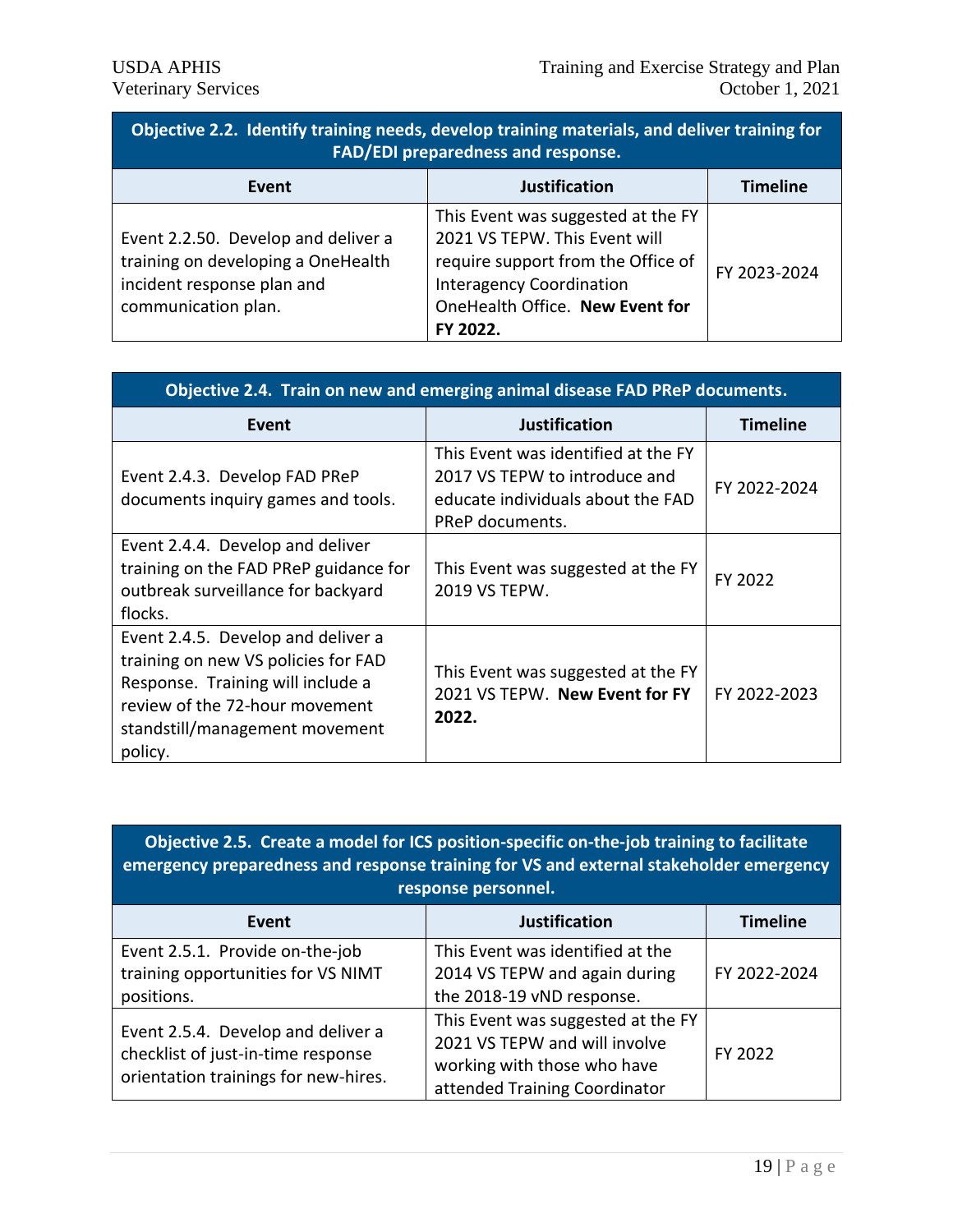| Objective 2.2. Identify training needs, develop training materials, and deliver training for FAD/EDI preparedness and response. | | |
|---|---|---|
| **Event** | **Justification** | **Timeline** |
| Event 2.2.50. Develop and deliver a training on developing a OneHealth incident response plan and communication plan. | This Event was suggested at the FY 2021 VS TEPW. This Event will require support from the Office of Interagency Coordination OneHealth Office. **New Event for FY 2022.** | FY 2023-2024 |

| Objective 2.4. Train on new and emerging animal disease FAD PReP documents. | | |
|---|---|---|
| **Event** | **Justification** | **Timeline** |
| Event 2.4.3. Develop FAD PReP documents inquiry games and tools. | This Event was identified at the FY 2017 VS TEPW to introduce and educate individuals about the FAD PReP documents. | FY 2022-2024 |
| Event 2.4.4. Develop and deliver training on the FAD PReP guidance for outbreak surveillance for backyard flocks. | This Event was suggested at the FY 2019 VS TEPW. | FY 2022 |
| Event 2.4.5. Develop and deliver a training on new VS policies for FAD Response. Training will include a review of the 72-hour movement standstill/management movement policy. | This Event was suggested at the FY 2021 VS TEPW. **New Event for FY 2022.** | FY 2022-2023 |

| Objective 2.5. Create a model for ICS position-specific on-the-job training to facilitate emergency preparedness and response training for VS and external stakeholder emergency response personnel. | | |
|---|---|---|
| **Event** | **Justification** | **Timeline** |
| Event 2.5.1. Provide on-the-job training opportunities for VS NIMT positions. | This Event was identified at the 2014 VS TEPW and again during the 2018-19 vND response. | FY 2022-2024 |
| Event 2.5.4. Develop and deliver a checklist of just-in-time response orientation trainings for new-hires. | This Event was suggested at the FY 2021 VS TEPW and will involve working with those who have attended Training Coordinator | FY 2022 |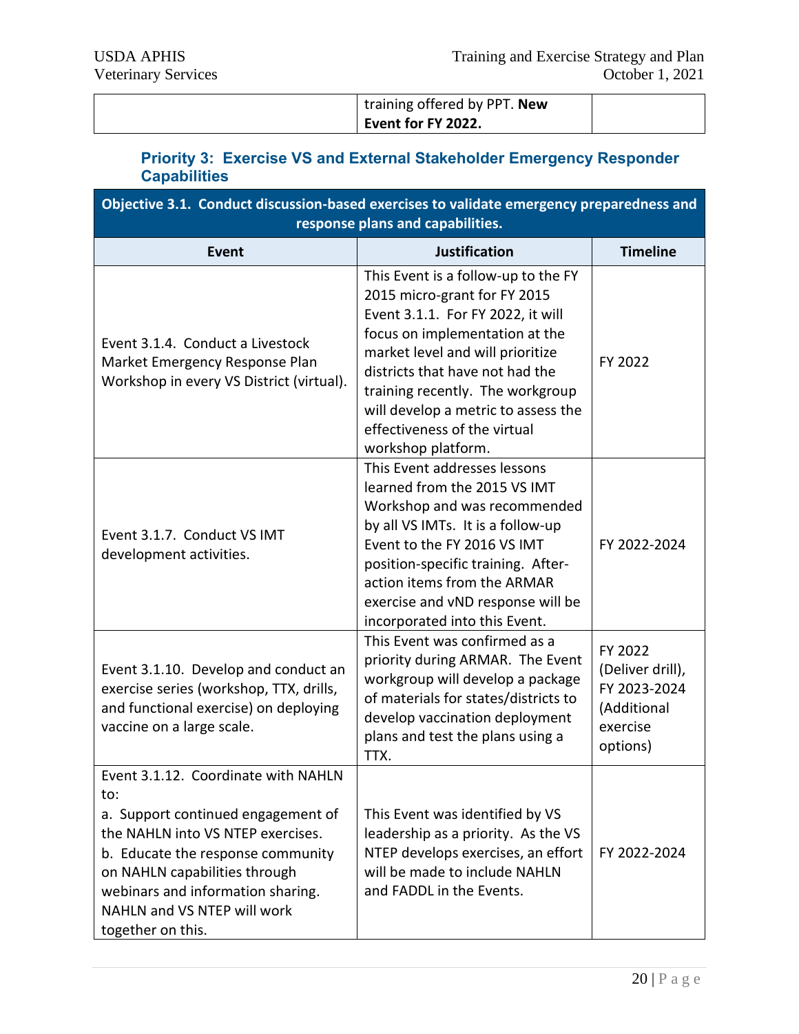| | training offered by PPT. **New Event for FY 2022.** | |
|---|---|---|

### Priority 3: Exercise VS and External Stakeholder Emergency Responder Capabilities

| **Objective 3.1. Conduct discussion-based exercises to validate emergency preparedness and response plans and capabilities.** | | |
|---|---|---|
| **Event** | **Justification** | **Timeline** |
| Event 3.1.4. Conduct a Livestock Market Emergency Response Plan Workshop in every VS District (virtual). | This Event is a follow-up to the FY 2015 micro-grant for FY 2015 Event 3.1.1. For FY 2022, it will focus on implementation at the market level and will prioritize districts that have not had the training recently. The workgroup will develop a metric to assess the effectiveness of the virtual workshop platform. | FY 2022 |
| Event 3.1.7. Conduct VS IMT development activities. | This Event addresses lessons learned from the 2015 VS IMT Workshop and was recommended by all VS IMTs. It is a follow-up Event to the FY 2016 VS IMT position-specific training. After-action items from the ARMAR exercise and vND response will be incorporated into this Event. | FY 2022-2024 |
| Event 3.1.10. Develop and conduct an exercise series (workshop, TTX, drills, and functional exercise) on deploying vaccine on a large scale. | This Event was confirmed as a priority during ARMAR. The Event workgroup will develop a package of materials for states/districts to develop vaccination deployment plans and test the plans using a TTX. | FY 2022 (Deliver drill), FY 2023-2024 (Additional exercise options) |
| Event 3.1.12. Coordinate with NAHLN to:<br>a. Support continued engagement of the NAHLN into VS NTEP exercises.<br>b. Educate the response community on NAHLN capabilities through webinars and information sharing. NAHLN and VS NTEP will work together on this. | This Event was identified by VS leadership as a priority. As the VS NTEP develops exercises, an effort will be made to include NAHLN and FADDL in the Events. | FY 2022-2024 |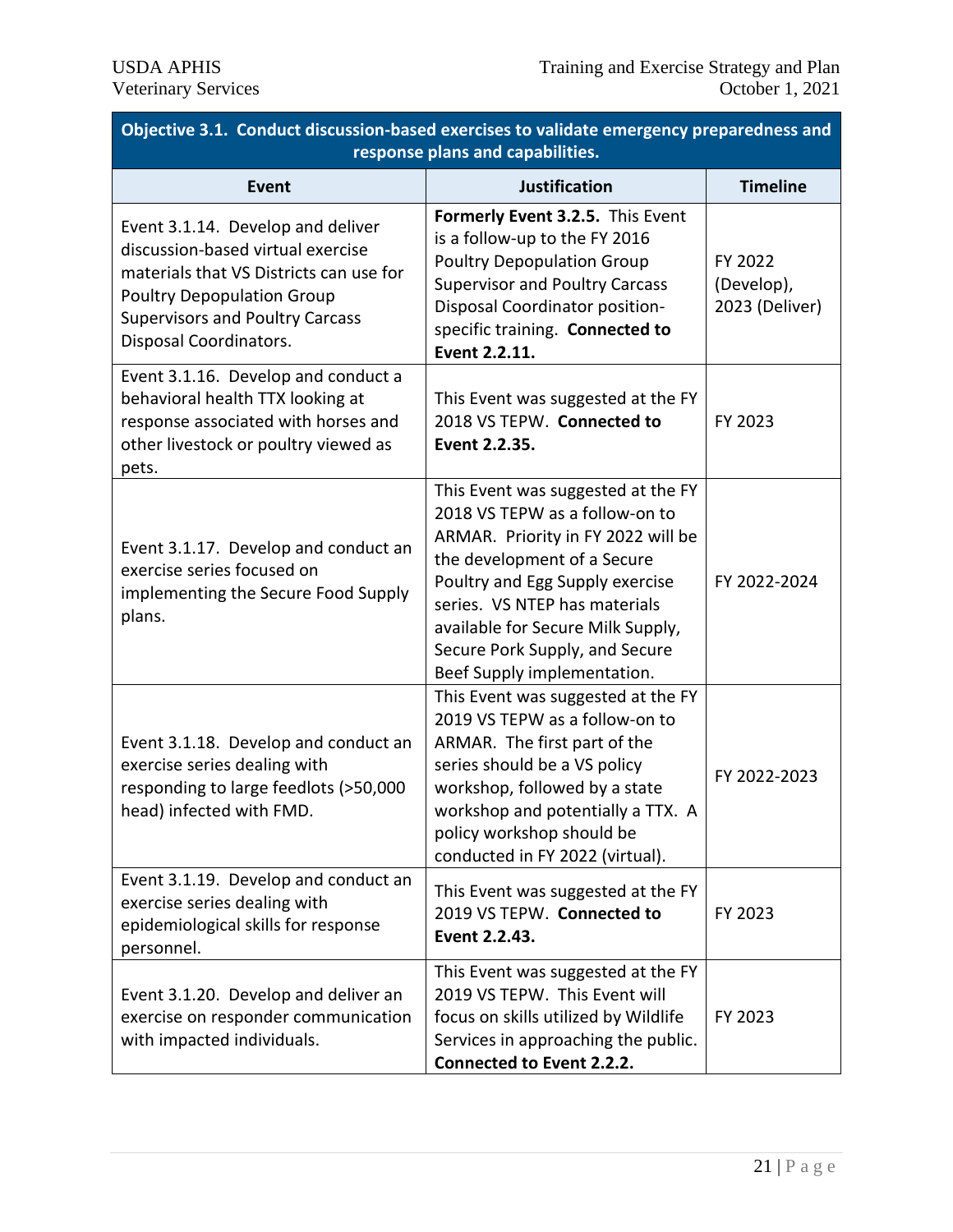| Objective 3.1. Conduct discussion-based exercises to validate emergency preparedness and response plans and capabilities. | | |
|---|---|---|
| **Event** | **Justification** | **Timeline** |
| Event 3.1.14. Develop and deliver discussion-based virtual exercise materials that VS Districts can use for Poultry Depopulation Group Supervisors and Poultry Carcass Disposal Coordinators. | **Formerly Event 3.2.5.** This Event is a follow-up to the FY 2016 Poultry Depopulation Group Supervisor and Poultry Carcass Disposal Coordinator position-specific training. **Connected to Event 2.2.11.** | FY 2022 (Develop), 2023 (Deliver) |
| Event 3.1.16. Develop and conduct a behavioral health TTX looking at response associated with horses and other livestock or poultry viewed as pets. | This Event was suggested at the FY 2018 VS TEPW. **Connected to Event 2.2.35.** | FY 2023 |
| Event 3.1.17. Develop and conduct an exercise series focused on implementing the Secure Food Supply plans. | This Event was suggested at the FY 2018 VS TEPW as a follow-on to ARMAR. Priority in FY 2022 will be the development of a Secure Poultry and Egg Supply exercise series. VS NTEP has materials available for Secure Milk Supply, Secure Pork Supply, and Secure Beef Supply implementation. | FY 2022-2024 |
| Event 3.1.18. Develop and conduct an exercise series dealing with responding to large feedlots (>50,000 head) infected with FMD. | This Event was suggested at the FY 2019 VS TEPW as a follow-on to ARMAR. The first part of the series should be a VS policy workshop, followed by a state workshop and potentially a TTX. A policy workshop should be conducted in FY 2022 (virtual). | FY 2022-2023 |
| Event 3.1.19. Develop and conduct an exercise series dealing with epidemiological skills for response personnel. | This Event was suggested at the FY 2019 VS TEPW. **Connected to Event 2.2.43.** | FY 2023 |
| Event 3.1.20. Develop and deliver an exercise on responder communication with impacted individuals. | This Event was suggested at the FY 2019 VS TEPW. This Event will focus on skills utilized by Wildlife Services in approaching the public. **Connected to Event 2.2.2.** | FY 2023 |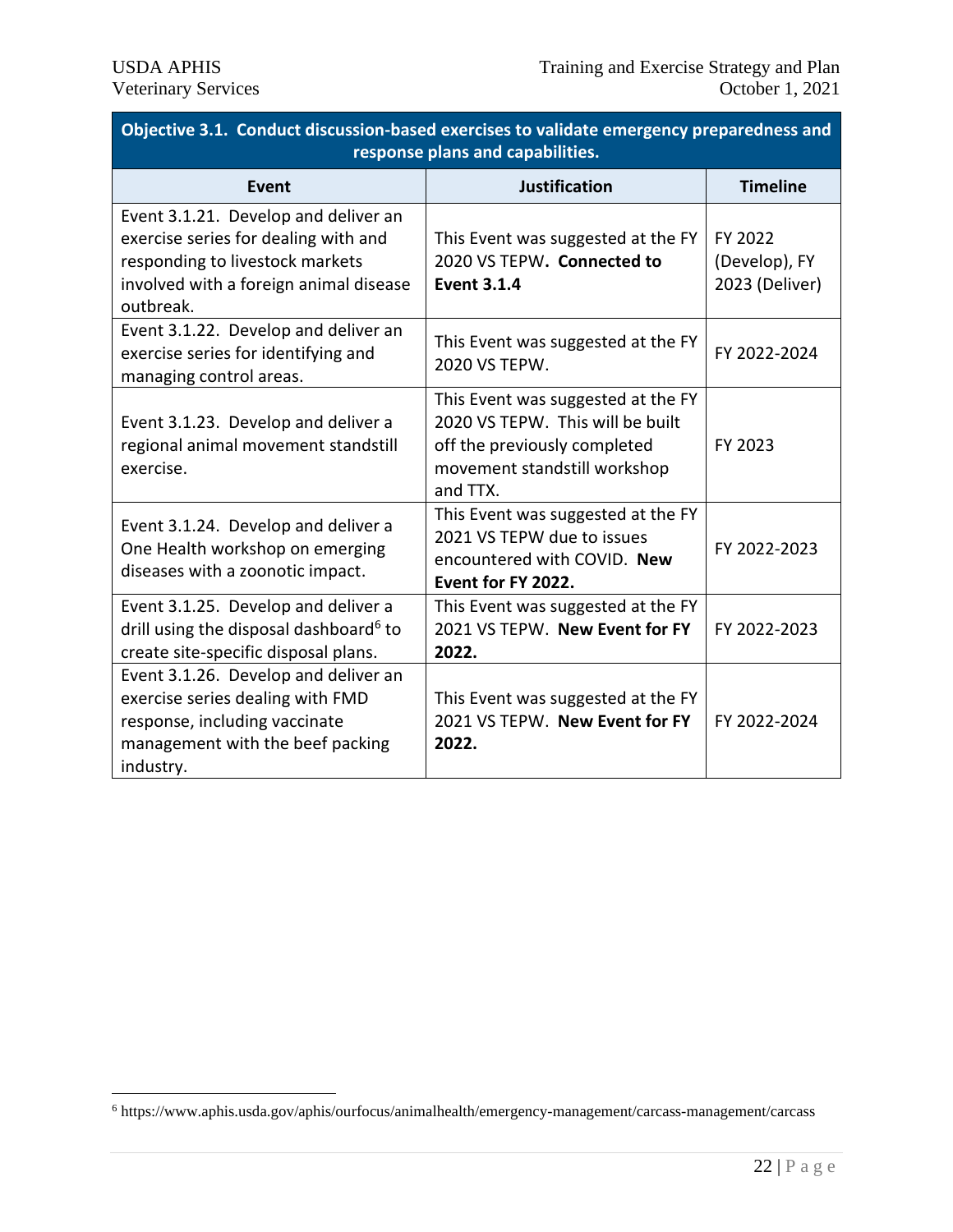| Objective 3.1. Conduct discussion-based exercises to validate emergency preparedness and response plans and capabilities. | | |
|---|---|---|
| **Event** | **Justification** | **Timeline** |
| Event 3.1.21. Develop and deliver an exercise series for dealing with and responding to livestock markets involved with a foreign animal disease outbreak. | This Event was suggested at the FY 2020 VS TEPW**. Connected to Event 3.1.4** | FY 2022 (Develop), FY 2023 (Deliver) |
| Event 3.1.22. Develop and deliver an exercise series for identifying and managing control areas. | This Event was suggested at the FY 2020 VS TEPW. | FY 2022-2024 |
| Event 3.1.23. Develop and deliver a regional animal movement standstill exercise. | This Event was suggested at the FY 2020 VS TEPW. This will be built off the previously completed movement standstill workshop and TTX. | FY 2023 |
| Event 3.1.24. Develop and deliver a One Health workshop on emerging diseases with a zoonotic impact. | This Event was suggested at the FY 2021 VS TEPW due to issues encountered with COVID. **New Event for FY 2022.** | FY 2022-2023 |
| Event 3.1.25. Develop and deliver a drill using the disposal dashboard[6] to create site-specific disposal plans. | This Event was suggested at the FY 2021 VS TEPW. **New Event for FY 2022.** | FY 2022-2023 |
| Event 3.1.26. Develop and deliver an exercise series dealing with FMD response, including vaccinate management with the beef packing industry. | This Event was suggested at the FY 2021 VS TEPW. **New Event for FY 2022.** | FY 2022-2024 |

[6] https://www.aphis.usda.gov/aphis/ourfocus/animalhealth/emergency-management/carcass-management/carcass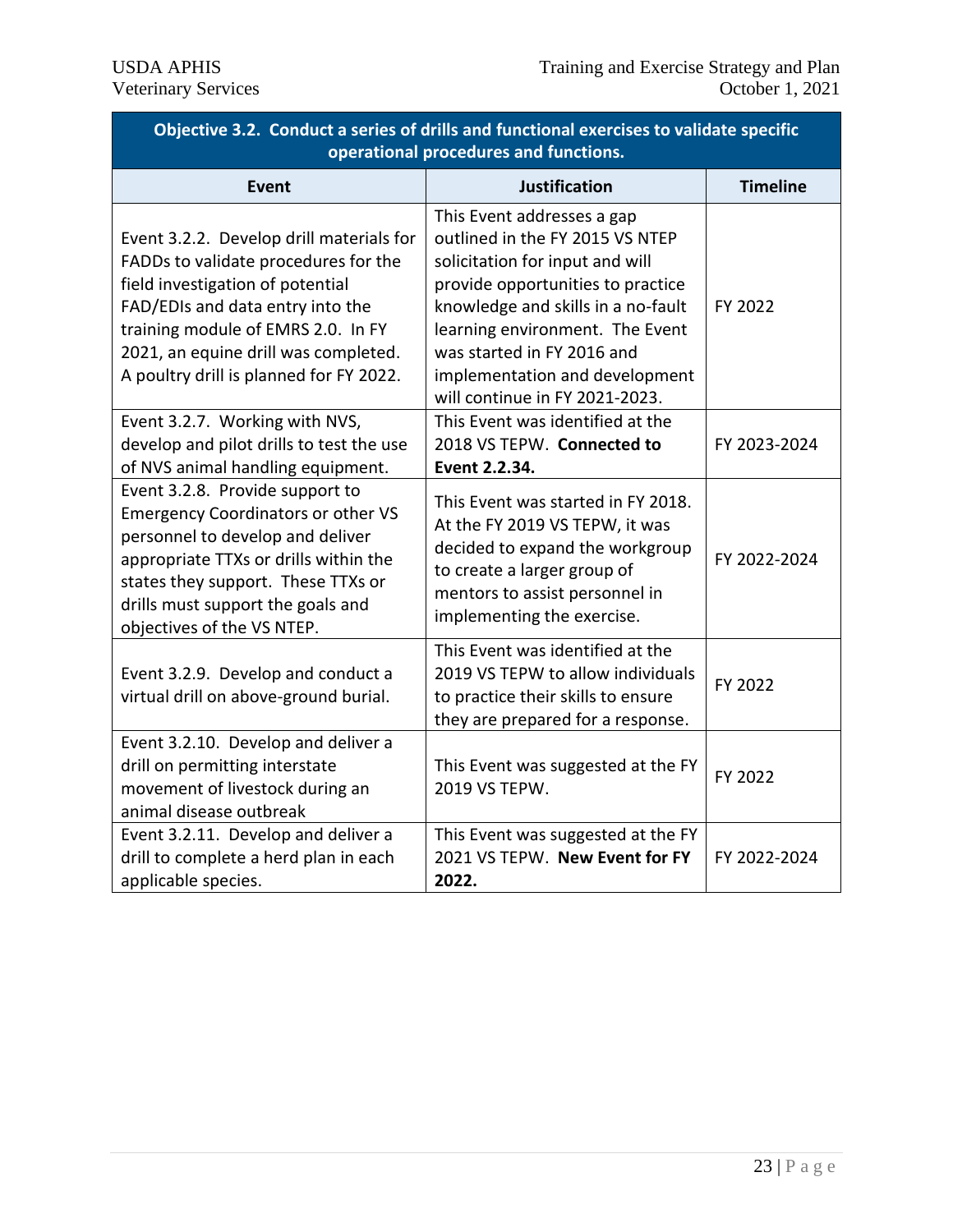| Objective 3.2. Conduct a series of drills and functional exercises to validate specific operational procedures and functions. | | |
|---|---|---|
| **Event** | **Justification** | **Timeline** |
| Event 3.2.2. Develop drill materials for FADDs to validate procedures for the field investigation of potential FAD/EDIs and data entry into the training module of EMRS 2.0. In FY 2021, an equine drill was completed. A poultry drill is planned for FY 2022. | This Event addresses a gap outlined in the FY 2015 VS NTEP solicitation for input and will provide opportunities to practice knowledge and skills in a no-fault learning environment. The Event was started in FY 2016 and implementation and development will continue in FY 2021-2023. | FY 2022 |
| Event 3.2.7. Working with NVS, develop and pilot drills to test the use of NVS animal handling equipment. | This Event was identified at the 2018 VS TEPW. **Connected to Event 2.2.34.** | FY 2023-2024 |
| Event 3.2.8. Provide support to Emergency Coordinators or other VS personnel to develop and deliver appropriate TTXs or drills within the states they support. These TTXs or drills must support the goals and objectives of the VS NTEP. | This Event was started in FY 2018. At the FY 2019 VS TEPW, it was decided to expand the workgroup to create a larger group of mentors to assist personnel in implementing the exercise. | FY 2022-2024 |
| Event 3.2.9. Develop and conduct a virtual drill on above-ground burial. | This Event was identified at the 2019 VS TEPW to allow individuals to practice their skills to ensure they are prepared for a response. | FY 2022 |
| Event 3.2.10. Develop and deliver a drill on permitting interstate movement of livestock during an animal disease outbreak | This Event was suggested at the FY 2019 VS TEPW. | FY 2022 |
| Event 3.2.11. Develop and deliver a drill to complete a herd plan in each applicable species. | This Event was suggested at the FY 2021 VS TEPW. **New Event for FY 2022.** | FY 2022-2024 |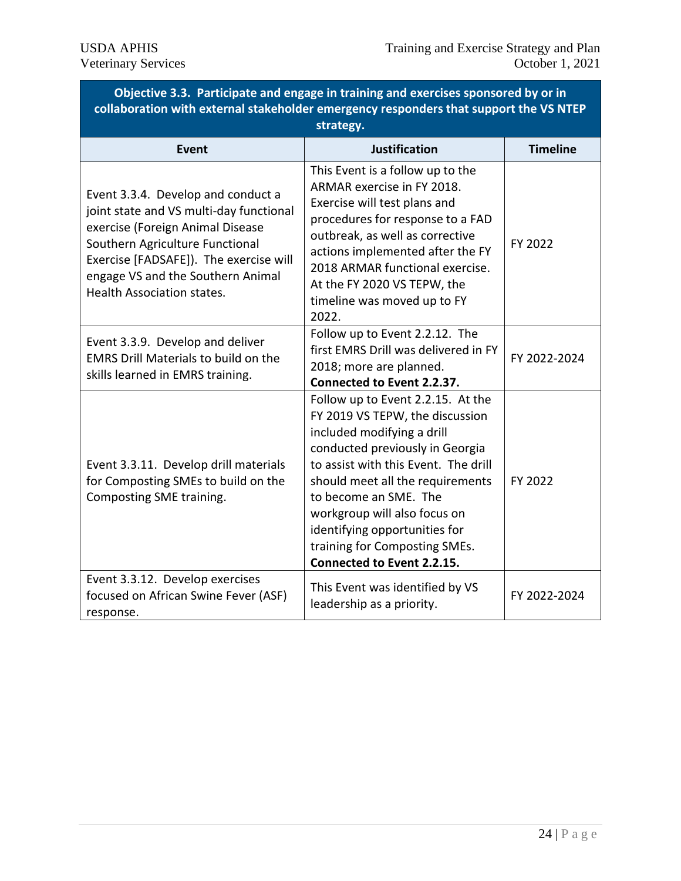| Objective 3.3. Participate and engage in training and exercises sponsored by or in collaboration with external stakeholder emergency responders that support the VS NTEP strategy. | | |
|---|---|---|
| **Event** | **Justification** | **Timeline** |
| Event 3.3.4. Develop and conduct a joint state and VS multi-day functional exercise (Foreign Animal Disease Southern Agriculture Functional Exercise [FADSAFE]). The exercise will engage VS and the Southern Animal Health Association states. | This Event is a follow up to the ARMAR exercise in FY 2018. Exercise will test plans and procedures for response to a FAD outbreak, as well as corrective actions implemented after the FY 2018 ARMAR functional exercise. At the FY 2020 VS TEPW, the timeline was moved up to FY 2022. | FY 2022 |
| Event 3.3.9. Develop and deliver EMRS Drill Materials to build on the skills learned in EMRS training. | Follow up to Event 2.2.12. The first EMRS Drill was delivered in FY 2018; more are planned. **Connected to Event 2.2.37.** | FY 2022-2024 |
| Event 3.3.11. Develop drill materials for Composting SMEs to build on the Composting SME training. | Follow up to Event 2.2.15. At the FY 2019 VS TEPW, the discussion included modifying a drill conducted previously in Georgia to assist with this Event. The drill should meet all the requirements to become an SME. The workgroup will also focus on identifying opportunities for training for Composting SMEs. **Connected to Event 2.2.15.** | FY 2022 |
| Event 3.3.12. Develop exercises focused on African Swine Fever (ASF) response. | This Event was identified by VS leadership as a priority. | FY 2022-2024 |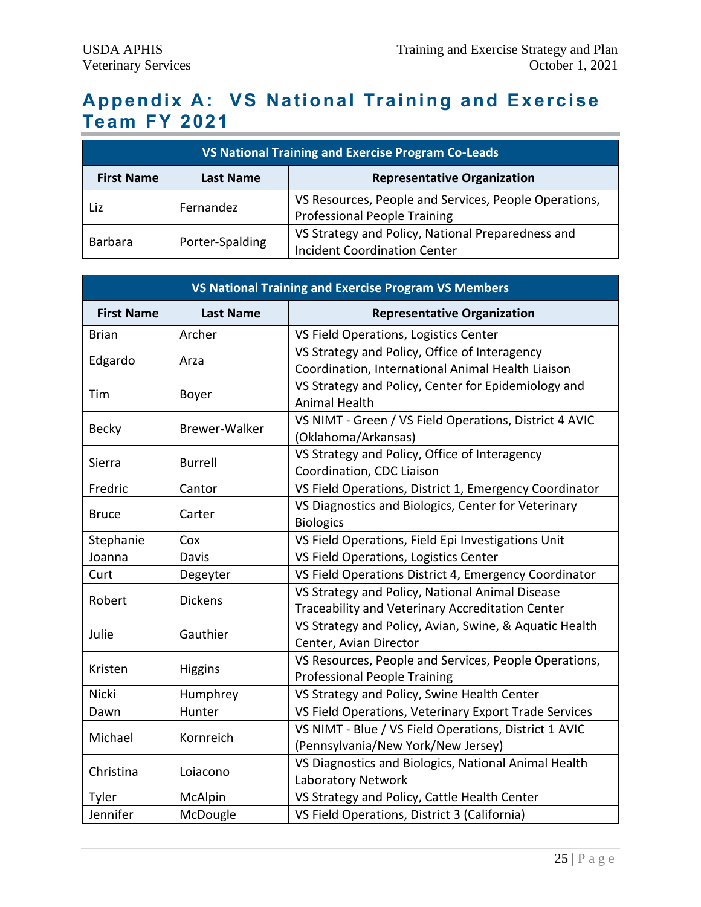# Appendix A: VS National Training and Exercise Team FY 2021

| VS National Training and Exercise Program Co-Leads | | |
|---|---|---|
| **First Name** | **Last Name** | **Representative Organization** |
| Liz | Fernandez | VS Resources, People and Services, People Operations, Professional People Training |
| Barbara | Porter-Spalding | VS Strategy and Policy, National Preparedness and Incident Coordination Center |

| VS National Training and Exercise Program VS Members | | |
|---|---|---|
| **First Name** | **Last Name** | **Representative Organization** |
| Brian | Archer | VS Field Operations, Logistics Center |
| Edgardo | Arza | VS Strategy and Policy, Office of Interagency Coordination, International Animal Health Liaison |
| Tim | Boyer | VS Strategy and Policy, Center for Epidemiology and Animal Health |
| Becky | Brewer-Walker | VS NIMT - Green / VS Field Operations, District 4 AVIC (Oklahoma/Arkansas) |
| Sierra | Burrell | VS Strategy and Policy, Office of Interagency Coordination, CDC Liaison |
| Fredric | Cantor | VS Field Operations, District 1, Emergency Coordinator |
| Bruce | Carter | VS Diagnostics and Biologics, Center for Veterinary Biologics |
| Stephanie | Cox | VS Field Operations, Field Epi Investigations Unit |
| Joanna | Davis | VS Field Operations, Logistics Center |
| Curt | Degeyter | VS Field Operations District 4, Emergency Coordinator |
| Robert | Dickens | VS Strategy and Policy, National Animal Disease Traceability and Veterinary Accreditation Center |
| Julie | Gauthier | VS Strategy and Policy, Avian, Swine, & Aquatic Health Center, Avian Director |
| Kristen | Higgins | VS Resources, People and Services, People Operations, Professional People Training |
| Nicki | Humphrey | VS Strategy and Policy, Swine Health Center |
| Dawn | Hunter | VS Field Operations, Veterinary Export Trade Services |
| Michael | Kornreich | VS NIMT - Blue / VS Field Operations, District 1 AVIC (Pennsylvania/New York/New Jersey) |
| Christina | Loiacono | VS Diagnostics and Biologics, National Animal Health Laboratory Network |
| Tyler | McAlpin | VS Strategy and Policy, Cattle Health Center |
| Jennifer | McDougle | VS Field Operations, District 3 (California) |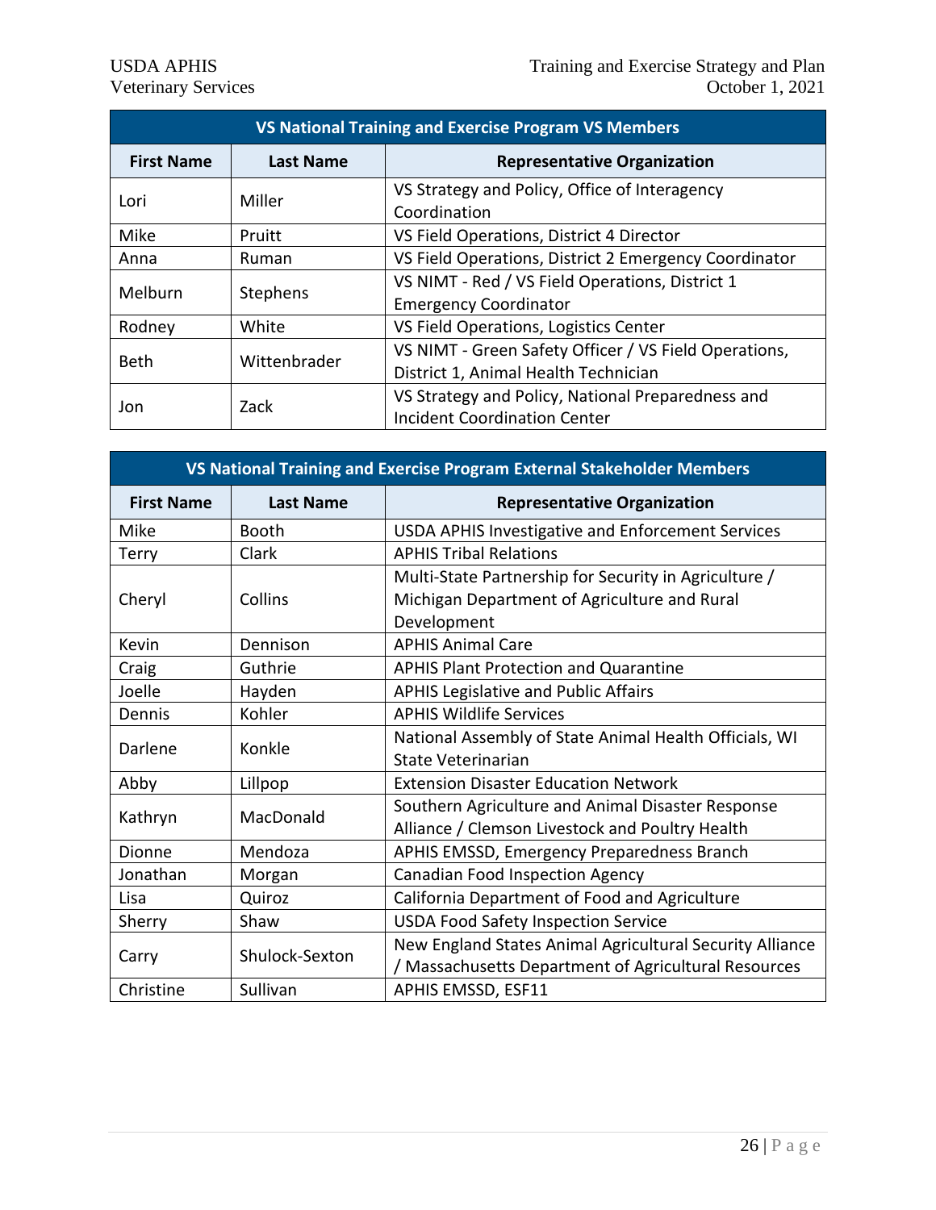| VS National Training and Exercise Program VS Members | | |
|---|---|---|
| **First Name** | **Last Name** | **Representative Organization** |
| Lori | Miller | VS Strategy and Policy, Office of Interagency Coordination |
| Mike | Pruitt | VS Field Operations, District 4 Director |
| Anna | Ruman | VS Field Operations, District 2 Emergency Coordinator |
| Melburn | Stephens | VS NIMT - Red / VS Field Operations, District 1 Emergency Coordinator |
| Rodney | White | VS Field Operations, Logistics Center |
| Beth | Wittenbrader | VS NIMT - Green Safety Officer / VS Field Operations, District 1, Animal Health Technician |
| Jon | Zack | VS Strategy and Policy, National Preparedness and Incident Coordination Center |

| VS National Training and Exercise Program External Stakeholder Members | | |
|---|---|---|
| **First Name** | **Last Name** | **Representative Organization** |
| Mike | Booth | USDA APHIS Investigative and Enforcement Services |
| Terry | Clark | APHIS Tribal Relations |
| Cheryl | Collins | Multi-State Partnership for Security in Agriculture / Michigan Department of Agriculture and Rural Development |
| Kevin | Dennison | APHIS Animal Care |
| Craig | Guthrie | APHIS Plant Protection and Quarantine |
| Joelle | Hayden | APHIS Legislative and Public Affairs |
| Dennis | Kohler | APHIS Wildlife Services |
| Darlene | Konkle | National Assembly of State Animal Health Officials, WI State Veterinarian |
| Abby | Lillpop | Extension Disaster Education Network |
| Kathryn | MacDonald | Southern Agriculture and Animal Disaster Response Alliance / Clemson Livestock and Poultry Health |
| Dionne | Mendoza | APHIS EMSSD, Emergency Preparedness Branch |
| Jonathan | Morgan | Canadian Food Inspection Agency |
| Lisa | Quiroz | California Department of Food and Agriculture |
| Sherry | Shaw | USDA Food Safety Inspection Service |
| Carry | Shulock-Sexton | New England States Animal Agricultural Security Alliance / Massachusetts Department of Agricultural Resources |
| Christine | Sullivan | APHIS EMSSD, ESF11 |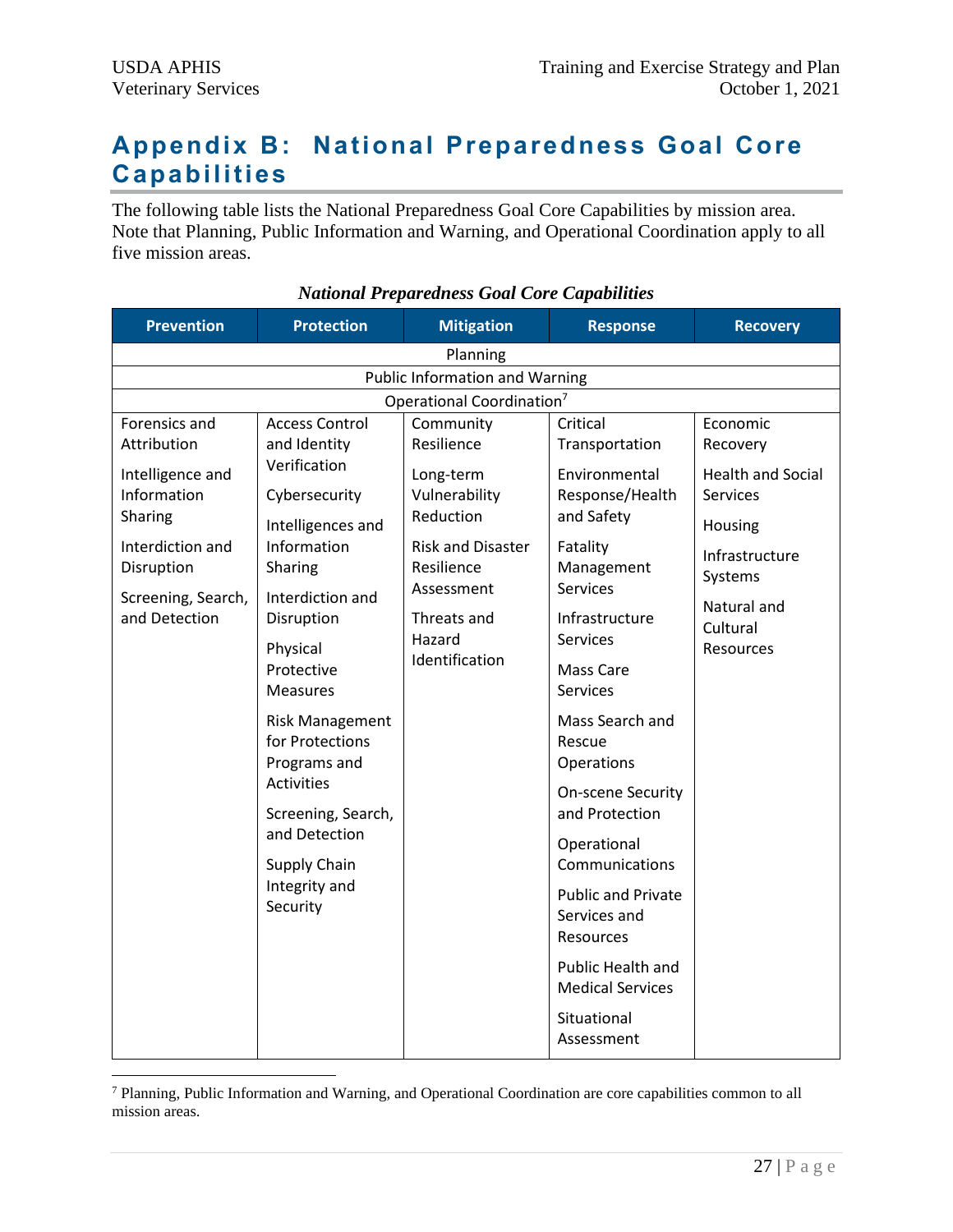# Appendix B: National Preparedness Goal Core Capabilities

The following table lists the National Preparedness Goal Core Capabilities by mission area. Note that Planning, Public Information and Warning, and Operational Coordination apply to all five mission areas.

***National Preparedness Goal Core Capabilities***

| Prevention | Protection | Mitigation | Response | Recovery |
|---|---|---|---|---|
| Planning | | | | |
| Public Information and Warning | | | | |
| Operational Coordination[7] | | | | |
| Forensics and Attribution | Access Control and Identity Verification | Community Resilience | Critical Transportation | Economic Recovery |
| Intelligence and Information Sharing | Cybersecurity | Long-term Vulnerability Reduction | Environmental Response/Health and Safety | Health and Social Services |
| Interdiction and Disruption | Intelligences and Information Sharing | Risk and Disaster Resilience Assessment | Fatality Management Services | Housing |
| Screening, Search, and Detection | Interdiction and Disruption | Threats and Hazard Identification | Infrastructure Services | Infrastructure Systems |
| | Physical Protective Measures | | Mass Care Services | Natural and Cultural Resources |
| | Risk Management for Protections Programs and Activities | | Mass Search and Rescue Operations | |
| | Screening, Search, and Detection | | On-scene Security and Protection | |
| | Supply Chain Integrity and Security | | Operational Communications | |
| | | | Public and Private Services and Resources | |
| | | | Public Health and Medical Services | |
| | | | Situational Assessment | |

[7] Planning, Public Information and Warning, and Operational Coordination are core capabilities common to all mission areas.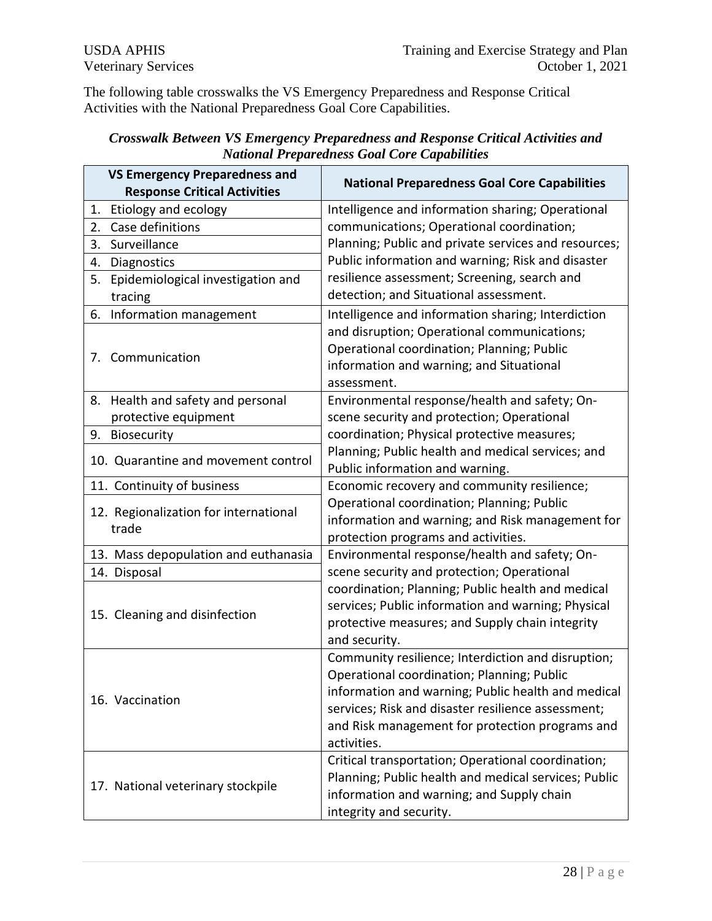The following table crosswalks the VS Emergency Preparedness and Response Critical Activities with the National Preparedness Goal Core Capabilities.

***Crosswalk Between VS Emergency Preparedness and Response Critical Activities and National Preparedness Goal Core Capabilities***

| VS Emergency Preparedness and Response Critical Activities | National Preparedness Goal Core Capabilities |
|---|---|
| 1. Etiology and ecology<br>2. Case definitions<br>3. Surveillance<br>4. Diagnostics<br>5. Epidemiological investigation and tracing | Intelligence and information sharing; Operational communications; Operational coordination; Planning; Public and private services and resources; Public information and warning; Risk and disaster resilience assessment; Screening, search and detection; and Situational assessment. |
| 6. Information management<br>7. Communication | Intelligence and information sharing; Interdiction and disruption; Operational communications; Operational coordination; Planning; Public information and warning; and Situational assessment. |
| 8. Health and safety and personal protective equipment<br>9. Biosecurity<br>10. Quarantine and movement control | Environmental response/health and safety; On-scene security and protection; Operational coordination; Physical protective measures; Planning; Public health and medical services; and Public information and warning. |
| 11. Continuity of business<br>12. Regionalization for international trade | Economic recovery and community resilience; Operational coordination; Planning; Public information and warning; and Risk management for protection programs and activities. |
| 13. Mass depopulation and euthanasia<br>14. Disposal<br>15. Cleaning and disinfection | Environmental response/health and safety; On-scene security and protection; Operational coordination; Planning; Public health and medical services; Public information and warning; Physical protective measures; and Supply chain integrity and security. |
| 16. Vaccination | Community resilience; Interdiction and disruption; Operational coordination; Planning; Public information and warning; Public health and medical services; Risk and disaster resilience assessment; and Risk management for protection programs and activities. |
| 17. National veterinary stockpile | Critical transportation; Operational coordination; Planning; Public health and medical services; Public information and warning; and Supply chain integrity and security. |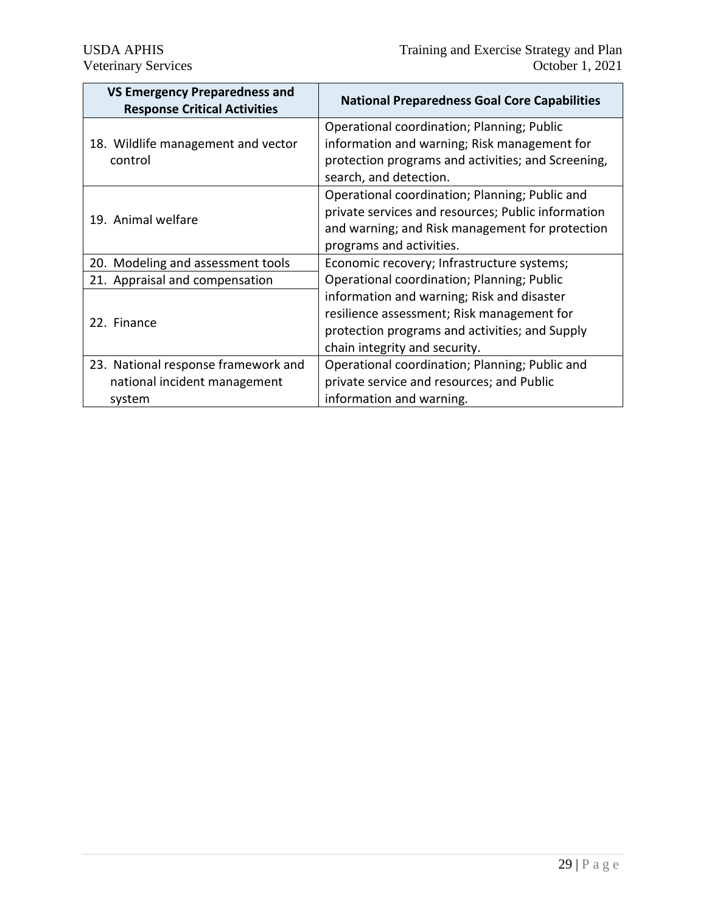| VS Emergency Preparedness and Response Critical Activities | National Preparedness Goal Core Capabilities |
|---|---|
| 18. Wildlife management and vector control | Operational coordination; Planning; Public information and warning; Risk management for protection programs and activities; and Screening, search, and detection. |
| 19. Animal welfare | Operational coordination; Planning; Public and private services and resources; Public information and warning; and Risk management for protection programs and activities. |
| 20. Modeling and assessment tools | Economic recovery; Infrastructure systems; Operational coordination; Planning; Public information and warning; Risk and disaster resilience assessment; Risk management for protection programs and activities; and Supply chain integrity and security. |
| 21. Appraisal and compensation | |
| 22. Finance | |
| 23. National response framework and national incident management system | Operational coordination; Planning; Public and private service and resources; and Public information and warning. |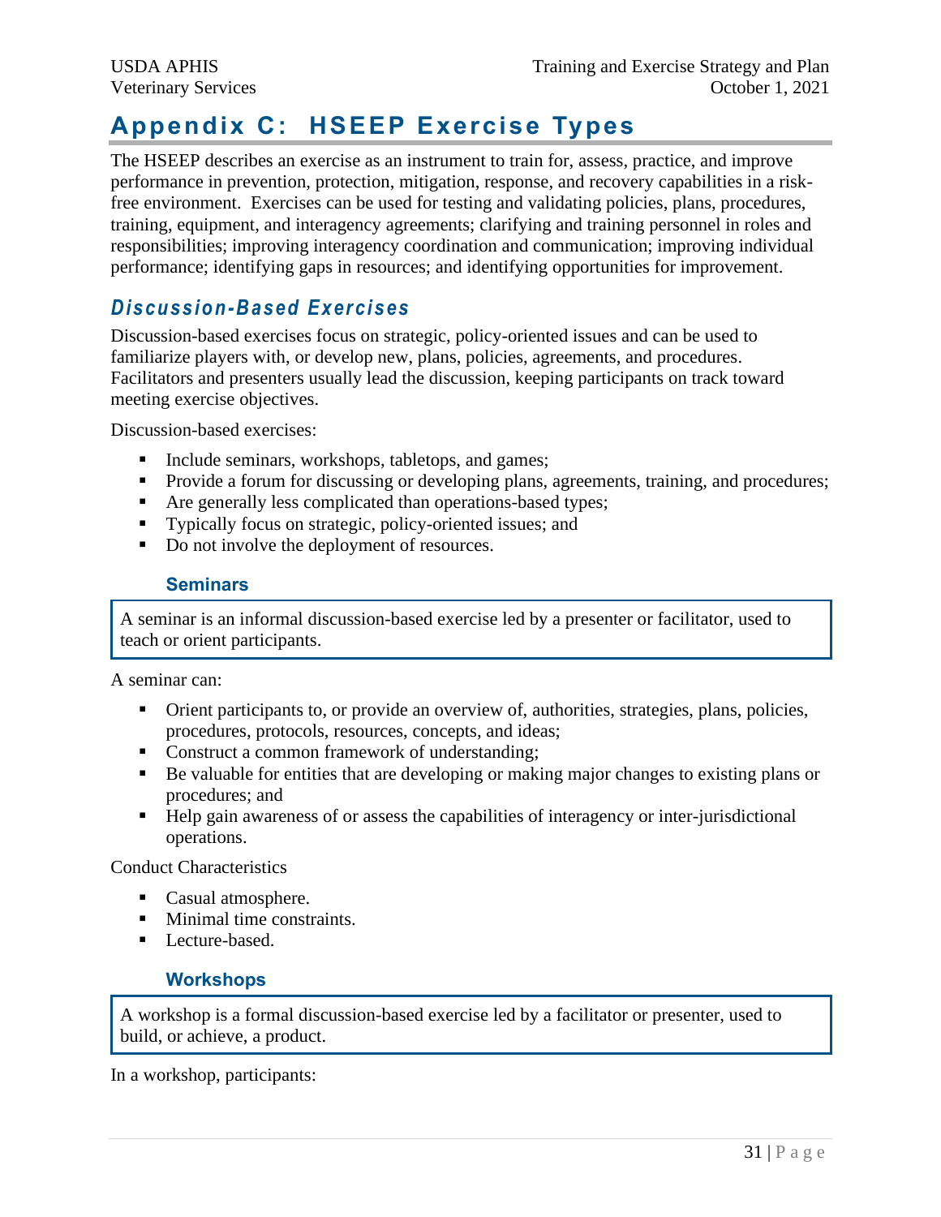# Appendix C: HSEEP Exercise Types

The HSEEP describes an exercise as an instrument to train for, assess, practice, and improve performance in prevention, protection, mitigation, response, and recovery capabilities in a risk-free environment. Exercises can be used for testing and validating policies, plans, procedures, training, equipment, and interagency agreements; clarifying and training personnel in roles and responsibilities; improving interagency coordination and communication; improving individual performance; identifying gaps in resources; and identifying opportunities for improvement.

## *Discussion-Based Exercises*

Discussion-based exercises focus on strategic, policy-oriented issues and can be used to familiarize players with, or develop new, plans, policies, agreements, and procedures. Facilitators and presenters usually lead the discussion, keeping participants on track toward meeting exercise objectives.

Discussion-based exercises:

- Include seminars, workshops, tabletops, and games;
- Provide a forum for discussing or developing plans, agreements, training, and procedures;
- Are generally less complicated than operations-based types;
- Typically focus on strategic, policy-oriented issues; and
- Do not involve the deployment of resources.

### Seminars

A seminar is an informal discussion-based exercise led by a presenter or facilitator, used to teach or orient participants.

A seminar can:

- Orient participants to, or provide an overview of, authorities, strategies, plans, policies, procedures, protocols, resources, concepts, and ideas;
- Construct a common framework of understanding;
- Be valuable for entities that are developing or making major changes to existing plans or procedures; and
- Help gain awareness of or assess the capabilities of interagency or inter-jurisdictional operations.

Conduct Characteristics

- Casual atmosphere.
- Minimal time constraints.
- Lecture-based.

### Workshops

A workshop is a formal discussion-based exercise led by a facilitator or presenter, used to build, or achieve, a product.

In a workshop, participants: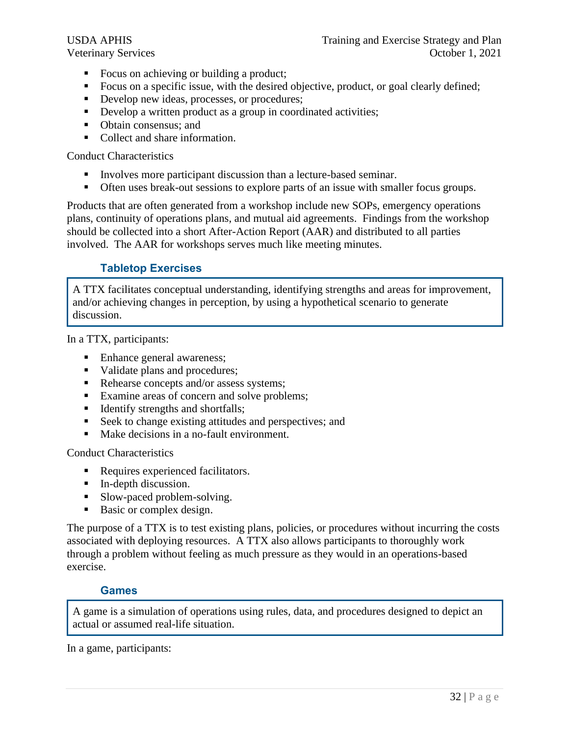- Focus on achieving or building a product;
- Focus on a specific issue, with the desired objective, product, or goal clearly defined;
- Develop new ideas, processes, or procedures;
- Develop a written product as a group in coordinated activities;
- Obtain consensus; and
- Collect and share information.

Conduct Characteristics

- Involves more participant discussion than a lecture-based seminar.
- Often uses break-out sessions to explore parts of an issue with smaller focus groups.

Products that are often generated from a workshop include new SOPs, emergency operations plans, continuity of operations plans, and mutual aid agreements. Findings from the workshop should be collected into a short After-Action Report (AAR) and distributed to all parties involved. The AAR for workshops serves much like meeting minutes.

### Tabletop Exercises

A TTX facilitates conceptual understanding, identifying strengths and areas for improvement, and/or achieving changes in perception, by using a hypothetical scenario to generate discussion.

In a TTX, participants:

- Enhance general awareness;
- Validate plans and procedures;
- Rehearse concepts and/or assess systems;
- Examine areas of concern and solve problems;
- Identify strengths and shortfalls;
- Seek to change existing attitudes and perspectives; and
- Make decisions in a no-fault environment.

Conduct Characteristics

- Requires experienced facilitators.
- In-depth discussion.
- Slow-paced problem-solving.
- Basic or complex design.

The purpose of a TTX is to test existing plans, policies, or procedures without incurring the costs associated with deploying resources. A TTX also allows participants to thoroughly work through a problem without feeling as much pressure as they would in an operations-based exercise.

### Games

A game is a simulation of operations using rules, data, and procedures designed to depict an actual or assumed real-life situation.

In a game, participants: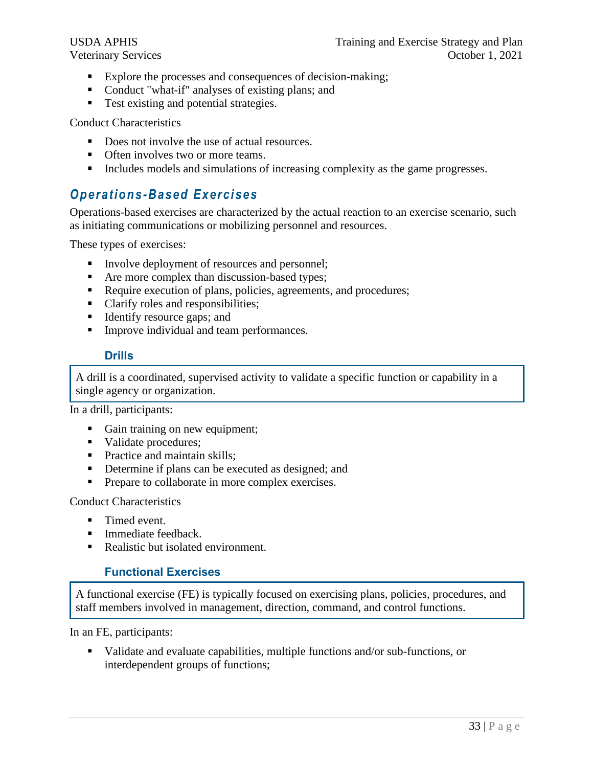- Explore the processes and consequences of decision-making;
- Conduct "what-if" analyses of existing plans; and
- Test existing and potential strategies.

Conduct Characteristics

- Does not involve the use of actual resources.
- Often involves two or more teams.
- Includes models and simulations of increasing complexity as the game progresses.

## *Operations-Based Exercises*

Operations-based exercises are characterized by the actual reaction to an exercise scenario, such as initiating communications or mobilizing personnel and resources.

These types of exercises:

- Involve deployment of resources and personnel;
- Are more complex than discussion-based types;
- Require execution of plans, policies, agreements, and procedures;
- Clarify roles and responsibilities;
- Identify resource gaps; and
- Improve individual and team performances.

### Drills

> A drill is a coordinated, supervised activity to validate a specific function or capability in a single agency or organization.

In a drill, participants:

- Gain training on new equipment;
- Validate procedures;
- Practice and maintain skills;
- Determine if plans can be executed as designed; and
- Prepare to collaborate in more complex exercises.

Conduct Characteristics

- Timed event.
- Immediate feedback.
- Realistic but isolated environment.

### Functional Exercises

> A functional exercise (FE) is typically focused on exercising plans, policies, procedures, and staff members involved in management, direction, command, and control functions.

In an FE, participants:

- Validate and evaluate capabilities, multiple functions and/or sub-functions, or interdependent groups of functions;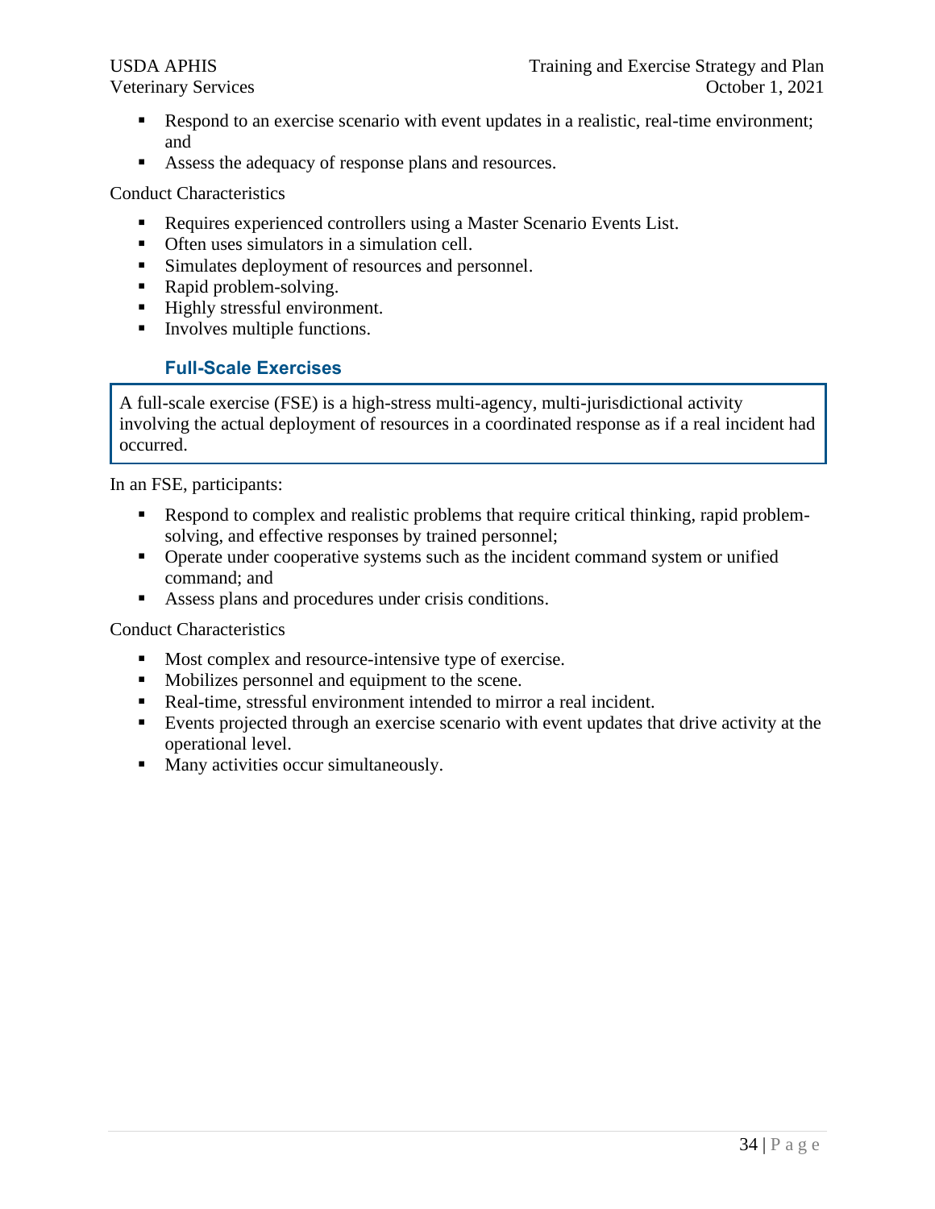- Respond to an exercise scenario with event updates in a realistic, real-time environment; and
- Assess the adequacy of response plans and resources.

Conduct Characteristics

- Requires experienced controllers using a Master Scenario Events List.
- Often uses simulators in a simulation cell.
- Simulates deployment of resources and personnel.
- Rapid problem-solving.
- Highly stressful environment.
- Involves multiple functions.

### Full-Scale Exercises

A full-scale exercise (FSE) is a high-stress multi-agency, multi-jurisdictional activity involving the actual deployment of resources in a coordinated response as if a real incident had occurred.

In an FSE, participants:

- Respond to complex and realistic problems that require critical thinking, rapid problem-solving, and effective responses by trained personnel;
- Operate under cooperative systems such as the incident command system or unified command; and
- Assess plans and procedures under crisis conditions.

Conduct Characteristics

- Most complex and resource-intensive type of exercise.
- Mobilizes personnel and equipment to the scene.
- Real-time, stressful environment intended to mirror a real incident.
- Events projected through an exercise scenario with event updates that drive activity at the operational level.
- Many activities occur simultaneously.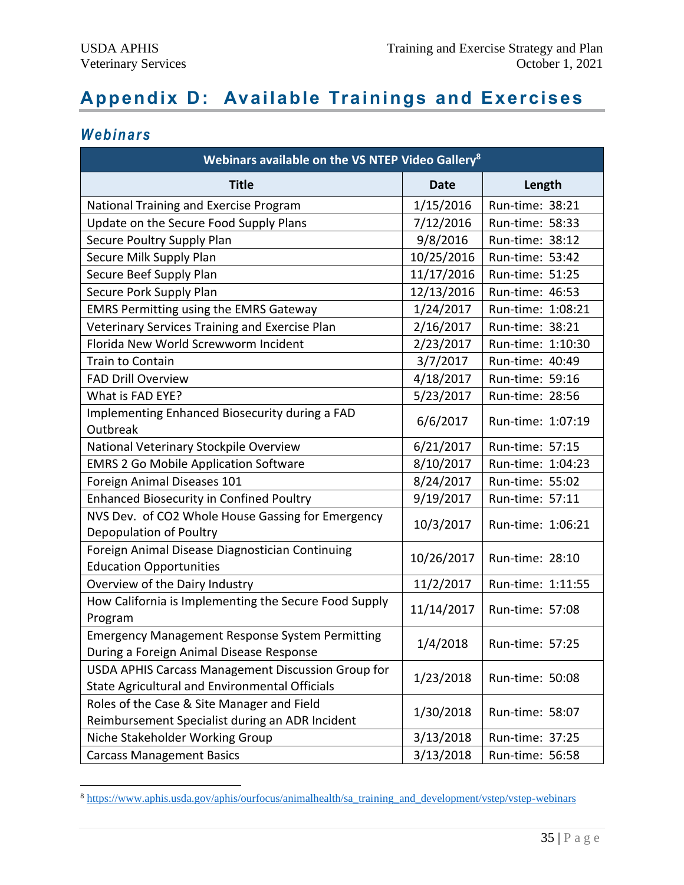# Appendix D: Available Trainings and Exercises

## Webinars

| Webinars available on the VS NTEP Video Gallery[8] | | |
|---|---|---|
| **Title** | **Date** | **Length** |
| National Training and Exercise Program | 1/15/2016 | Run-time: 38:21 |
| Update on the Secure Food Supply Plans | 7/12/2016 | Run-time: 58:33 |
| Secure Poultry Supply Plan | 9/8/2016 | Run-time: 38:12 |
| Secure Milk Supply Plan | 10/25/2016 | Run-time: 53:42 |
| Secure Beef Supply Plan | 11/17/2016 | Run-time: 51:25 |
| Secure Pork Supply Plan | 12/13/2016 | Run-time: 46:53 |
| EMRS Permitting using the EMRS Gateway | 1/24/2017 | Run-time: 1:08:21 |
| Veterinary Services Training and Exercise Plan | 2/16/2017 | Run-time: 38:21 |
| Florida New World Screwworm Incident | 2/23/2017 | Run-time: 1:10:30 |
| Train to Contain | 3/7/2017 | Run-time: 40:49 |
| FAD Drill Overview | 4/18/2017 | Run-time: 59:16 |
| What is FAD EYE? | 5/23/2017 | Run-time: 28:56 |
| Implementing Enhanced Biosecurity during a FAD Outbreak | 6/6/2017 | Run-time: 1:07:19 |
| National Veterinary Stockpile Overview | 6/21/2017 | Run-time: 57:15 |
| EMRS 2 Go Mobile Application Software | 8/10/2017 | Run-time: 1:04:23 |
| Foreign Animal Diseases 101 | 8/24/2017 | Run-time: 55:02 |
| Enhanced Biosecurity in Confined Poultry | 9/19/2017 | Run-time: 57:11 |
| NVS Dev. of CO2 Whole House Gassing for Emergency Depopulation of Poultry | 10/3/2017 | Run-time: 1:06:21 |
| Foreign Animal Disease Diagnostician Continuing Education Opportunities | 10/26/2017 | Run-time: 28:10 |
| Overview of the Dairy Industry | 11/2/2017 | Run-time: 1:11:55 |
| How California is Implementing the Secure Food Supply Program | 11/14/2017 | Run-time: 57:08 |
| Emergency Management Response System Permitting During a Foreign Animal Disease Response | 1/4/2018 | Run-time: 57:25 |
| USDA APHIS Carcass Management Discussion Group for State Agricultural and Environmental Officials | 1/23/2018 | Run-time: 50:08 |
| Roles of the Case & Site Manager and Field Reimbursement Specialist during an ADR Incident | 1/30/2018 | Run-time: 58:07 |
| Niche Stakeholder Working Group | 3/13/2018 | Run-time: 37:25 |
| Carcass Management Basics | 3/13/2018 | Run-time: 56:58 |

[8] https://www.aphis.usda.gov/aphis/ourfocus/animalhealth/sa_training_and_development/vstep/vstep-webinars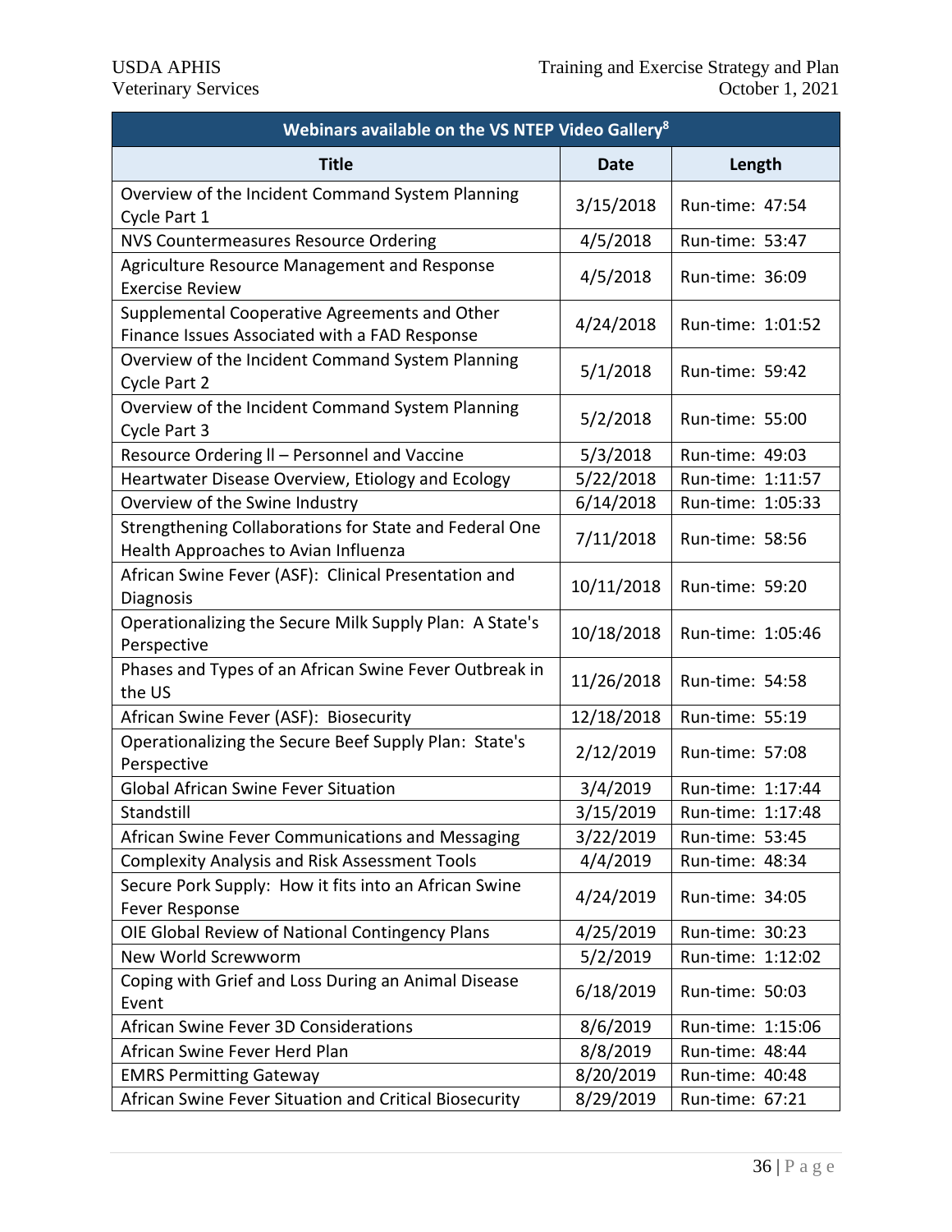| Webinars available on the VS NTEP Video Gallery[8] | | |
|---|---|---|
| **Title** | **Date** | **Length** |
| Overview of the Incident Command System Planning Cycle Part 1 | 3/15/2018 | Run-time: 47:54 |
| NVS Countermeasures Resource Ordering | 4/5/2018 | Run-time: 53:47 |
| Agriculture Resource Management and Response Exercise Review | 4/5/2018 | Run-time: 36:09 |
| Supplemental Cooperative Agreements and Other Finance Issues Associated with a FAD Response | 4/24/2018 | Run-time: 1:01:52 |
| Overview of the Incident Command System Planning Cycle Part 2 | 5/1/2018 | Run-time: 59:42 |
| Overview of the Incident Command System Planning Cycle Part 3 | 5/2/2018 | Run-time: 55:00 |
| Resource Ordering ll – Personnel and Vaccine | 5/3/2018 | Run-time: 49:03 |
| Heartwater Disease Overview, Etiology and Ecology | 5/22/2018 | Run-time: 1:11:57 |
| Overview of the Swine Industry | 6/14/2018 | Run-time: 1:05:33 |
| Strengthening Collaborations for State and Federal One Health Approaches to Avian Influenza | 7/11/2018 | Run-time: 58:56 |
| African Swine Fever (ASF): Clinical Presentation and Diagnosis | 10/11/2018 | Run-time: 59:20 |
| Operationalizing the Secure Milk Supply Plan: A State's Perspective | 10/18/2018 | Run-time: 1:05:46 |
| Phases and Types of an African Swine Fever Outbreak in the US | 11/26/2018 | Run-time: 54:58 |
| African Swine Fever (ASF): Biosecurity | 12/18/2018 | Run-time: 55:19 |
| Operationalizing the Secure Beef Supply Plan: State's Perspective | 2/12/2019 | Run-time: 57:08 |
| Global African Swine Fever Situation | 3/4/2019 | Run-time: 1:17:44 |
| Standstill | 3/15/2019 | Run-time: 1:17:48 |
| African Swine Fever Communications and Messaging | 3/22/2019 | Run-time: 53:45 |
| Complexity Analysis and Risk Assessment Tools | 4/4/2019 | Run-time: 48:34 |
| Secure Pork Supply: How it fits into an African Swine Fever Response | 4/24/2019 | Run-time: 34:05 |
| OIE Global Review of National Contingency Plans | 4/25/2019 | Run-time: 30:23 |
| New World Screwworm | 5/2/2019 | Run-time: 1:12:02 |
| Coping with Grief and Loss During an Animal Disease Event | 6/18/2019 | Run-time: 50:03 |
| African Swine Fever 3D Considerations | 8/6/2019 | Run-time: 1:15:06 |
| African Swine Fever Herd Plan | 8/8/2019 | Run-time: 48:44 |
| EMRS Permitting Gateway | 8/20/2019 | Run-time: 40:48 |
| African Swine Fever Situation and Critical Biosecurity | 8/29/2019 | Run-time: 67:21 |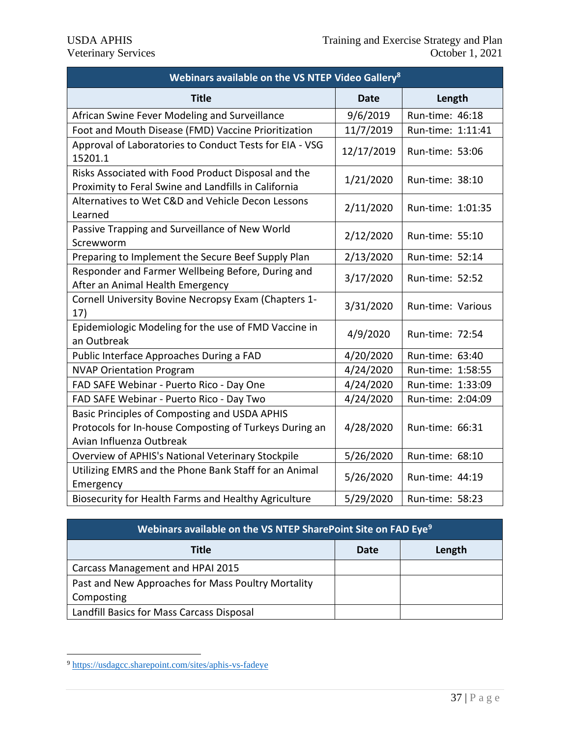| Webinars available on the VS NTEP Video Gallery[8] | | |
|---|---|---|
| **Title** | **Date** | **Length** |
| African Swine Fever Modeling and Surveillance | 9/6/2019 | Run-time: 46:18 |
| Foot and Mouth Disease (FMD) Vaccine Prioritization | 11/7/2019 | Run-time: 1:11:41 |
| Approval of Laboratories to Conduct Tests for EIA - VSG 15201.1 | 12/17/2019 | Run-time: 53:06 |
| Risks Associated with Food Product Disposal and the Proximity to Feral Swine and Landfills in California | 1/21/2020 | Run-time: 38:10 |
| Alternatives to Wet C&D and Vehicle Decon Lessons Learned | 2/11/2020 | Run-time: 1:01:35 |
| Passive Trapping and Surveillance of New World Screwworm | 2/12/2020 | Run-time: 55:10 |
| Preparing to Implement the Secure Beef Supply Plan | 2/13/2020 | Run-time: 52:14 |
| Responder and Farmer Wellbeing Before, During and After an Animal Health Emergency | 3/17/2020 | Run-time: 52:52 |
| Cornell University Bovine Necropsy Exam (Chapters 1-17) | 3/31/2020 | Run-time: Various |
| Epidemiologic Modeling for the use of FMD Vaccine in an Outbreak | 4/9/2020 | Run-time: 72:54 |
| Public Interface Approaches During a FAD | 4/20/2020 | Run-time: 63:40 |
| NVAP Orientation Program | 4/24/2020 | Run-time: 1:58:55 |
| FAD SAFE Webinar - Puerto Rico - Day One | 4/24/2020 | Run-time: 1:33:09 |
| FAD SAFE Webinar - Puerto Rico - Day Two | 4/24/2020 | Run-time: 2:04:09 |
| Basic Principles of Composting and USDA APHIS Protocols for In-house Composting of Turkeys During an Avian Influenza Outbreak | 4/28/2020 | Run-time: 66:31 |
| Overview of APHIS's National Veterinary Stockpile | 5/26/2020 | Run-time: 68:10 |
| Utilizing EMRS and the Phone Bank Staff for an Animal Emergency | 5/26/2020 | Run-time: 44:19 |
| Biosecurity for Health Farms and Healthy Agriculture | 5/29/2020 | Run-time: 58:23 |

| Webinars available on the VS NTEP SharePoint Site on FAD Eye[9] | | |
|---|---|---|
| **Title** | **Date** | **Length** |
| Carcass Management and HPAI 2015 | | |
| Past and New Approaches for Mass Poultry Mortality Composting | | |
| Landfill Basics for Mass Carcass Disposal | | |

[9] https://usdagcc.sharepoint.com/sites/aphis-vs-fadeye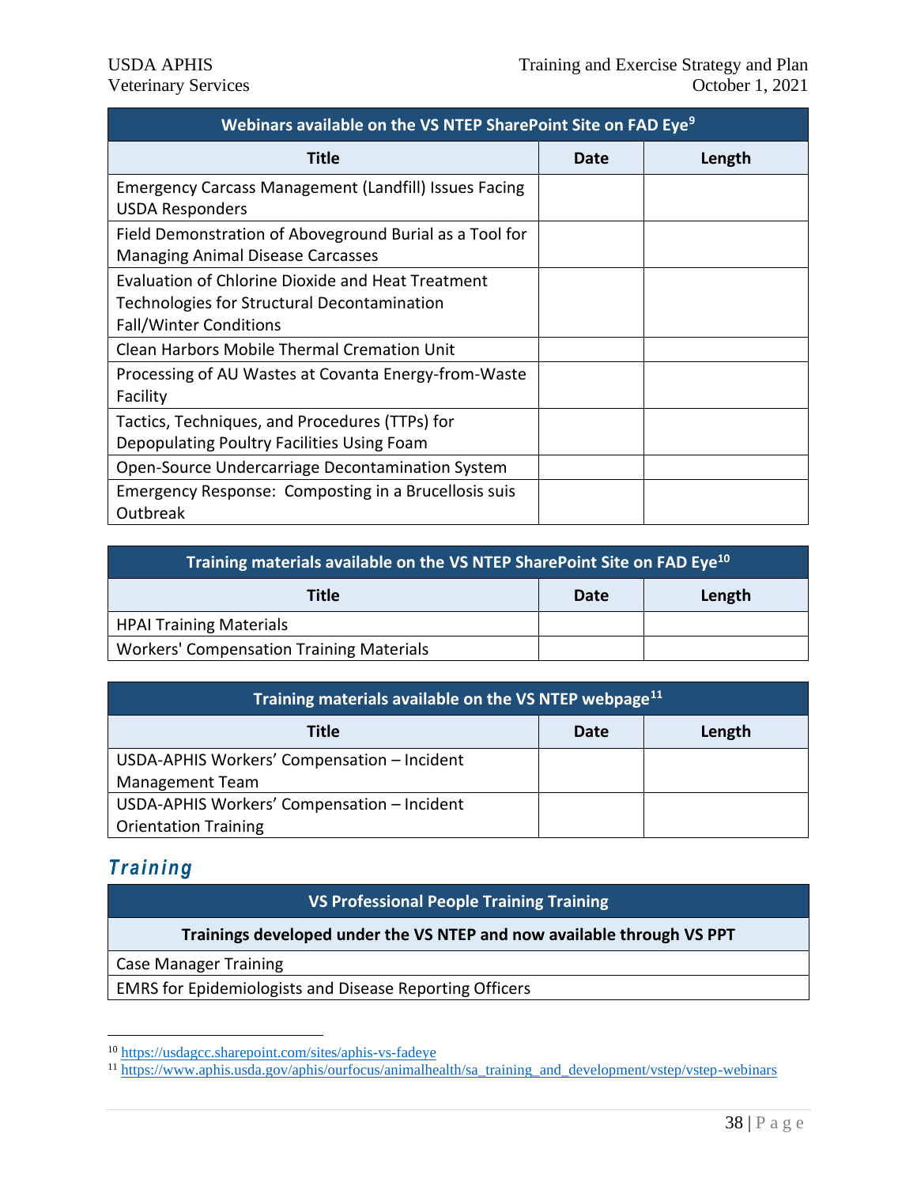| Webinars available on the VS NTEP SharePoint Site on FAD Eye[9] | | |
|---|---|---|
| **Title** | **Date** | **Length** |
| Emergency Carcass Management (Landfill) Issues Facing USDA Responders | | |
| Field Demonstration of Aboveground Burial as a Tool for Managing Animal Disease Carcasses | | |
| Evaluation of Chlorine Dioxide and Heat Treatment Technologies for Structural Decontamination Fall/Winter Conditions | | |
| Clean Harbors Mobile Thermal Cremation Unit | | |
| Processing of AU Wastes at Covanta Energy-from-Waste Facility | | |
| Tactics, Techniques, and Procedures (TTPs) for Depopulating Poultry Facilities Using Foam | | |
| Open-Source Undercarriage Decontamination System | | |
| Emergency Response: Composting in a Brucellosis suis Outbreak | | |

| Training materials available on the VS NTEP SharePoint Site on FAD Eye[10] | | |
|---|---|---|
| **Title** | **Date** | **Length** |
| HPAI Training Materials | | |
| Workers' Compensation Training Materials | | |

| Training materials available on the VS NTEP webpage[11] | | |
|---|---|---|
| **Title** | **Date** | **Length** |
| USDA-APHIS Workers' Compensation – Incident Management Team | | |
| USDA-APHIS Workers' Compensation – Incident Orientation Training | | |

## *Training*

| VS Professional People Training Training |
|---|
| **Trainings developed under the VS NTEP and now available through VS PPT** |
| Case Manager Training |
| EMRS for Epidemiologists and Disease Reporting Officers |

[10] https://usdagcc.sharepoint.com/sites/aphis-vs-fadeye

[11] https://www.aphis.usda.gov/aphis/ourfocus/animalhealth/sa_training_and_development/vstep/vstep-webinars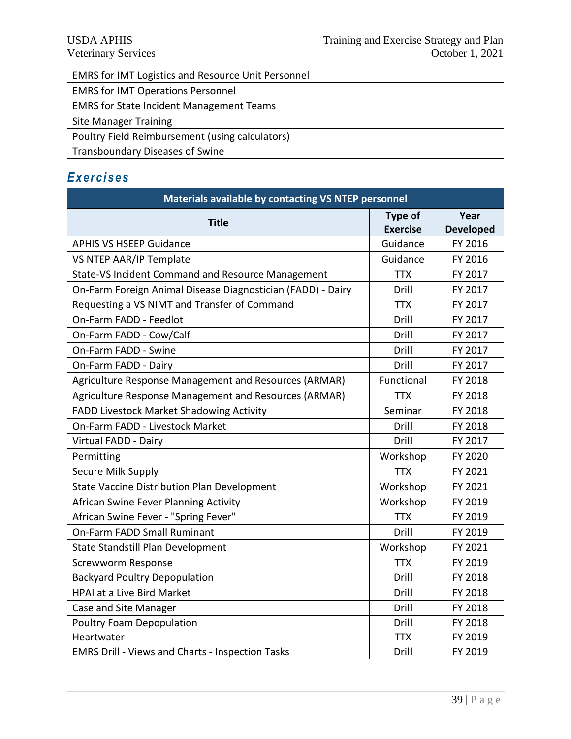| EMRS for IMT Logistics and Resource Unit Personnel |
| --- |
| EMRS for IMT Operations Personnel |
| EMRS for State Incident Management Teams |
| Site Manager Training |
| Poultry Field Reimbursement (using calculators) |
| Transboundary Diseases of Swine |

## *Exercises*

| Materials available by contacting VS NTEP personnel | | |
| --- | --- | --- |
| **Title** | **Type of Exercise** | **Year Developed** |
| APHIS VS HSEEP Guidance | Guidance | FY 2016 |
| VS NTEP AAR/IP Template | Guidance | FY 2016 |
| State-VS Incident Command and Resource Management | TTX | FY 2017 |
| On-Farm Foreign Animal Disease Diagnostician (FADD) - Dairy | Drill | FY 2017 |
| Requesting a VS NIMT and Transfer of Command | TTX | FY 2017 |
| On-Farm FADD - Feedlot | Drill | FY 2017 |
| On-Farm FADD - Cow/Calf | Drill | FY 2017 |
| On-Farm FADD - Swine | Drill | FY 2017 |
| On-Farm FADD - Dairy | Drill | FY 2017 |
| Agriculture Response Management and Resources (ARMAR) | Functional | FY 2018 |
| Agriculture Response Management and Resources (ARMAR) | TTX | FY 2018 |
| FADD Livestock Market Shadowing Activity | Seminar | FY 2018 |
| On-Farm FADD - Livestock Market | Drill | FY 2018 |
| Virtual FADD - Dairy | Drill | FY 2017 |
| Permitting | Workshop | FY 2020 |
| Secure Milk Supply | TTX | FY 2021 |
| State Vaccine Distribution Plan Development | Workshop | FY 2021 |
| African Swine Fever Planning Activity | Workshop | FY 2019 |
| African Swine Fever - "Spring Fever" | TTX | FY 2019 |
| On-Farm FADD Small Ruminant | Drill | FY 2019 |
| State Standstill Plan Development | Workshop | FY 2021 |
| Screwworm Response | TTX | FY 2019 |
| Backyard Poultry Depopulation | Drill | FY 2018 |
| HPAI at a Live Bird Market | Drill | FY 2018 |
| Case and Site Manager | Drill | FY 2018 |
| Poultry Foam Depopulation | Drill | FY 2018 |
| Heartwater | TTX | FY 2019 |
| EMRS Drill - Views and Charts - Inspection Tasks | Drill | FY 2019 |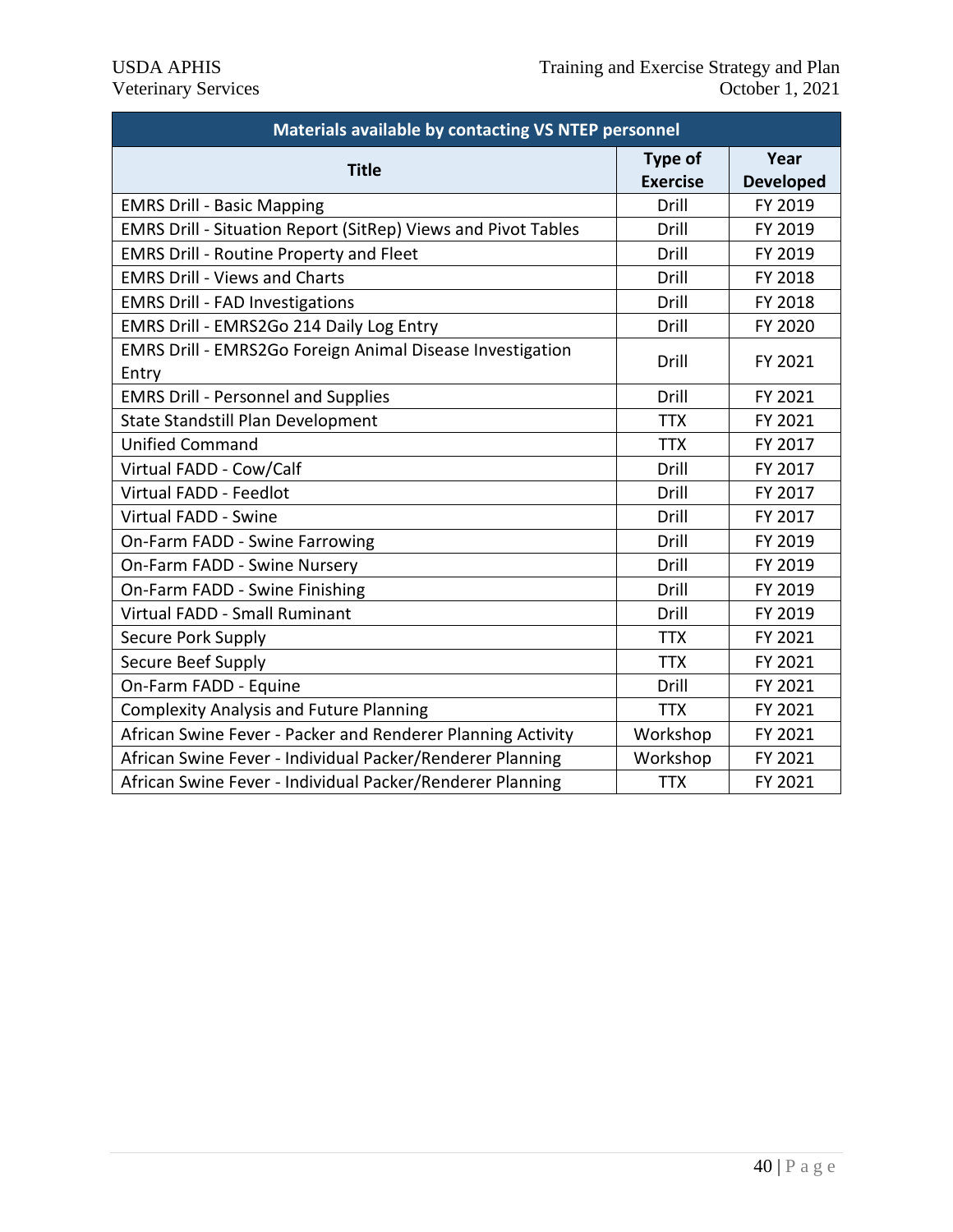| Materials available by contacting VS NTEP personnel | | |
|---|---|---|
| **Title** | **Type of Exercise** | **Year Developed** |
| EMRS Drill - Basic Mapping | Drill | FY 2019 |
| EMRS Drill - Situation Report (SitRep) Views and Pivot Tables | Drill | FY 2019 |
| EMRS Drill - Routine Property and Fleet | Drill | FY 2019 |
| EMRS Drill - Views and Charts | Drill | FY 2018 |
| EMRS Drill - FAD Investigations | Drill | FY 2018 |
| EMRS Drill - EMRS2Go 214 Daily Log Entry | Drill | FY 2020 |
| EMRS Drill - EMRS2Go Foreign Animal Disease Investigation Entry | Drill | FY 2021 |
| EMRS Drill - Personnel and Supplies | Drill | FY 2021 |
| State Standstill Plan Development | TTX | FY 2021 |
| Unified Command | TTX | FY 2017 |
| Virtual FADD - Cow/Calf | Drill | FY 2017 |
| Virtual FADD - Feedlot | Drill | FY 2017 |
| Virtual FADD - Swine | Drill | FY 2017 |
| On-Farm FADD - Swine Farrowing | Drill | FY 2019 |
| On-Farm FADD - Swine Nursery | Drill | FY 2019 |
| On-Farm FADD - Swine Finishing | Drill | FY 2019 |
| Virtual FADD - Small Ruminant | Drill | FY 2019 |
| Secure Pork Supply | TTX | FY 2021 |
| Secure Beef Supply | TTX | FY 2021 |
| On-Farm FADD - Equine | Drill | FY 2021 |
| Complexity Analysis and Future Planning | TTX | FY 2021 |
| African Swine Fever - Packer and Renderer Planning Activity | Workshop | FY 2021 |
| African Swine Fever - Individual Packer/Renderer Planning | Workshop | FY 2021 |
| African Swine Fever - Individual Packer/Renderer Planning | TTX | FY 2021 |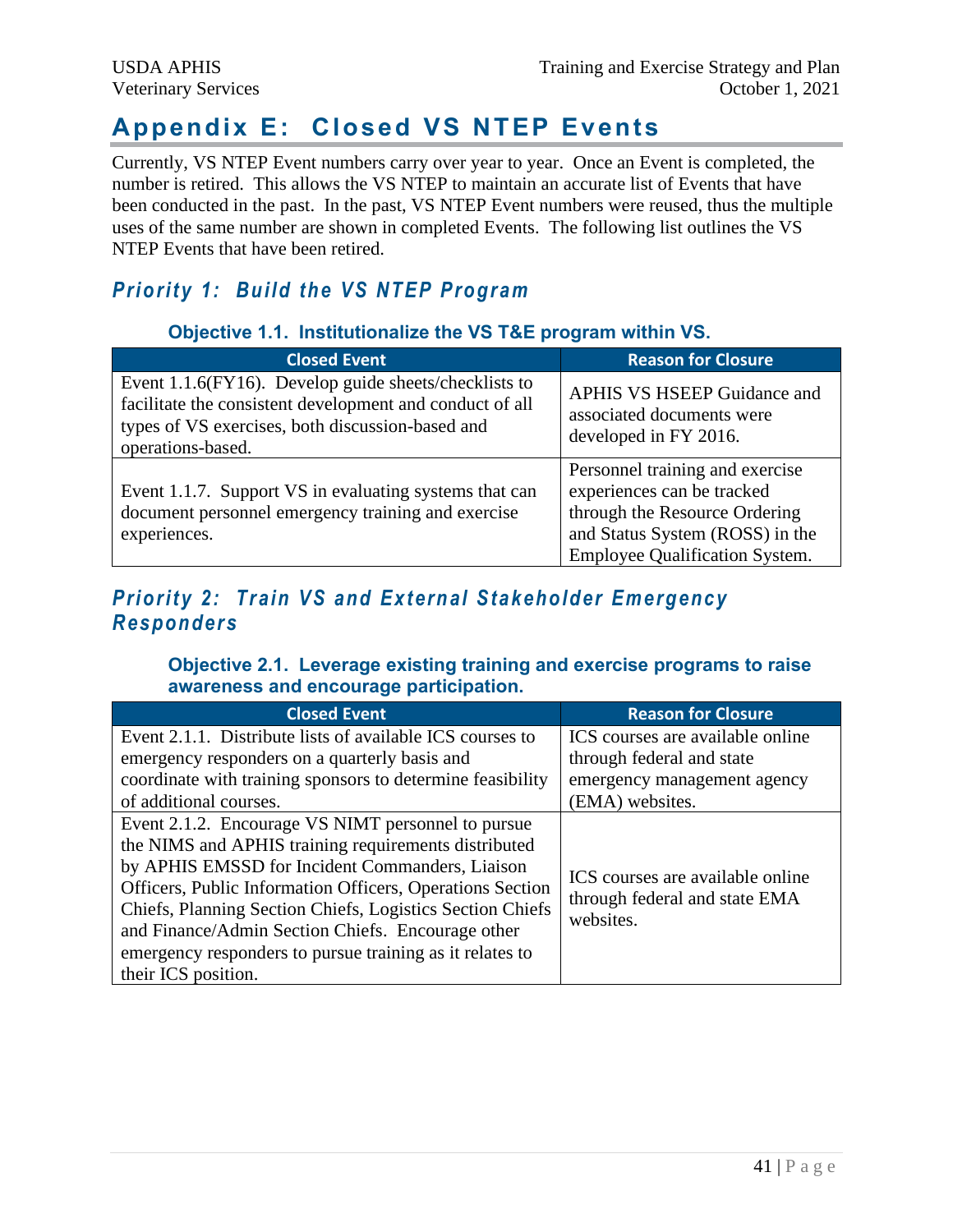# Appendix E: Closed VS NTEP Events

Currently, VS NTEP Event numbers carry over year to year. Once an Event is completed, the number is retired. This allows the VS NTEP to maintain an accurate list of Events that have been conducted in the past. In the past, VS NTEP Event numbers were reused, thus the multiple uses of the same number are shown in completed Events. The following list outlines the VS NTEP Events that have been retired.

## *Priority 1: Build the VS NTEP Program*

### Objective 1.1. Institutionalize the VS T&E program within VS.

| Closed Event | Reason for Closure |
|---|---|
| Event 1.1.6(FY16). Develop guide sheets/checklists to facilitate the consistent development and conduct of all types of VS exercises, both discussion-based and operations-based. | APHIS VS HSEEP Guidance and associated documents were developed in FY 2016. |
| Event 1.1.7. Support VS in evaluating systems that can document personnel emergency training and exercise experiences. | Personnel training and exercise experiences can be tracked through the Resource Ordering and Status System (ROSS) in the Employee Qualification System. |

## *Priority 2: Train VS and External Stakeholder Emergency Responders*

### Objective 2.1. Leverage existing training and exercise programs to raise awareness and encourage participation.

| Closed Event | Reason for Closure |
|---|---|
| Event 2.1.1. Distribute lists of available ICS courses to emergency responders on a quarterly basis and coordinate with training sponsors to determine feasibility of additional courses. | ICS courses are available online through federal and state emergency management agency (EMA) websites. |
| Event 2.1.2. Encourage VS NIMT personnel to pursue the NIMS and APHIS training requirements distributed by APHIS EMSSD for Incident Commanders, Liaison Officers, Public Information Officers, Operations Section Chiefs, Planning Section Chiefs, Logistics Section Chiefs and Finance/Admin Section Chiefs. Encourage other emergency responders to pursue training as it relates to their ICS position. | ICS courses are available online through federal and state EMA websites. |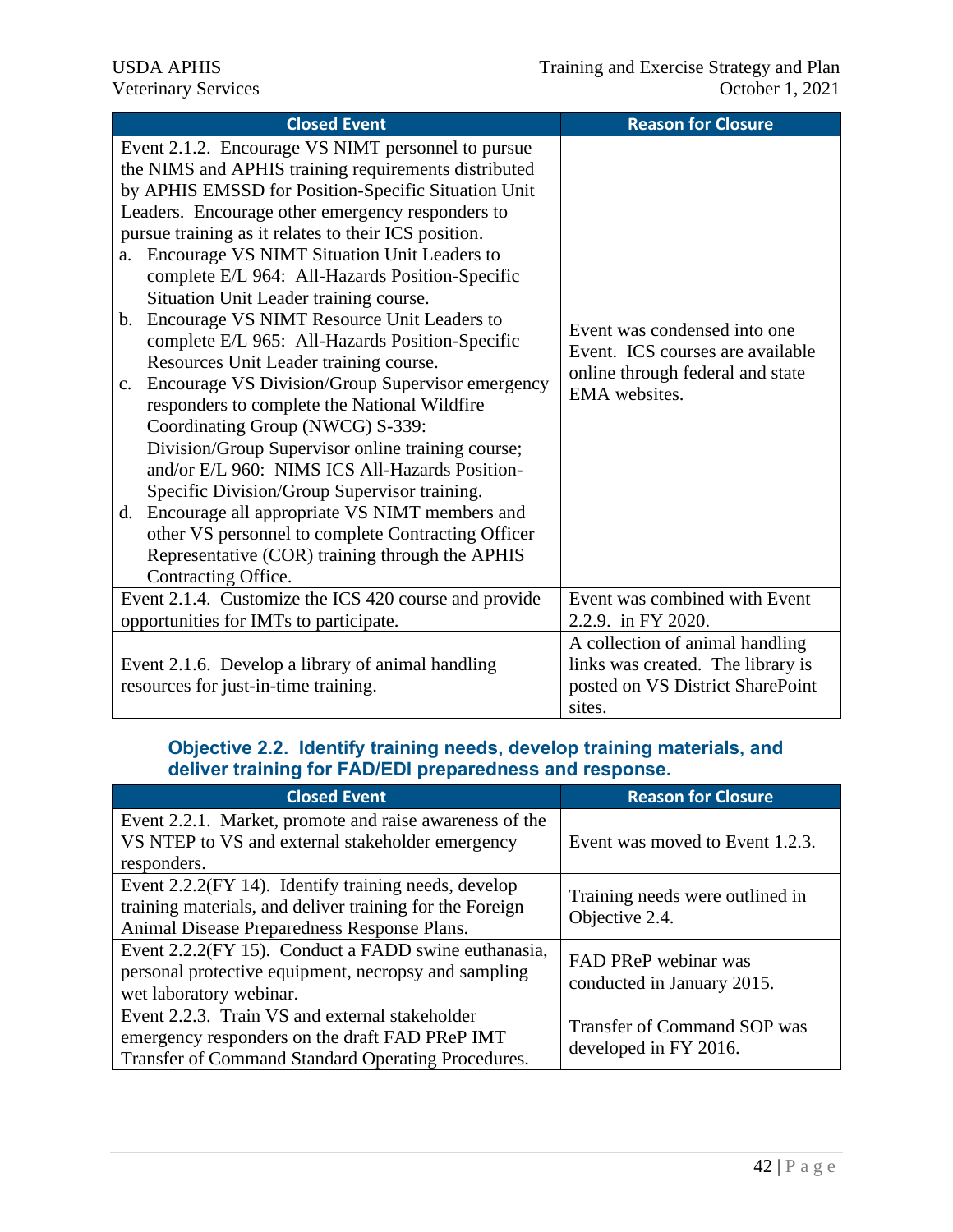| Closed Event | Reason for Closure |
|---|---|
| Event 2.1.2. Encourage VS NIMT personnel to pursue the NIMS and APHIS training requirements distributed by APHIS EMSSD for Position-Specific Situation Unit Leaders. Encourage other emergency responders to pursue training as it relates to their ICS position.<br>a. Encourage VS NIMT Situation Unit Leaders to complete E/L 964: All-Hazards Position-Specific Situation Unit Leader training course.<br>b. Encourage VS NIMT Resource Unit Leaders to complete E/L 965: All-Hazards Position-Specific Resources Unit Leader training course.<br>c. Encourage VS Division/Group Supervisor emergency responders to complete the National Wildfire Coordinating Group (NWCG) S-339: Division/Group Supervisor online training course; and/or E/L 960: NIMS ICS All-Hazards Position-Specific Division/Group Supervisor training.<br>d. Encourage all appropriate VS NIMT members and other VS personnel to complete Contracting Officer Representative (COR) training through the APHIS Contracting Office. | Event was condensed into one Event. ICS courses are available online through federal and state EMA websites. |
| Event 2.1.4. Customize the ICS 420 course and provide opportunities for IMTs to participate. | Event was combined with Event 2.2.9. in FY 2020. |
| Event 2.1.6. Develop a library of animal handling resources for just-in-time training. | A collection of animal handling links was created. The library is posted on VS District SharePoint sites. |

### Objective 2.2. Identify training needs, develop training materials, and deliver training for FAD/EDI preparedness and response.

| Closed Event | Reason for Closure |
|---|---|
| Event 2.2.1. Market, promote and raise awareness of the VS NTEP to VS and external stakeholder emergency responders. | Event was moved to Event 1.2.3. |
| Event 2.2.2(FY 14). Identify training needs, develop training materials, and deliver training for the Foreign Animal Disease Preparedness Response Plans. | Training needs were outlined in Objective 2.4. |
| Event 2.2.2(FY 15). Conduct a FADD swine euthanasia, personal protective equipment, necropsy and sampling wet laboratory webinar. | FAD PReP webinar was conducted in January 2015. |
| Event 2.2.3. Train VS and external stakeholder emergency responders on the draft FAD PReP IMT Transfer of Command Standard Operating Procedures. | Transfer of Command SOP was developed in FY 2016. |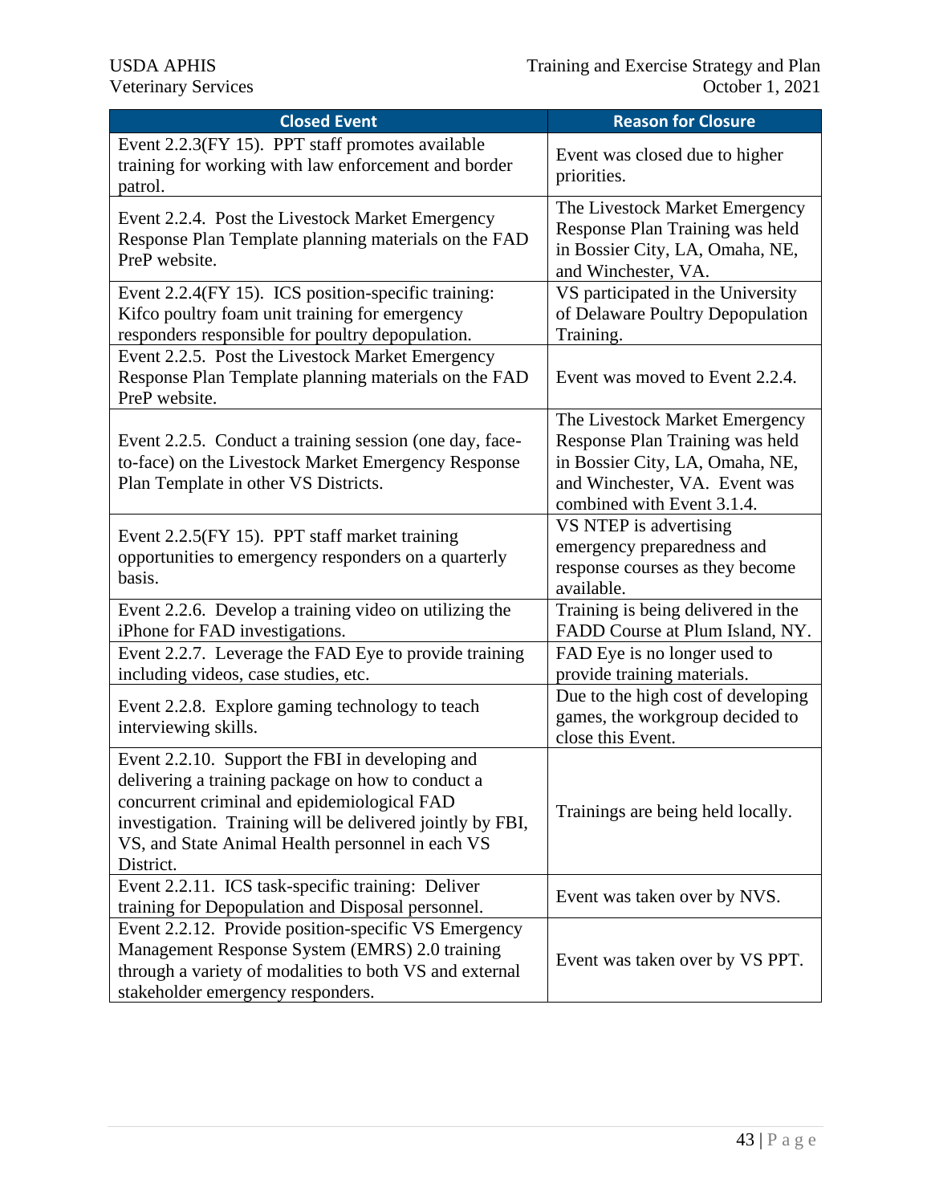| Closed Event | Reason for Closure |
|---|---|
| Event 2.2.3(FY 15). PPT staff promotes available training for working with law enforcement and border patrol. | Event was closed due to higher priorities. |
| Event 2.2.4. Post the Livestock Market Emergency Response Plan Template planning materials on the FAD PreP website. | The Livestock Market Emergency Response Plan Training was held in Bossier City, LA, Omaha, NE, and Winchester, VA. |
| Event 2.2.4(FY 15). ICS position-specific training: Kifco poultry foam unit training for emergency responders responsible for poultry depopulation. | VS participated in the University of Delaware Poultry Depopulation Training. |
| Event 2.2.5. Post the Livestock Market Emergency Response Plan Template planning materials on the FAD PreP website. | Event was moved to Event 2.2.4. |
| Event 2.2.5. Conduct a training session (one day, face-to-face) on the Livestock Market Emergency Response Plan Template in other VS Districts. | The Livestock Market Emergency Response Plan Training was held in Bossier City, LA, Omaha, NE, and Winchester, VA. Event was combined with Event 3.1.4. |
| Event 2.2.5(FY 15). PPT staff market training opportunities to emergency responders on a quarterly basis. | VS NTEP is advertising emergency preparedness and response courses as they become available. |
| Event 2.2.6. Develop a training video on utilizing the iPhone for FAD investigations. | Training is being delivered in the FADD Course at Plum Island, NY. |
| Event 2.2.7. Leverage the FAD Eye to provide training including videos, case studies, etc. | FAD Eye is no longer used to provide training materials. |
| Event 2.2.8. Explore gaming technology to teach interviewing skills. | Due to the high cost of developing games, the workgroup decided to close this Event. |
| Event 2.2.10. Support the FBI in developing and delivering a training package on how to conduct a concurrent criminal and epidemiological FAD investigation. Training will be delivered jointly by FBI, VS, and State Animal Health personnel in each VS District. | Trainings are being held locally. |
| Event 2.2.11. ICS task-specific training: Deliver training for Depopulation and Disposal personnel. | Event was taken over by NVS. |
| Event 2.2.12. Provide position-specific VS Emergency Management Response System (EMRS) 2.0 training through a variety of modalities to both VS and external stakeholder emergency responders. | Event was taken over by VS PPT. |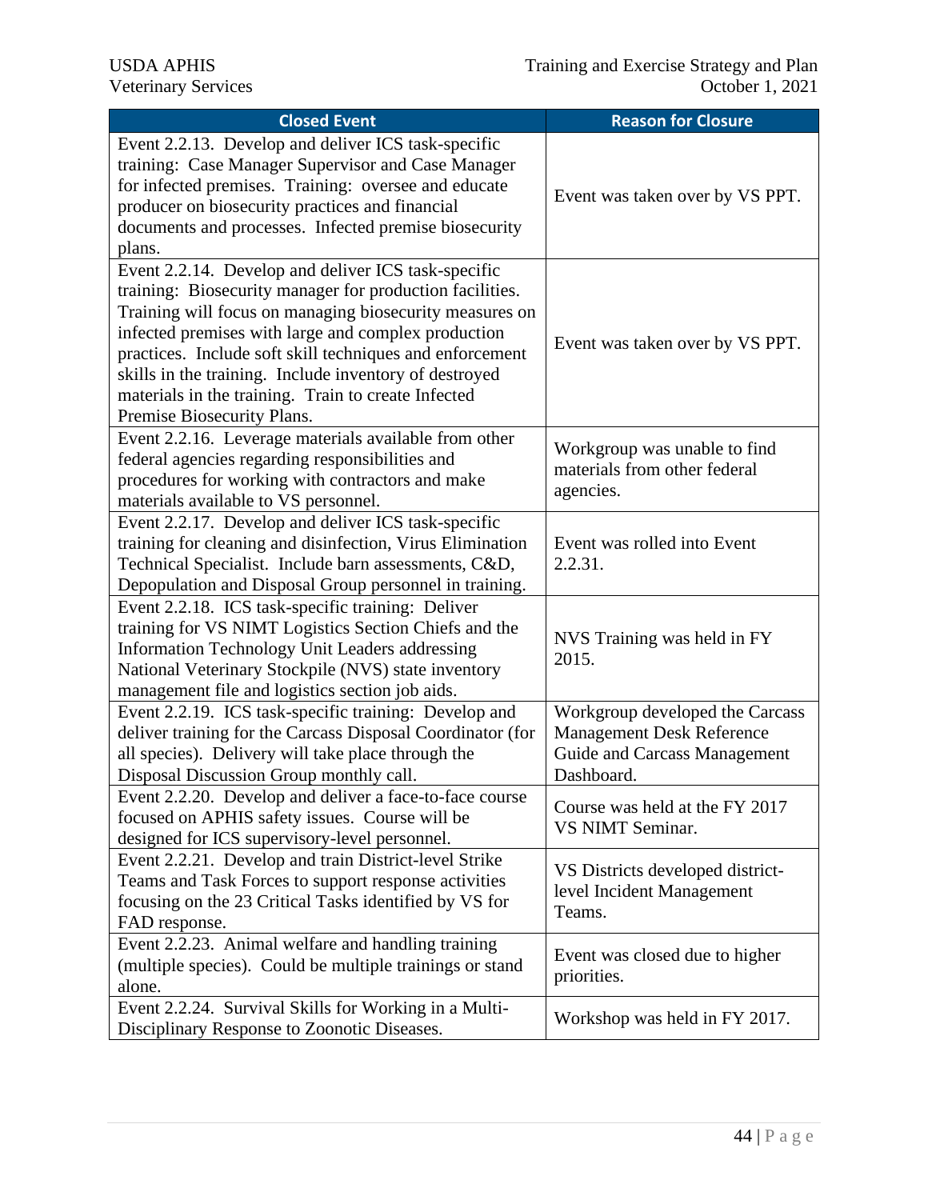| Closed Event | Reason for Closure |
|---|---|
| Event 2.2.13. Develop and deliver ICS task-specific training: Case Manager Supervisor and Case Manager for infected premises. Training: oversee and educate producer on biosecurity practices and financial documents and processes. Infected premise biosecurity plans. | Event was taken over by VS PPT. |
| Event 2.2.14. Develop and deliver ICS task-specific training: Biosecurity manager for production facilities. Training will focus on managing biosecurity measures on infected premises with large and complex production practices. Include soft skill techniques and enforcement skills in the training. Include inventory of destroyed materials in the training. Train to create Infected Premise Biosecurity Plans. | Event was taken over by VS PPT. |
| Event 2.2.16. Leverage materials available from other federal agencies regarding responsibilities and procedures for working with contractors and make materials available to VS personnel. | Workgroup was unable to find materials from other federal agencies. |
| Event 2.2.17. Develop and deliver ICS task-specific training for cleaning and disinfection, Virus Elimination Technical Specialist. Include barn assessments, C&D, Depopulation and Disposal Group personnel in training. | Event was rolled into Event 2.2.31. |
| Event 2.2.18. ICS task-specific training: Deliver training for VS NIMT Logistics Section Chiefs and the Information Technology Unit Leaders addressing National Veterinary Stockpile (NVS) state inventory management file and logistics section job aids. | NVS Training was held in FY 2015. |
| Event 2.2.19. ICS task-specific training: Develop and deliver training for the Carcass Disposal Coordinator (for all species). Delivery will take place through the Disposal Discussion Group monthly call. | Workgroup developed the Carcass Management Desk Reference Guide and Carcass Management Dashboard. |
| Event 2.2.20. Develop and deliver a face-to-face course focused on APHIS safety issues. Course will be designed for ICS supervisory-level personnel. | Course was held at the FY 2017 VS NIMT Seminar. |
| Event 2.2.21. Develop and train District-level Strike Teams and Task Forces to support response activities focusing on the 23 Critical Tasks identified by VS for FAD response. | VS Districts developed district-level Incident Management Teams. |
| Event 2.2.23. Animal welfare and handling training (multiple species). Could be multiple trainings or stand alone. | Event was closed due to higher priorities. |
| Event 2.2.24. Survival Skills for Working in a Multi-Disciplinary Response to Zoonotic Diseases. | Workshop was held in FY 2017. |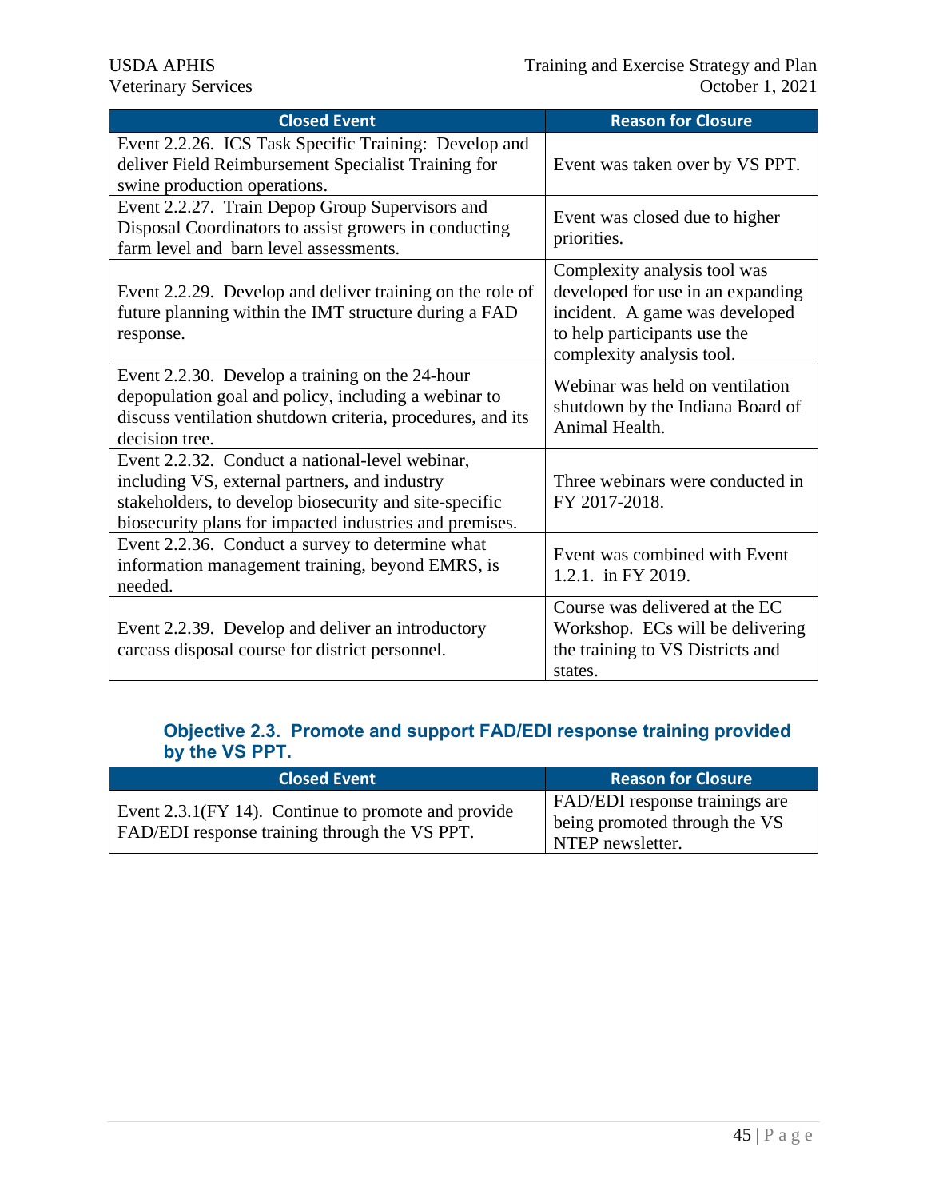| Closed Event | Reason for Closure |
|---|---|
| Event 2.2.26. ICS Task Specific Training: Develop and deliver Field Reimbursement Specialist Training for swine production operations. | Event was taken over by VS PPT. |
| Event 2.2.27. Train Depop Group Supervisors and Disposal Coordinators to assist growers in conducting farm level and barn level assessments. | Event was closed due to higher priorities. |
| Event 2.2.29. Develop and deliver training on the role of future planning within the IMT structure during a FAD response. | Complexity analysis tool was developed for use in an expanding incident. A game was developed to help participants use the complexity analysis tool. |
| Event 2.2.30. Develop a training on the 24-hour depopulation goal and policy, including a webinar to discuss ventilation shutdown criteria, procedures, and its decision tree. | Webinar was held on ventilation shutdown by the Indiana Board of Animal Health. |
| Event 2.2.32. Conduct a national-level webinar, including VS, external partners, and industry stakeholders, to develop biosecurity and site-specific biosecurity plans for impacted industries and premises. | Three webinars were conducted in FY 2017-2018. |
| Event 2.2.36. Conduct a survey to determine what information management training, beyond EMRS, is needed. | Event was combined with Event 1.2.1. in FY 2019. |
| Event 2.2.39. Develop and deliver an introductory carcass disposal course for district personnel. | Course was delivered at the EC Workshop. ECs will be delivering the training to VS Districts and states. |

### Objective 2.3. Promote and support FAD/EDI response training provided by the VS PPT.

| Closed Event | Reason for Closure |
|---|---|
| Event 2.3.1(FY 14). Continue to promote and provide FAD/EDI response training through the VS PPT. | FAD/EDI response trainings are being promoted through the VS NTEP newsletter. |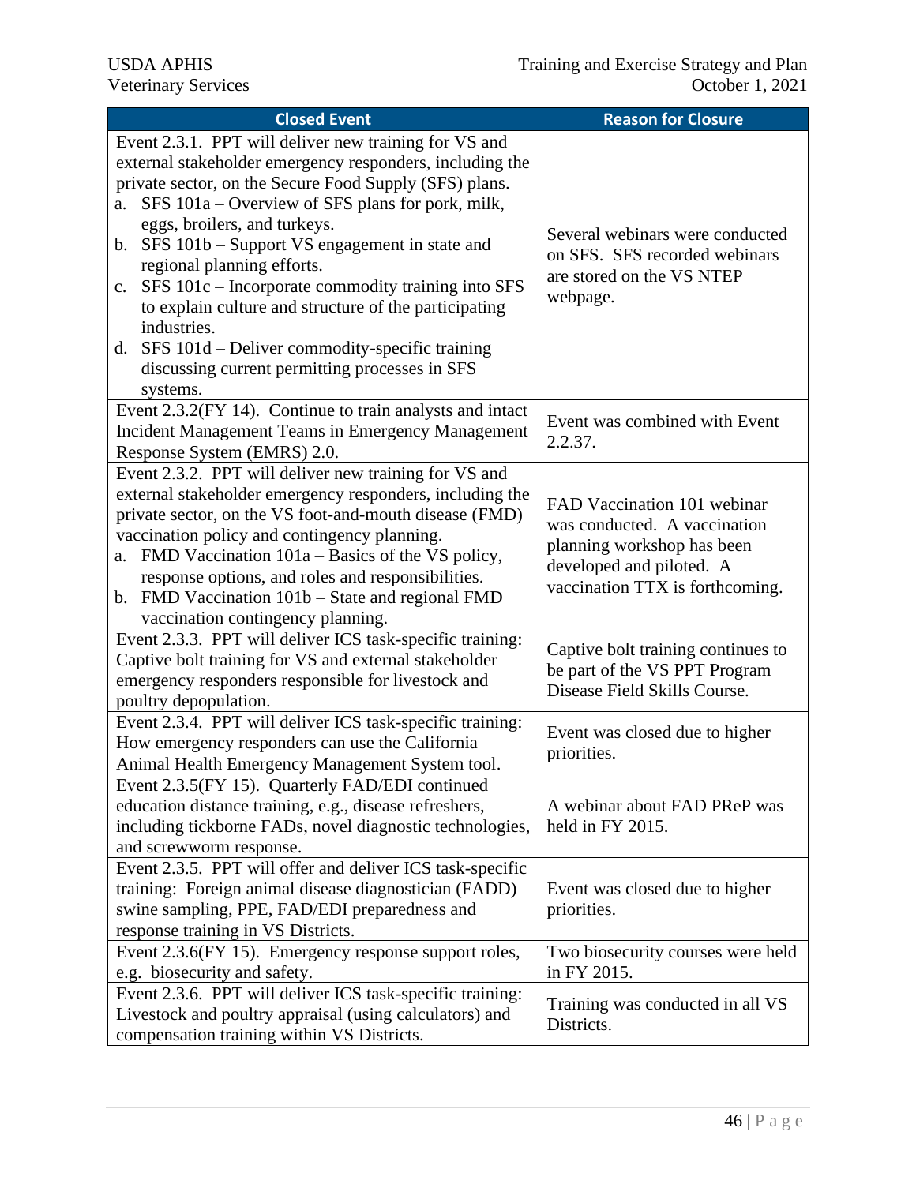| Closed Event | Reason for Closure |
|---|---|
| Event 2.3.1. PPT will deliver new training for VS and external stakeholder emergency responders, including the private sector, on the Secure Food Supply (SFS) plans.<br>a. SFS 101a – Overview of SFS plans for pork, milk, eggs, broilers, and turkeys.<br>b. SFS 101b – Support VS engagement in state and regional planning efforts.<br>c. SFS 101c – Incorporate commodity training into SFS to explain culture and structure of the participating industries.<br>d. SFS 101d – Deliver commodity-specific training discussing current permitting processes in SFS systems. | Several webinars were conducted on SFS. SFS recorded webinars are stored on the VS NTEP webpage. |
| Event 2.3.2(FY 14). Continue to train analysts and intact Incident Management Teams in Emergency Management Response System (EMRS) 2.0. | Event was combined with Event 2.2.37. |
| Event 2.3.2. PPT will deliver new training for VS and external stakeholder emergency responders, including the private sector, on the VS foot-and-mouth disease (FMD) vaccination policy and contingency planning.<br>a. FMD Vaccination 101a – Basics of the VS policy, response options, and roles and responsibilities.<br>b. FMD Vaccination 101b – State and regional FMD vaccination contingency planning. | FAD Vaccination 101 webinar was conducted. A vaccination planning workshop has been developed and piloted. A vaccination TTX is forthcoming. |
| Event 2.3.3. PPT will deliver ICS task-specific training: Captive bolt training for VS and external stakeholder emergency responders responsible for livestock and poultry depopulation. | Captive bolt training continues to be part of the VS PPT Program Disease Field Skills Course. |
| Event 2.3.4. PPT will deliver ICS task-specific training: How emergency responders can use the California Animal Health Emergency Management System tool. | Event was closed due to higher priorities. |
| Event 2.3.5(FY 15). Quarterly FAD/EDI continued education distance training, e.g., disease refreshers, including tickborne FADs, novel diagnostic technologies, and screwworm response. | A webinar about FAD PReP was held in FY 2015. |
| Event 2.3.5. PPT will offer and deliver ICS task-specific training: Foreign animal disease diagnostician (FADD) swine sampling, PPE, FAD/EDI preparedness and response training in VS Districts. | Event was closed due to higher priorities. |
| Event 2.3.6(FY 15). Emergency response support roles, e.g. biosecurity and safety. | Two biosecurity courses were held in FY 2015. |
| Event 2.3.6. PPT will deliver ICS task-specific training: Livestock and poultry appraisal (using calculators) and compensation training within VS Districts. | Training was conducted in all VS Districts. |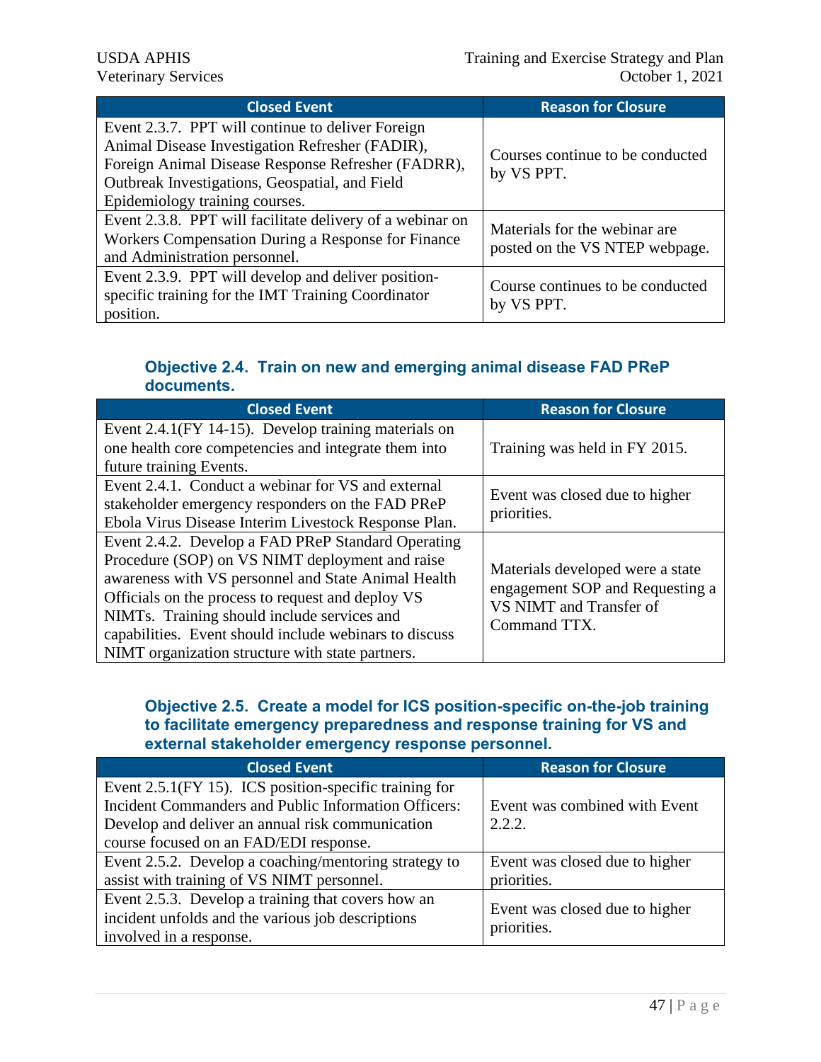| Closed Event | Reason for Closure |
| --- | --- |
| Event 2.3.7. PPT will continue to deliver Foreign Animal Disease Investigation Refresher (FADIR), Foreign Animal Disease Response Refresher (FADRR), Outbreak Investigations, Geospatial, and Field Epidemiology training courses. | Courses continue to be conducted by VS PPT. |
| Event 2.3.8. PPT will facilitate delivery of a webinar on Workers Compensation During a Response for Finance and Administration personnel. | Materials for the webinar are posted on the VS NTEP webpage. |
| Event 2.3.9. PPT will develop and deliver position-specific training for the IMT Training Coordinator position. | Course continues to be conducted by VS PPT. |

### Objective 2.4. Train on new and emerging animal disease FAD PReP documents.

| Closed Event | Reason for Closure |
| --- | --- |
| Event 2.4.1(FY 14-15). Develop training materials on one health core competencies and integrate them into future training Events. | Training was held in FY 2015. |
| Event 2.4.1. Conduct a webinar for VS and external stakeholder emergency responders on the FAD PReP Ebola Virus Disease Interim Livestock Response Plan. | Event was closed due to higher priorities. |
| Event 2.4.2. Develop a FAD PReP Standard Operating Procedure (SOP) on VS NIMT deployment and raise awareness with VS personnel and State Animal Health Officials on the process to request and deploy VS NIMTs. Training should include services and capabilities. Event should include webinars to discuss NIMT organization structure with state partners. | Materials developed were a state engagement SOP and Requesting a VS NIMT and Transfer of Command TTX. |

### Objective 2.5. Create a model for ICS position-specific on-the-job training to facilitate emergency preparedness and response training for VS and external stakeholder emergency response personnel.

| Closed Event | Reason for Closure |
| --- | --- |
| Event 2.5.1(FY 15). ICS position-specific training for Incident Commanders and Public Information Officers: Develop and deliver an annual risk communication course focused on an FAD/EDI response. | Event was combined with Event 2.2.2. |
| Event 2.5.2. Develop a coaching/mentoring strategy to assist with training of VS NIMT personnel. | Event was closed due to higher priorities. |
| Event 2.5.3. Develop a training that covers how an incident unfolds and the various job descriptions involved in a response. | Event was closed due to higher priorities. |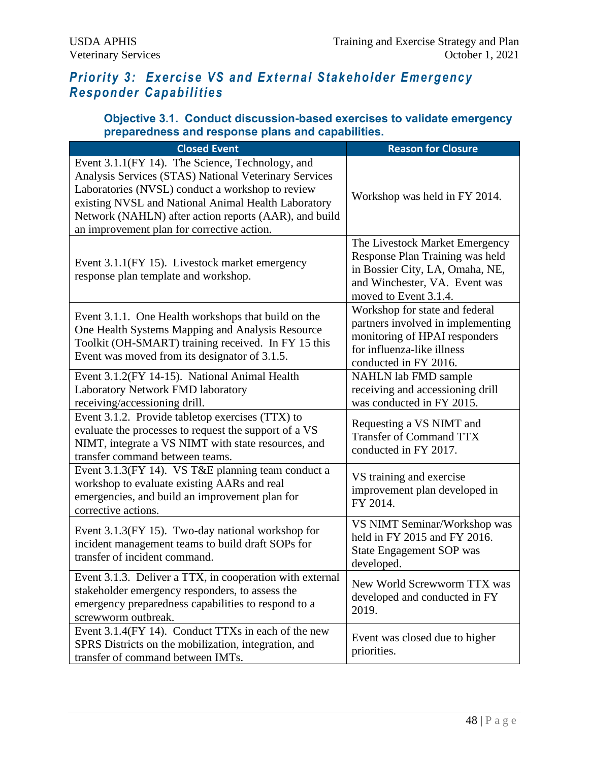## *Priority 3: Exercise VS and External Stakeholder Emergency Responder Capabilities*

### Objective 3.1. Conduct discussion-based exercises to validate emergency preparedness and response plans and capabilities.

| Closed Event | Reason for Closure |
|---|---|
| Event 3.1.1(FY 14). The Science, Technology, and Analysis Services (STAS) National Veterinary Services Laboratories (NVSL) conduct a workshop to review existing NVSL and National Animal Health Laboratory Network (NAHLN) after action reports (AAR), and build an improvement plan for corrective action. | Workshop was held in FY 2014. |
| Event 3.1.1(FY 15). Livestock market emergency response plan template and workshop. | The Livestock Market Emergency Response Plan Training was held in Bossier City, LA, Omaha, NE, and Winchester, VA. Event was moved to Event 3.1.4. |
| Event 3.1.1. One Health workshops that build on the One Health Systems Mapping and Analysis Resource Toolkit (OH-SMART) training received. In FY 15 this Event was moved from its designator of 3.1.5. | Workshop for state and federal partners involved in implementing monitoring of HPAI responders for influenza-like illness conducted in FY 2016. |
| Event 3.1.2(FY 14-15). National Animal Health Laboratory Network FMD laboratory receiving/accessioning drill. | NAHLN lab FMD sample receiving and accessioning drill was conducted in FY 2015. |
| Event 3.1.2. Provide tabletop exercises (TTX) to evaluate the processes to request the support of a VS NIMT, integrate a VS NIMT with state resources, and transfer command between teams. | Requesting a VS NIMT and Transfer of Command TTX conducted in FY 2017. |
| Event 3.1.3(FY 14). VS T&E planning team conduct a workshop to evaluate existing AARs and real emergencies, and build an improvement plan for corrective actions. | VS training and exercise improvement plan developed in FY 2014. |
| Event 3.1.3(FY 15). Two-day national workshop for incident management teams to build draft SOPs for transfer of incident command. | VS NIMT Seminar/Workshop was held in FY 2015 and FY 2016. State Engagement SOP was developed. |
| Event 3.1.3. Deliver a TTX, in cooperation with external stakeholder emergency responders, to assess the emergency preparedness capabilities to respond to a screwworm outbreak. | New World Screwworm TTX was developed and conducted in FY 2019. |
| Event 3.1.4(FY 14). Conduct TTXs in each of the new SPRS Districts on the mobilization, integration, and transfer of command between IMTs. | Event was closed due to higher priorities. |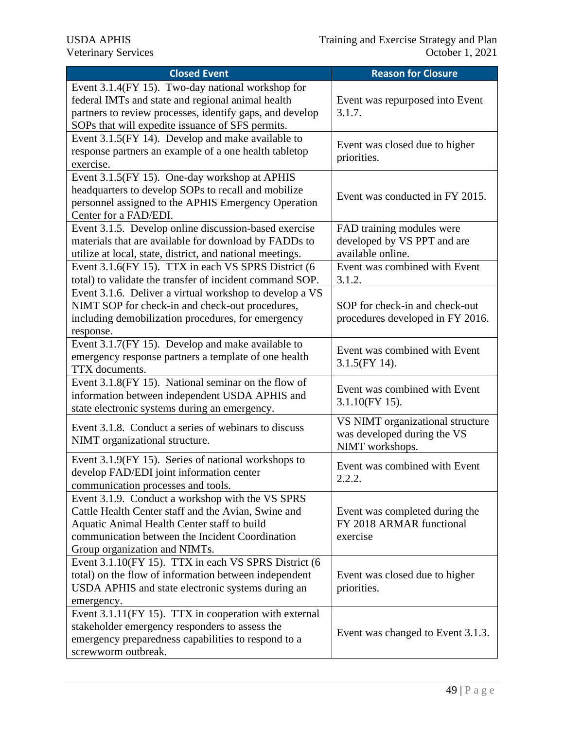| Closed Event | Reason for Closure |
| --- | --- |
| Event 3.1.4(FY 15). Two-day national workshop for federal IMTs and state and regional animal health partners to review processes, identify gaps, and develop SOPs that will expedite issuance of SFS permits. | Event was repurposed into Event 3.1.7. |
| Event 3.1.5(FY 14). Develop and make available to response partners an example of a one health tabletop exercise. | Event was closed due to higher priorities. |
| Event 3.1.5(FY 15). One-day workshop at APHIS headquarters to develop SOPs to recall and mobilize personnel assigned to the APHIS Emergency Operation Center for a FAD/EDI. | Event was conducted in FY 2015. |
| Event 3.1.5. Develop online discussion-based exercise materials that are available for download by FADDs to utilize at local, state, district, and national meetings. | FAD training modules were developed by VS PPT and are available online. |
| Event 3.1.6(FY 15). TTX in each VS SPRS District (6 total) to validate the transfer of incident command SOP. | Event was combined with Event 3.1.2. |
| Event 3.1.6. Deliver a virtual workshop to develop a VS NIMT SOP for check-in and check-out procedures, including demobilization procedures, for emergency response. | SOP for check-in and check-out procedures developed in FY 2016. |
| Event 3.1.7(FY 15). Develop and make available to emergency response partners a template of one health TTX documents. | Event was combined with Event 3.1.5(FY 14). |
| Event 3.1.8(FY 15). National seminar on the flow of information between independent USDA APHIS and state electronic systems during an emergency. | Event was combined with Event 3.1.10(FY 15). |
| Event 3.1.8. Conduct a series of webinars to discuss NIMT organizational structure. | VS NIMT organizational structure was developed during the VS NIMT workshops. |
| Event 3.1.9(FY 15). Series of national workshops to develop FAD/EDI joint information center communication processes and tools. | Event was combined with Event 2.2.2. |
| Event 3.1.9. Conduct a workshop with the VS SPRS Cattle Health Center staff and the Avian, Swine and Aquatic Animal Health Center staff to build communication between the Incident Coordination Group organization and NIMTs. | Event was completed during the FY 2018 ARMAR functional exercise |
| Event 3.1.10(FY 15). TTX in each VS SPRS District (6 total) on the flow of information between independent USDA APHIS and state electronic systems during an emergency. | Event was closed due to higher priorities. |
| Event 3.1.11(FY 15). TTX in cooperation with external stakeholder emergency responders to assess the emergency preparedness capabilities to respond to a screwworm outbreak. | Event was changed to Event 3.1.3. |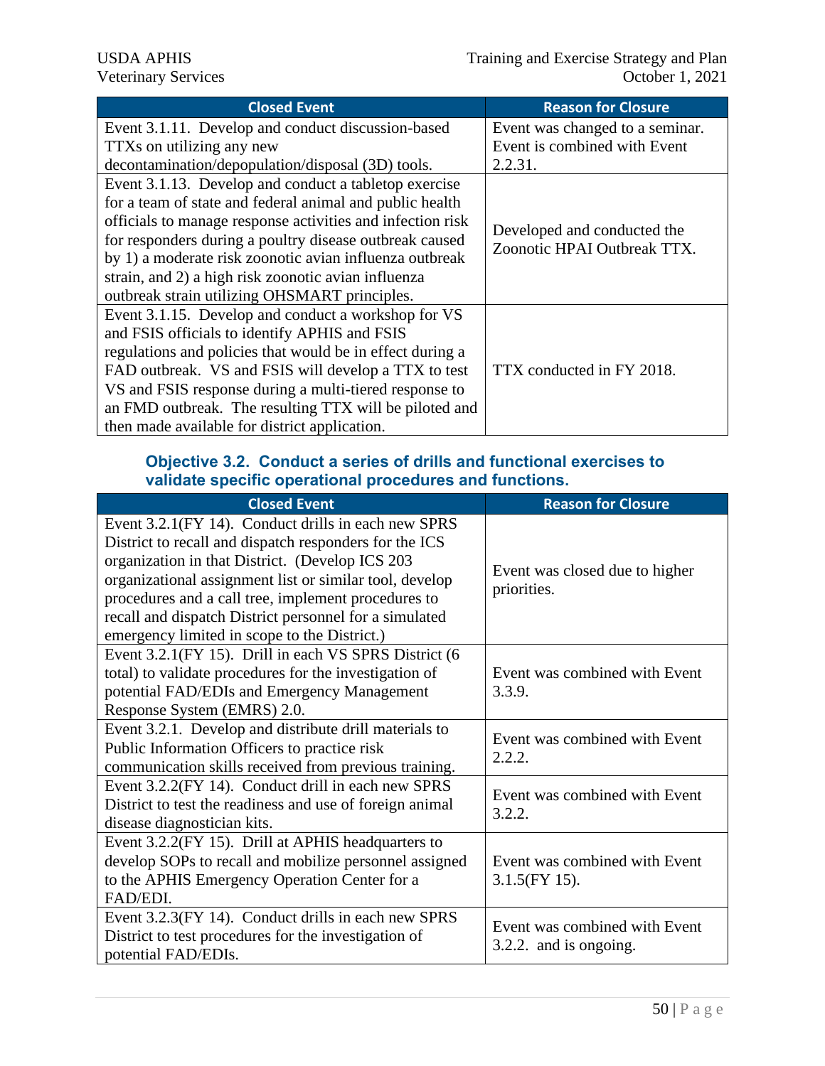| Closed Event | Reason for Closure |
|---|---|
| Event 3.1.11. Develop and conduct discussion-based TTXs on utilizing any new decontamination/depopulation/disposal (3D) tools. | Event was changed to a seminar. Event is combined with Event 2.2.31. |
| Event 3.1.13. Develop and conduct a tabletop exercise for a team of state and federal animal and public health officials to manage response activities and infection risk for responders during a poultry disease outbreak caused by 1) a moderate risk zoonotic avian influenza outbreak strain, and 2) a high risk zoonotic avian influenza outbreak strain utilizing OHSMART principles. | Developed and conducted the Zoonotic HPAI Outbreak TTX. |
| Event 3.1.15. Develop and conduct a workshop for VS and FSIS officials to identify APHIS and FSIS regulations and policies that would be in effect during a FAD outbreak. VS and FSIS will develop a TTX to test VS and FSIS response during a multi-tiered response to an FMD outbreak. The resulting TTX will be piloted and then made available for district application. | TTX conducted in FY 2018. |

### Objective 3.2. Conduct a series of drills and functional exercises to validate specific operational procedures and functions.

| Closed Event | Reason for Closure |
|---|---|
| Event 3.2.1(FY 14). Conduct drills in each new SPRS District to recall and dispatch responders for the ICS organization in that District. (Develop ICS 203 organizational assignment list or similar tool, develop procedures and a call tree, implement procedures to recall and dispatch District personnel for a simulated emergency limited in scope to the District.) | Event was closed due to higher priorities. |
| Event 3.2.1(FY 15). Drill in each VS SPRS District (6 total) to validate procedures for the investigation of potential FAD/EDIs and Emergency Management Response System (EMRS) 2.0. | Event was combined with Event 3.3.9. |
| Event 3.2.1. Develop and distribute drill materials to Public Information Officers to practice risk communication skills received from previous training. | Event was combined with Event 2.2.2. |
| Event 3.2.2(FY 14). Conduct drill in each new SPRS District to test the readiness and use of foreign animal disease diagnostician kits. | Event was combined with Event 3.2.2. |
| Event 3.2.2(FY 15). Drill at APHIS headquarters to develop SOPs to recall and mobilize personnel assigned to the APHIS Emergency Operation Center for a FAD/EDI. | Event was combined with Event 3.1.5(FY 15). |
| Event 3.2.3(FY 14). Conduct drills in each new SPRS District to test procedures for the investigation of potential FAD/EDIs. | Event was combined with Event 3.2.2. and is ongoing. |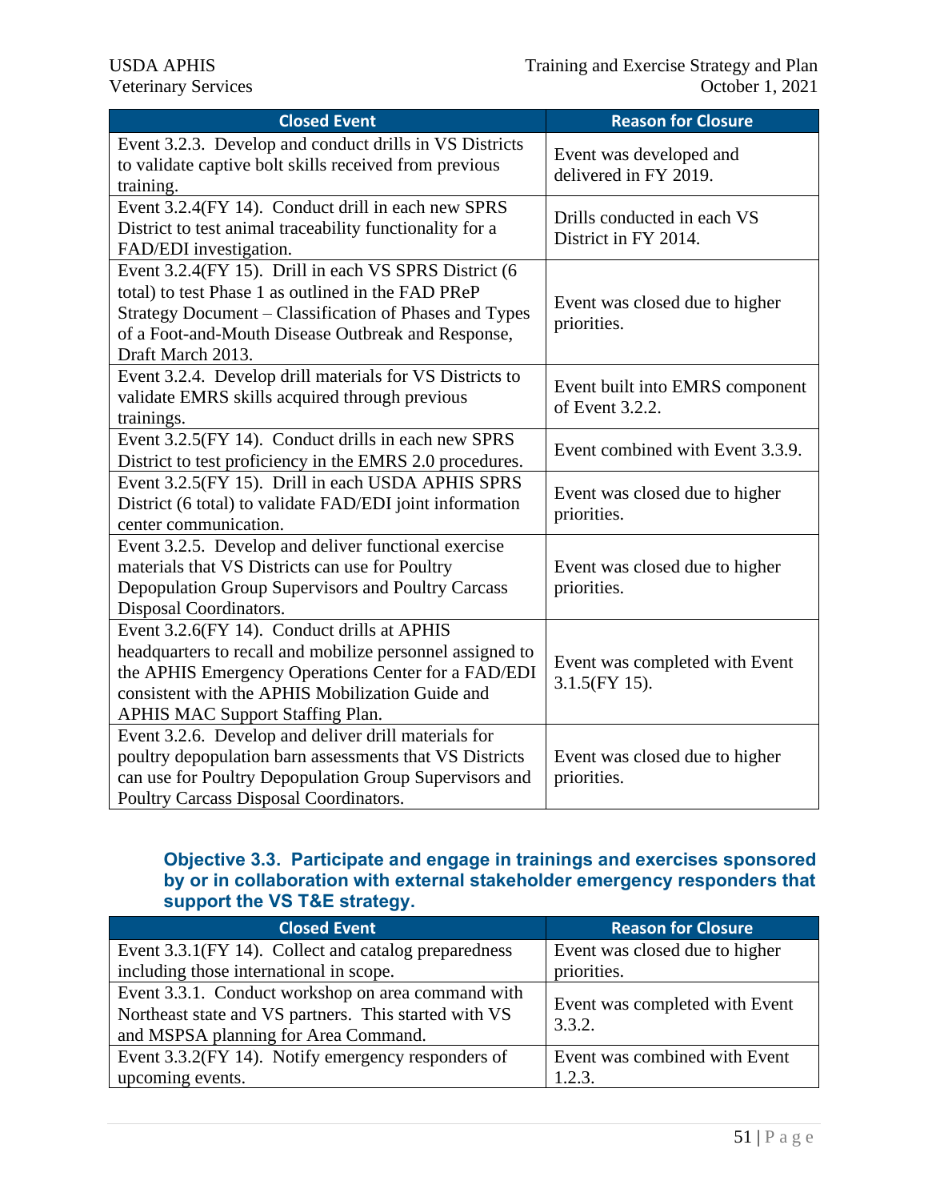| Closed Event | Reason for Closure |
| --- | --- |
| Event 3.2.3. Develop and conduct drills in VS Districts to validate captive bolt skills received from previous training. | Event was developed and delivered in FY 2019. |
| Event 3.2.4(FY 14). Conduct drill in each new SPRS District to test animal traceability functionality for a FAD/EDI investigation. | Drills conducted in each VS District in FY 2014. |
| Event 3.2.4(FY 15). Drill in each VS SPRS District (6 total) to test Phase 1 as outlined in the FAD PReP Strategy Document – Classification of Phases and Types of a Foot-and-Mouth Disease Outbreak and Response, Draft March 2013. | Event was closed due to higher priorities. |
| Event 3.2.4. Develop drill materials for VS Districts to validate EMRS skills acquired through previous trainings. | Event built into EMRS component of Event 3.2.2. |
| Event 3.2.5(FY 14). Conduct drills in each new SPRS District to test proficiency in the EMRS 2.0 procedures. | Event combined with Event 3.3.9. |
| Event 3.2.5(FY 15). Drill in each USDA APHIS SPRS District (6 total) to validate FAD/EDI joint information center communication. | Event was closed due to higher priorities. |
| Event 3.2.5. Develop and deliver functional exercise materials that VS Districts can use for Poultry Depopulation Group Supervisors and Poultry Carcass Disposal Coordinators. | Event was closed due to higher priorities. |
| Event 3.2.6(FY 14). Conduct drills at APHIS headquarters to recall and mobilize personnel assigned to the APHIS Emergency Operations Center for a FAD/EDI consistent with the APHIS Mobilization Guide and APHIS MAC Support Staffing Plan. | Event was completed with Event 3.1.5(FY 15). |
| Event 3.2.6. Develop and deliver drill materials for poultry depopulation barn assessments that VS Districts can use for Poultry Depopulation Group Supervisors and Poultry Carcass Disposal Coordinators. | Event was closed due to higher priorities. |

### Objective 3.3. Participate and engage in trainings and exercises sponsored by or in collaboration with external stakeholder emergency responders that support the VS T&E strategy.

| Closed Event | Reason for Closure |
| --- | --- |
| Event 3.3.1(FY 14). Collect and catalog preparedness including those international in scope. | Event was closed due to higher priorities. |
| Event 3.3.1. Conduct workshop on area command with Northeast state and VS partners. This started with VS and MSPSA planning for Area Command. | Event was completed with Event 3.3.2. |
| Event 3.3.2(FY 14). Notify emergency responders of upcoming events. | Event was combined with Event 1.2.3. |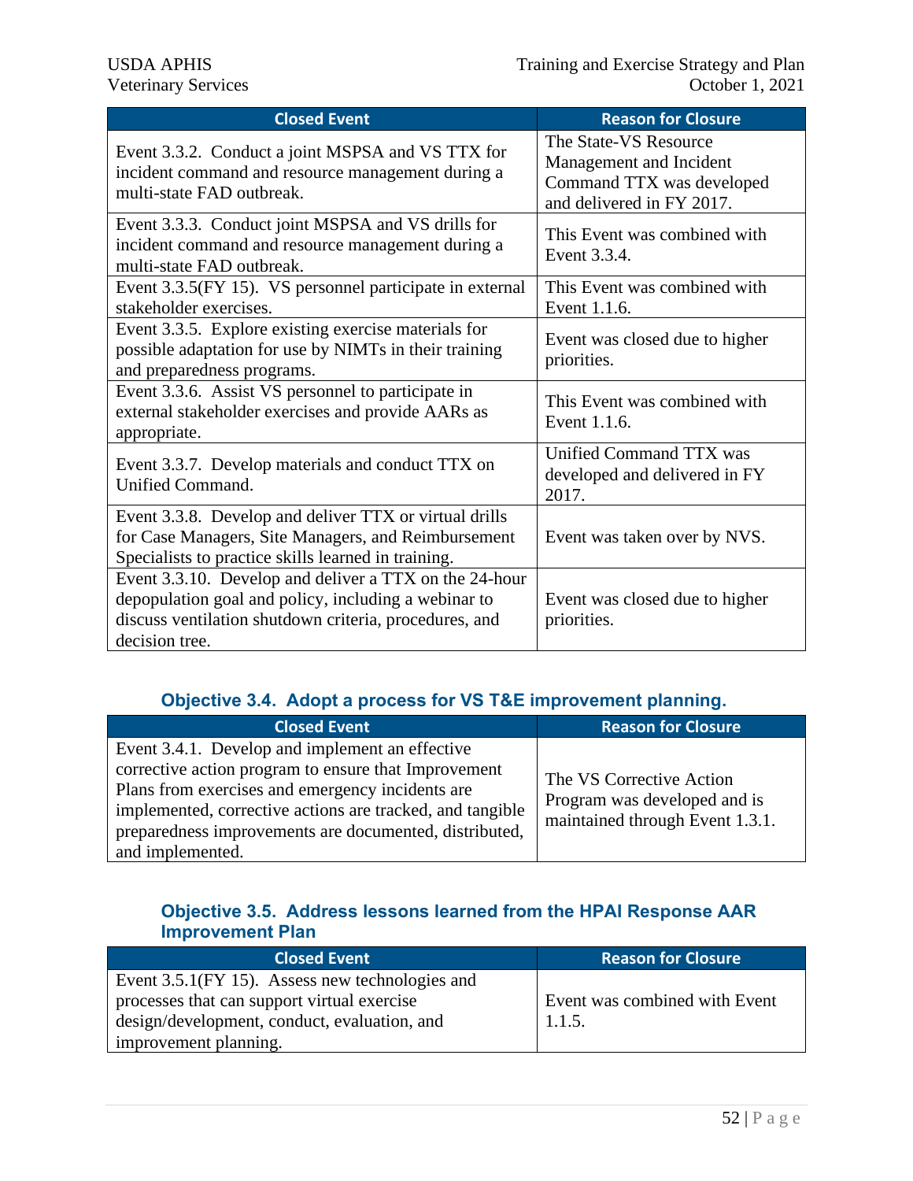| Closed Event | Reason for Closure |
|---|---|
| Event 3.3.2. Conduct a joint MSPSA and VS TTX for incident command and resource management during a multi-state FAD outbreak. | The State-VS Resource Management and Incident Command TTX was developed and delivered in FY 2017. |
| Event 3.3.3. Conduct joint MSPSA and VS drills for incident command and resource management during a multi-state FAD outbreak. | This Event was combined with Event 3.3.4. |
| Event 3.3.5(FY 15). VS personnel participate in external stakeholder exercises. | This Event was combined with Event 1.1.6. |
| Event 3.3.5. Explore existing exercise materials for possible adaptation for use by NIMTs in their training and preparedness programs. | Event was closed due to higher priorities. |
| Event 3.3.6. Assist VS personnel to participate in external stakeholder exercises and provide AARs as appropriate. | This Event was combined with Event 1.1.6. |
| Event 3.3.7. Develop materials and conduct TTX on Unified Command. | Unified Command TTX was developed and delivered in FY 2017. |
| Event 3.3.8. Develop and deliver TTX or virtual drills for Case Managers, Site Managers, and Reimbursement Specialists to practice skills learned in training. | Event was taken over by NVS. |
| Event 3.3.10. Develop and deliver a TTX on the 24-hour depopulation goal and policy, including a webinar to discuss ventilation shutdown criteria, procedures, and decision tree. | Event was closed due to higher priorities. |

### Objective 3.4. Adopt a process for VS T&E improvement planning.

| Closed Event | Reason for Closure |
|---|---|
| Event 3.4.1. Develop and implement an effective corrective action program to ensure that Improvement Plans from exercises and emergency incidents are implemented, corrective actions are tracked, and tangible preparedness improvements are documented, distributed, and implemented. | The VS Corrective Action Program was developed and is maintained through Event 1.3.1. |

### Objective 3.5. Address lessons learned from the HPAI Response AAR Improvement Plan

| Closed Event | Reason for Closure |
|---|---|
| Event 3.5.1(FY 15). Assess new technologies and processes that can support virtual exercise design/development, conduct, evaluation, and improvement planning. | Event was combined with Event 1.1.5. |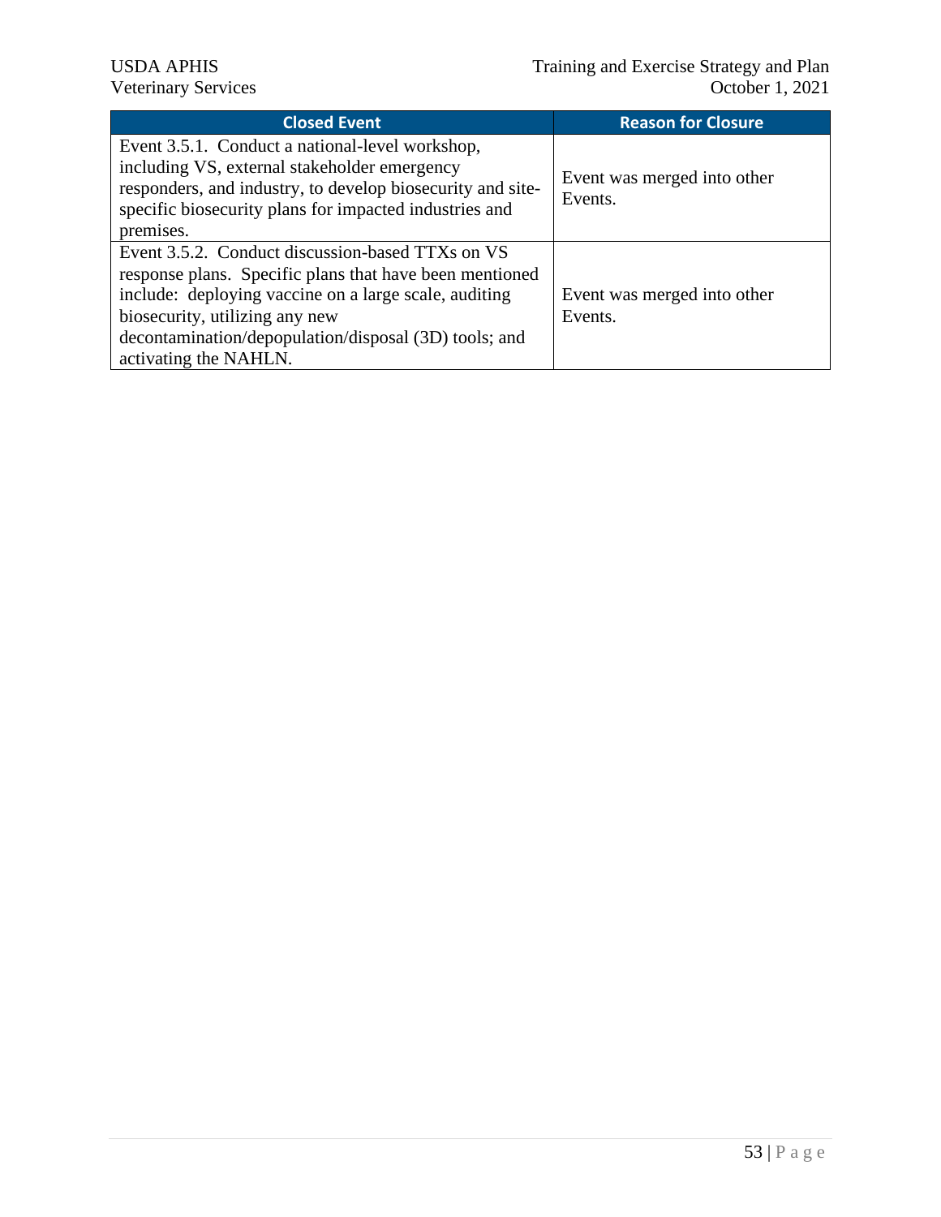| Closed Event | Reason for Closure |
|---|---|
| Event 3.5.1. Conduct a national-level workshop, including VS, external stakeholder emergency responders, and industry, to develop biosecurity and site-specific biosecurity plans for impacted industries and premises. | Event was merged into other Events. |
| Event 3.5.2. Conduct discussion-based TTXs on VS response plans. Specific plans that have been mentioned include: deploying vaccine on a large scale, auditing biosecurity, utilizing any new decontamination/depopulation/disposal (3D) tools; and activating the NAHLN. | Event was merged into other Events. |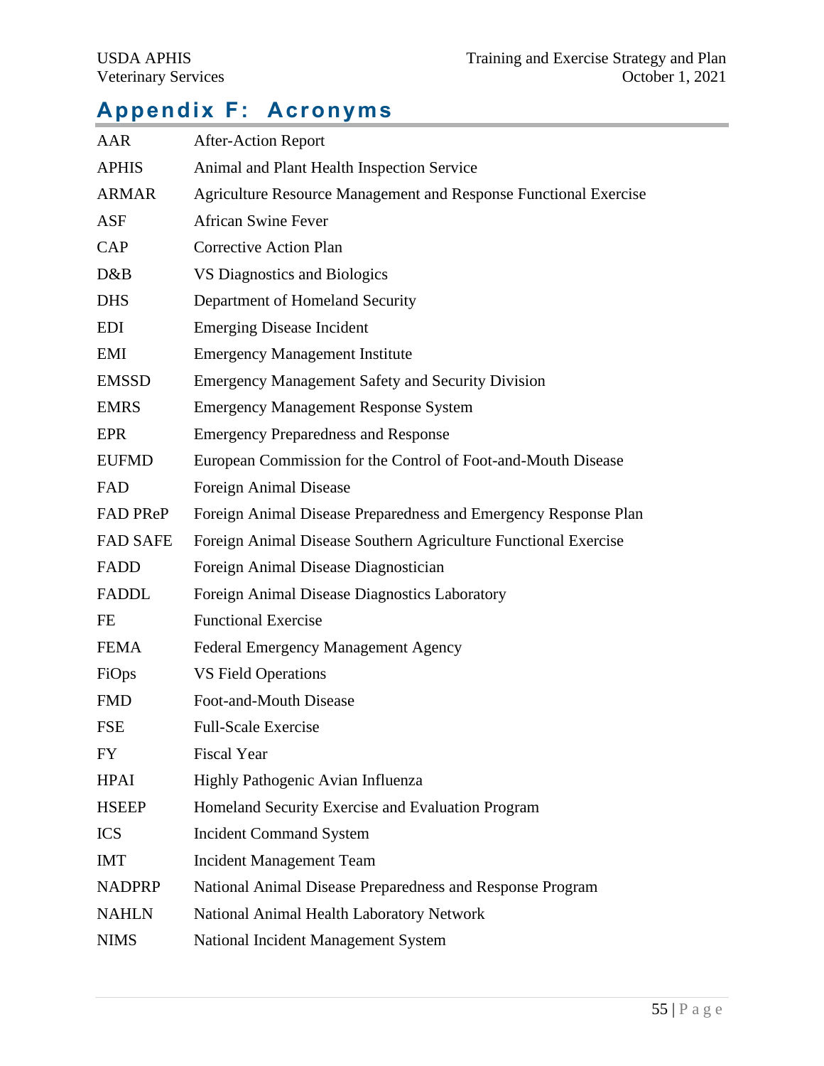# Appendix F: Acronyms

| | |
|---|---|
| AAR | After-Action Report |
| APHIS | Animal and Plant Health Inspection Service |
| ARMAR | Agriculture Resource Management and Response Functional Exercise |
| ASF | African Swine Fever |
| CAP | Corrective Action Plan |
| D&B | VS Diagnostics and Biologics |
| DHS | Department of Homeland Security |
| EDI | Emerging Disease Incident |
| EMI | Emergency Management Institute |
| EMSSD | Emergency Management Safety and Security Division |
| EMRS | Emergency Management Response System |
| EPR | Emergency Preparedness and Response |
| EUFMD | European Commission for the Control of Foot-and-Mouth Disease |
| FAD | Foreign Animal Disease |
| FAD PReP | Foreign Animal Disease Preparedness and Emergency Response Plan |
| FAD SAFE | Foreign Animal Disease Southern Agriculture Functional Exercise |
| FADD | Foreign Animal Disease Diagnostician |
| FADDL | Foreign Animal Disease Diagnostics Laboratory |
| FE | Functional Exercise |
| FEMA | Federal Emergency Management Agency |
| FiOps | VS Field Operations |
| FMD | Foot-and-Mouth Disease |
| FSE | Full-Scale Exercise |
| FY | Fiscal Year |
| HPAI | Highly Pathogenic Avian Influenza |
| HSEEP | Homeland Security Exercise and Evaluation Program |
| ICS | Incident Command System |
| IMT | Incident Management Team |
| NADPRP | National Animal Disease Preparedness and Response Program |
| NAHLN | National Animal Health Laboratory Network |
| NIMS | National Incident Management System |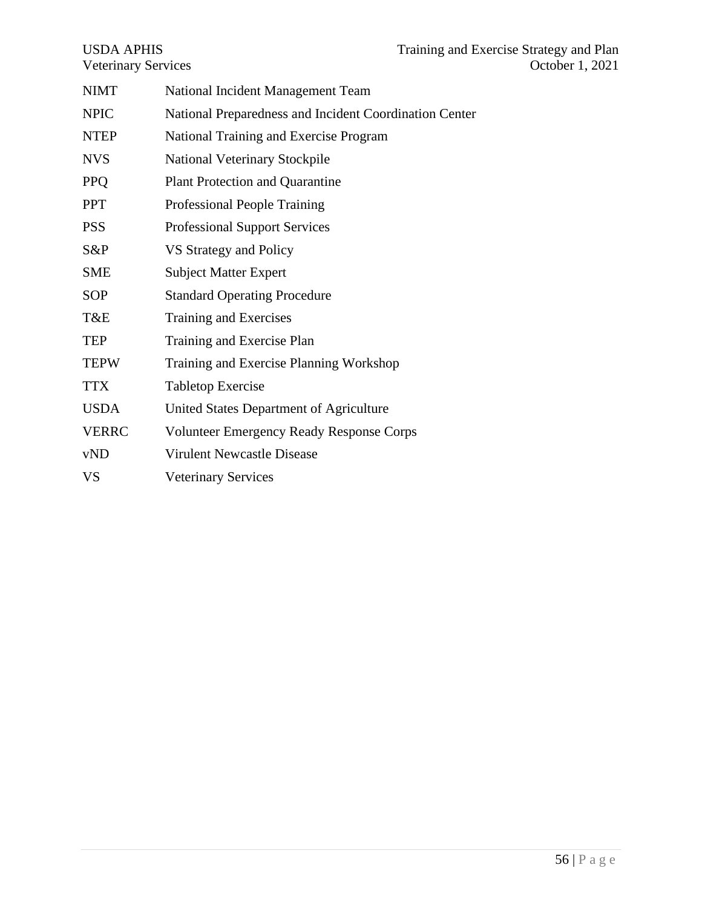| | |
|---|---|
| NIMT | National Incident Management Team |
| NPIC | National Preparedness and Incident Coordination Center |
| NTEP | National Training and Exercise Program |
| NVS | National Veterinary Stockpile |
| PPQ | Plant Protection and Quarantine |
| PPT | Professional People Training |
| PSS | Professional Support Services |
| S&P | VS Strategy and Policy |
| SME | Subject Matter Expert |
| SOP | Standard Operating Procedure |
| T&E | Training and Exercises |
| TEP | Training and Exercise Plan |
| TEPW | Training and Exercise Planning Workshop |
| TTX | Tabletop Exercise |
| USDA | United States Department of Agriculture |
| VERRC | Volunteer Emergency Ready Response Corps |
| vND | Virulent Newcastle Disease |
| VS | Veterinary Services |